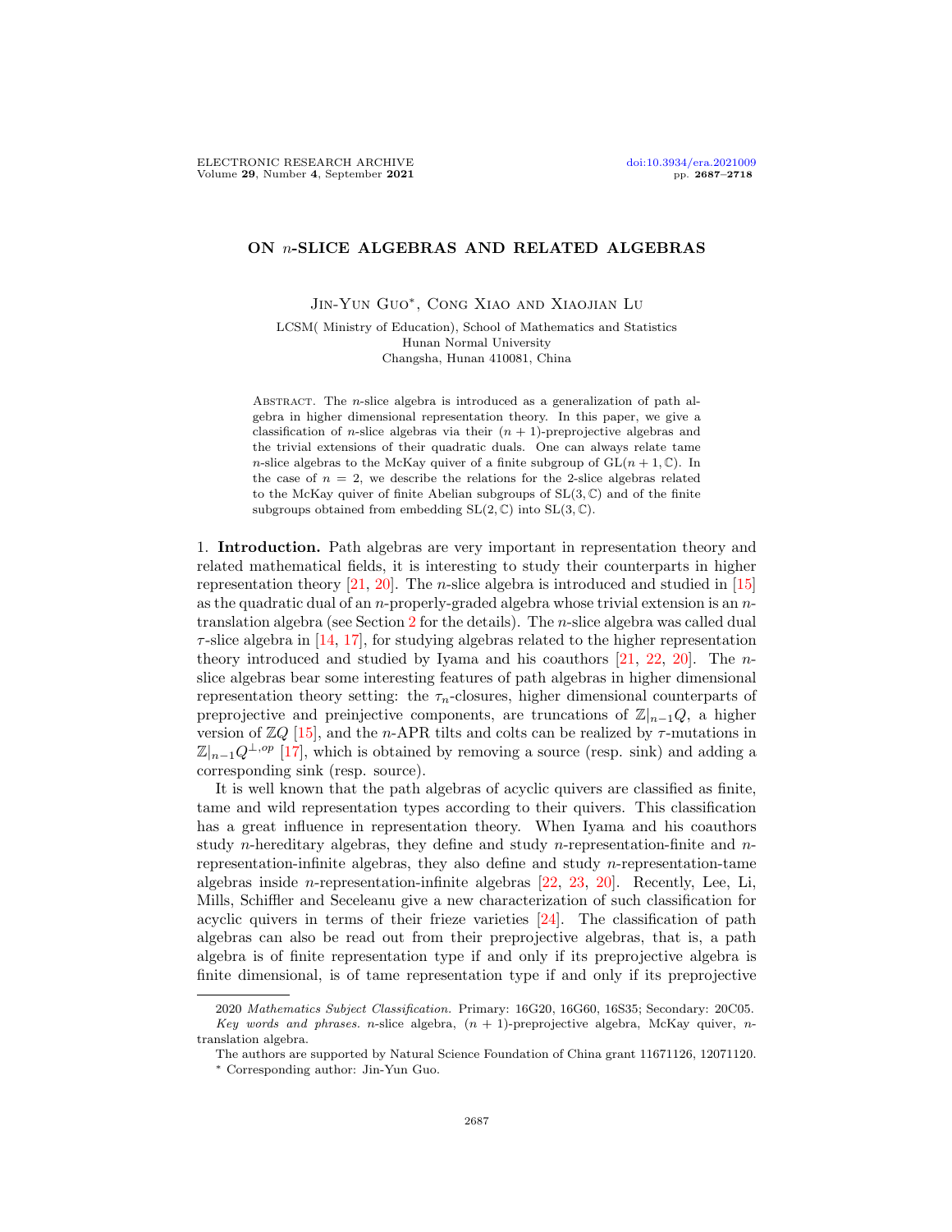# ON $n$-SLICE ALGEBRAS AND RELATED ALGEBRAS

Jin-Yun Guo*, Cong Xiao and Xiaojian Lu

LCSM( Ministry of Education), School of Mathematics and Statistics
Hunan Normal University
Changsha, Hunan 410081, China

Abstract. The $n$-slice algebra is introduced as a generalization of path algebra in higher dimensional representation theory. In this paper, we give a classification of $n$-slice algebras via their $(n+1)$-preprojective algebras and the trivial extensions of their quadratic duals. One can always relate tame $n$-slice algebras to the McKay quiver of a finite subgroup of $\mathrm{GL}(n+1,\mathbb{C})$. In the case of $n=2$, we describe the relations for the 2-slice algebras related to the McKay quiver of finite Abelian subgroups of $\mathrm{SL}(3,\mathbb{C})$ and of the finite subgroups obtained from embedding $\mathrm{SL}(2,\mathbb{C})$ into $\mathrm{SL}(3,\mathbb{C})$.

## 1. Introduction.

Path algebras are very important in representation theory and related mathematical fields, it is interesting to study their counterparts in higher representation theory [21, 20]. The $n$-slice algebra is introduced and studied in [15] as the quadratic dual of an $n$-properly-graded algebra whose trivial extension is an $n$-translation algebra (see Section 2 for the details). The $n$-slice algebra was called dual $\tau$-slice algebra in [14, 17], for studying algebras related to the higher representation theory introduced and studied by Iyama and his coauthors [21, 22, 20]. The $n$-slice algebras bear some interesting features of path algebras in higher dimensional representation theory setting: the $\tau_n$-closures, higher dimensional counterparts of preprojective and preinjective components, are truncations of $\mathbb{Z}|_{n-1}Q$, a higher version of $\mathbb{Z}Q$ [15], and the $n$-APR tilts and colts can be realized by $\tau$-mutations in $\mathbb{Z}|_{n-1}Q^{\perp,op}$ [17], which is obtained by removing a source (resp. sink) and adding a corresponding sink (resp. source).

It is well known that the path algebras of acyclic quivers are classified as finite, tame and wild representation types according to their quivers. This classification has a great influence in representation theory. When Iyama and his coauthors study $n$-hereditary algebras, they define and study $n$-representation-finite and $n$-representation-infinite algebras, they also define and study $n$-representation-tame algebras inside $n$-representation-infinite algebras [22, 23, 20]. Recently, Lee, Li, Mills, Schiffler and Seceleanu give a new characterization of such classification for acyclic quivers in terms of their frieze varieties [24]. The classification of path algebras can also be read out from their preprojective algebras, that is, a path algebra is of finite representation type if and only if its preprojective algebra is finite dimensional, is of tame representation type if and only if its preprojective

2020 *Mathematics Subject Classification.* Primary: 16G20, 16G60, 16S35; Secondary: 20C05.
*Key words and phrases.* $n$-slice algebra, $(n+1)$-preprojective algebra, McKay quiver, $n$-translation algebra.

The authors are supported by Natural Science Foundation of China grant 11671126, 12071120.
* Corresponding author: Jin-Yun Guo.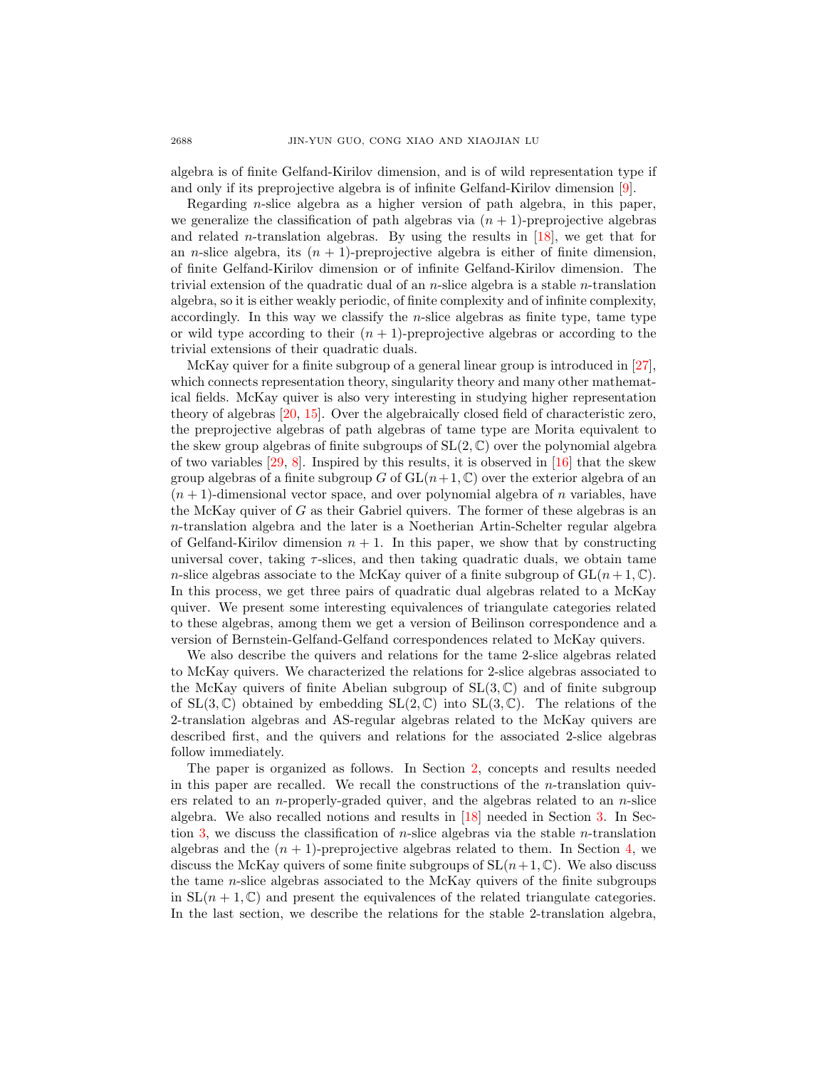algebra is of finite Gelfand-Kirilov dimension, and is of wild representation type if and only if its preprojective algebra is of infinite Gelfand-Kirilov dimension [9].

Regarding $n$-slice algebra as a higher version of path algebra, in this paper, we generalize the classification of path algebras via $(n+1)$-preprojective algebras and related $n$-translation algebras. By using the results in [18], we get that for an $n$-slice algebra, its $(n+1)$-preprojective algebra is either of finite dimension, of finite Gelfand-Kirilov dimension or of infinite Gelfand-Kirilov dimension. The trivial extension of the quadratic dual of an $n$-slice algebra is a stable $n$-translation algebra, so it is either weakly periodic, of finite complexity and of infinite complexity, accordingly. In this way we classify the $n$-slice algebras as finite type, tame type or wild type according to their $(n+1)$-preprojective algebras or according to the trivial extensions of their quadratic duals.

McKay quiver for a finite subgroup of a general linear group is introduced in [27], which connects representation theory, singularity theory and many other mathematical fields. McKay quiver is also very interesting in studying higher representation theory of algebras [20, 15]. Over the algebraically closed field of characteristic zero, the preprojective algebras of path algebras of tame type are Morita equivalent to the skew group algebras of finite subgroups of $\mathrm{SL}(2,\mathbb{C})$ over the polynomial algebra of two variables [29, 8]. Inspired by this results, it is observed in [16] that the skew group algebras of a finite subgroup $G$ of $\mathrm{GL}(n+1,\mathbb{C})$ over the exterior algebra of an $(n+1)$-dimensional vector space, and over polynomial algebra of $n$ variables, have the McKay quiver of $G$ as their Gabriel quivers. The former of these algebras is an $n$-translation algebra and the later is a Noetherian Artin-Schelter regular algebra of Gelfand-Kirilov dimension $n+1$. In this paper, we show that by constructing universal cover, taking $\tau$-slices, and then taking quadratic duals, we obtain tame $n$-slice algebras associate to the McKay quiver of a finite subgroup of $\mathrm{GL}(n+1,\mathbb{C})$. In this process, we get three pairs of quadratic dual algebras related to a McKay quiver. We present some interesting equivalences of triangulate categories related to these algebras, among them we get a version of Beilinson correspondence and a version of Bernstein-Gelfand-Gelfand correspondences related to McKay quivers.

We also describe the quivers and relations for the tame 2-slice algebras related to McKay quivers. We characterized the relations for 2-slice algebras associated to the McKay quivers of finite Abelian subgroup of $\mathrm{SL}(3,\mathbb{C})$ and of finite subgroup of $\mathrm{SL}(3,\mathbb{C})$ obtained by embedding $\mathrm{SL}(2,\mathbb{C})$ into $\mathrm{SL}(3,\mathbb{C})$. The relations of the 2-translation algebras and AS-regular algebras related to the McKay quivers are described first, and the quivers and relations for the associated 2-slice algebras follow immediately.

The paper is organized as follows. In Section 2, concepts and results needed in this paper are recalled. We recall the constructions of the $n$-translation quivers related to an $n$-properly-graded quiver, and the algebras related to an $n$-slice algebra. We also recalled notions and results in [18] needed in Section 3. In Section 3, we discuss the classification of $n$-slice algebras via the stable $n$-translation algebras and the $(n+1)$-preprojective algebras related to them. In Section 4, we discuss the McKay quivers of some finite subgroups of $\mathrm{SL}(n+1,\mathbb{C})$. We also discuss the tame $n$-slice algebras associated to the McKay quivers of the finite subgroups in $\mathrm{SL}(n+1,\mathbb{C})$ and present the equivalences of the related triangulate categories. In the last section, we describe the relations for the stable 2-translation algebra,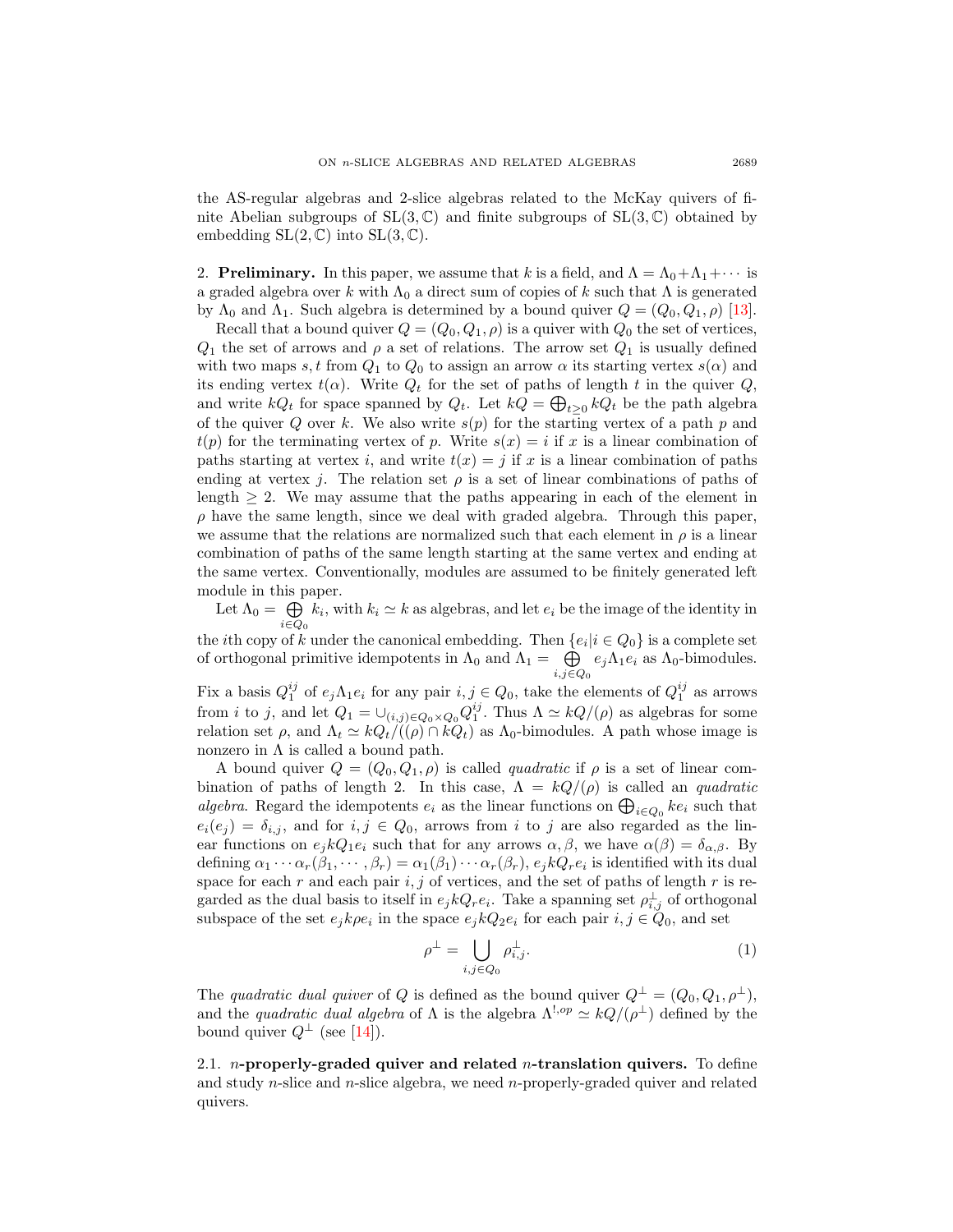the AS-regular algebras and 2-slice algebras related to the McKay quivers of finite Abelian subgroups of $\mathrm{SL}(3,\mathbb{C})$ and finite subgroups of $\mathrm{SL}(3,\mathbb{C})$ obtained by embedding $\mathrm{SL}(2,\mathbb{C})$ into $\mathrm{SL}(3,\mathbb{C})$.

## 2. Preliminary.

In this paper, we assume that $k$ is a field, and $\Lambda = \Lambda_0 + \Lambda_1 + \cdots$ is a graded algebra over $k$ with $\Lambda_0$ a direct sum of copies of $k$ such that $\Lambda$ is generated by $\Lambda_0$ and $\Lambda_1$. Such algebra is determined by a bound quiver $Q = (Q_0, Q_1, \rho)$ [13].

Recall that a bound quiver $Q = (Q_0, Q_1, \rho)$ is a quiver with $Q_0$ the set of vertices, $Q_1$ the set of arrows and $\rho$ a set of relations. The arrow set $Q_1$ is usually defined with two maps $s, t$ from $Q_1$ to $Q_0$ to assign an arrow $\alpha$ its starting vertex $s(\alpha)$ and its ending vertex $t(\alpha)$. Write $Q_t$ for the set of paths of length $t$ in the quiver $Q$, and write $kQ_t$ for space spanned by $Q_t$. Let $kQ = \bigoplus_{t\geq 0} kQ_t$ be the path algebra of the quiver $Q$ over $k$. We also write $s(p)$ for the starting vertex of a path $p$ and $t(p)$ for the terminating vertex of $p$. Write $s(x) = i$ if $x$ is a linear combination of paths starting at vertex $i$, and write $t(x) = j$ if $x$ is a linear combination of paths ending at vertex $j$. The relation set $\rho$ is a set of linear combinations of paths of length $\geq 2$. We may assume that the paths appearing in each of the element in $\rho$ have the same length, since we deal with graded algebra. Through this paper, we assume that the relations are normalized such that each element in $\rho$ is a linear combination of paths of the same length starting at the same vertex and ending at the same vertex. Conventionally, modules are assumed to be finitely generated left module in this paper.

Let $\Lambda_0 = \bigoplus_{i\in Q_0} k_i$, with $k_i \simeq k$ as algebras, and let $e_i$ be the image of the identity in the $i$th copy of $k$ under the canonical embedding. Then $\{e_i | i \in Q_0\}$ is a complete set of orthogonal primitive idempotents in $\Lambda_0$ and $\Lambda_1 = \bigoplus_{i,j\in Q_0} e_j\Lambda_1 e_i$ as $\Lambda_0$-bimodules. Fix a basis $Q_1^{ij}$ of $e_j\Lambda_1 e_i$ for any pair $i, j \in Q_0$, take the elements of $Q_1^{ij}$ as arrows from $i$ to $j$, and let $Q_1 = \cup_{(i,j)\in Q_0\times Q_0} Q_1^{ij}$. Thus $\Lambda \simeq kQ/(\rho)$ as algebras for some relation set $\rho$, and $\Lambda_t \simeq kQ_t/((\rho)\cap kQ_t)$ as $\Lambda_0$-bimodules. A path whose image is nonzero in $\Lambda$ is called a bound path.

A bound quiver $Q = (Q_0, Q_1, \rho)$ is called *quadratic* if $\rho$ is a set of linear combination of paths of length 2. In this case, $\Lambda = kQ/(\rho)$ is called an *quadratic algebra*. Regard the idempotents $e_i$ as the linear functions on $\bigoplus_{i\in Q_0} ke_i$ such that $e_i(e_j) = \delta_{i,j}$, and for $i, j \in Q_0$, arrows from $i$ to $j$ are also regarded as the linear functions on $e_j kQ_1 e_i$ such that for any arrows $\alpha, \beta$, we have $\alpha(\beta) = \delta_{\alpha,\beta}$. By defining $\alpha_1\cdots\alpha_r(\beta_1,\cdots,\beta_r) = \alpha_1(\beta_1)\cdots\alpha_r(\beta_r)$, $e_j kQ_r e_i$ is identified with its dual space for each $r$ and each pair $i, j$ of vertices, and the set of paths of length $r$ is regarded as the dual basis to itself in $e_j kQ_r e_i$. Take a spanning set $\rho_{i,j}^{\perp}$ of orthogonal subspace of the set $e_j k\rho e_i$ in the space $e_j kQ_2 e_i$ for each pair $i, j \in Q_0$, and set

$$\rho^{\perp} = \bigcup_{i,j\in Q_0} \rho_{i,j}^{\perp}. \tag{1}$$

The *quadratic dual quiver* of $Q$ is defined as the bound quiver $Q^{\perp} = (Q_0, Q_1, \rho^{\perp})$, and the *quadratic dual algebra* of $\Lambda$ is the algebra $\Lambda^{!,op} \simeq kQ/(\rho^{\perp})$ defined by the bound quiver $Q^{\perp}$ (see [14]).

### 2.1. $n$-properly-graded quiver and related $n$-translation quivers.

To define and study $n$-slice and $n$-slice algebra, we need $n$-properly-graded quiver and related quivers.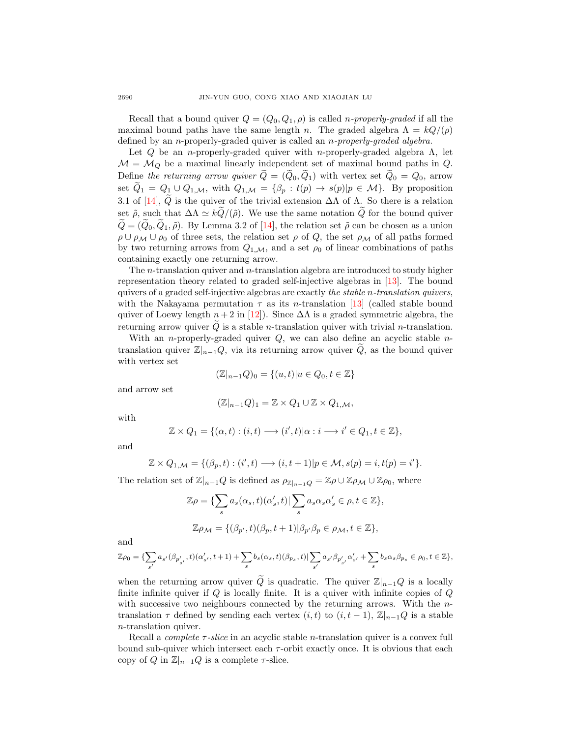Recall that a bound quiver $Q = (Q_0, Q_1, \rho)$ is called *$n$-properly-graded* if all the maximal bound paths have the same length $n$. The graded algebra $\Lambda = kQ/(\rho)$ defined by an $n$-properly-graded quiver is called an *$n$-properly-graded algebra.*

Let $Q$ be an $n$-properly-graded quiver with $n$-properly-graded algebra $\Lambda$, let $\mathcal{M} = \mathcal{M}_Q$ be a maximal linearly independent set of maximal bound paths in $Q$. Define *the returning arrow quiver* $\widetilde{Q} = (\widetilde{Q}_0, \widetilde{Q}_1)$ with vertex set $\widetilde{Q}_0 = Q_0$, arrow set $\widetilde{Q}_1 = Q_1 \cup Q_{1,\mathcal{M}}$, with $Q_{1,\mathcal{M}} = \{\beta_p : t(p) \to s(p) | p \in \mathcal{M}\}$. By proposition 3.1 of [14], $\widetilde{Q}$ is the quiver of the trivial extension $\Delta\Lambda$ of $\Lambda$. So there is a relation set $\tilde{\rho}$, such that $\Delta\Lambda \simeq k\widetilde{Q}/(\tilde{\rho})$. We use the same notation $\widetilde{Q}$ for the bound quiver $\widetilde{Q} = (\widetilde{Q}_0, \widetilde{Q}_1, \tilde{\rho})$. By Lemma 3.2 of [14], the relation set $\tilde{\rho}$ can be chosen as a union $\rho \cup \rho_{\mathcal{M}} \cup \rho_0$ of three sets, the relation set $\rho$ of $Q$, the set $\rho_{\mathcal{M}}$ of all paths formed by two returning arrows from $Q_{1,\mathcal{M}}$, and a set $\rho_0$ of linear combinations of paths containing exactly one returning arrow.

The $n$-translation quiver and $n$-translation algebra are introduced to study higher representation theory related to graded self-injective algebras in [13]. The bound quivers of a graded self-injective algebras are exactly *the stable $n$-translation quivers*, with the Nakayama permutation $\tau$ as its $n$-translation [13] (called stable bound quiver of Loewy length $n+2$ in [12]). Since $\Delta\Lambda$ is a graded symmetric algebra, the returning arrow quiver $\widetilde{Q}$ is a stable $n$-translation quiver with trivial $n$-translation.

With an $n$-properly-graded quiver $Q$, we can also define an acyclic stable $n$-translation quiver $\mathbb{Z}|_{n-1}Q$, via its returning arrow quiver $\widetilde{Q}$, as the bound quiver with vertex set

$$(\mathbb{Z}|_{n-1}Q)_0 = \{(u,t) | u \in Q_0, t \in \mathbb{Z}\}$$

and arrow set

$$(\mathbb{Z}|_{n-1}Q)_1 = \mathbb{Z} \times Q_1 \cup \mathbb{Z} \times Q_{1,\mathcal{M}},$$

with

$$\mathbb{Z} \times Q_1 = \{(\alpha, t) : (i,t) \longrightarrow (i', t) | \alpha : i \longrightarrow i' \in Q_1, t \in \mathbb{Z}\},$$

and

$$\mathbb{Z} \times Q_{1,\mathcal{M}} = \{(\beta_p, t) : (i', t) \longrightarrow (i, t+1) | p \in \mathcal{M}, s(p) = i, t(p) = i'\}.$$

The relation set of $\mathbb{Z}|_{n-1}Q$ is defined as $\rho_{\mathbb{Z}|_{n-1}Q} = \mathbb{Z}\rho \cup \mathbb{Z}\rho_{\mathcal{M}} \cup \mathbb{Z}\rho_0$, where

$$\mathbb{Z}\rho = \{\sum_s a_s(\alpha_s, t)(\alpha'_s, t) | \sum_s a_s \alpha_s \alpha'_s \in \rho, t \in \mathbb{Z}\},$$

$$\mathbb{Z}\rho_{\mathcal{M}} = \{(\beta_{p'}, t)(\beta_p, t+1) | \beta_{p'}\beta_p \in \rho_{\mathcal{M}}, t \in \mathbb{Z}\},$$

and

$$\mathbb{Z}\rho_0 = \{\sum_{s'} a_{s'}(\beta_{p'_{s'}}, t)(\alpha'_{s'}, t+1) + \sum_s b_s(\alpha_s, t)(\beta_{p_s}, t) | \sum_{s'} a_{s'}\beta_{p'_{s'}}\alpha'_{s'} + \sum_s b_s \alpha_s \beta_{p_s} \in \rho_0, t \in \mathbb{Z}\},$$

when the returning arrow quiver $\widetilde{Q}$ is quadratic. The quiver $\mathbb{Z}|_{n-1}Q$ is a locally finite infinite quiver if $Q$ is locally finite. It is a quiver with infinite copies of $Q$ with successive two neighbours connected by the returning arrows. With the $n$-translation $\tau$ defined by sending each vertex $(i,t)$ to $(i, t-1)$, $\mathbb{Z}|_{n-1}Q$ is a stable $n$-translation quiver.

Recall a *complete $\tau$-slice* in an acyclic stable $n$-translation quiver is a convex full bound sub-quiver which intersect each $\tau$-orbit exactly once. It is obvious that each copy of $Q$ in $\mathbb{Z}|_{n-1}Q$ is a complete $\tau$-slice.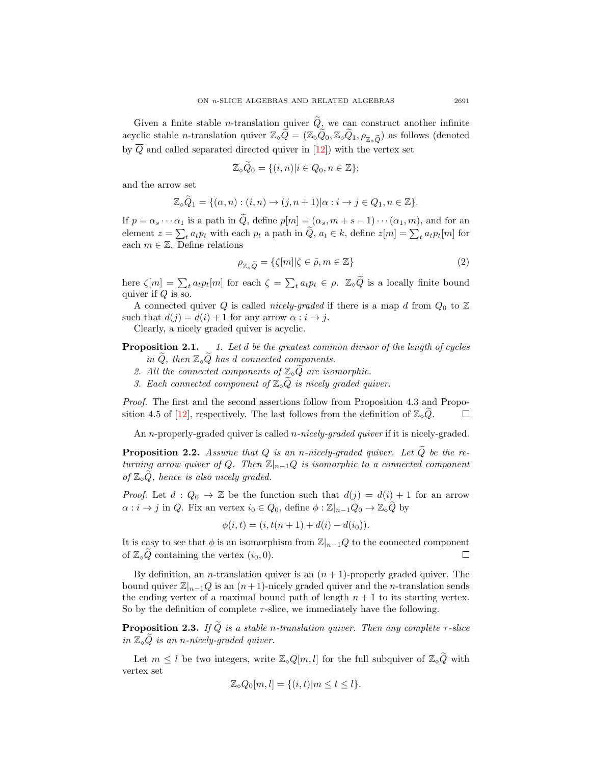Given a finite stable $n$-translation quiver $\widetilde{Q}$, we can construct another infinite acyclic stable $n$-translation quiver $\mathbb{Z}_\diamond\widetilde{Q} = (\mathbb{Z}_\diamond\widetilde{Q}_0, \mathbb{Z}_\diamond\widetilde{Q}_1, \rho_{\mathbb{Z}_\diamond\widetilde{Q}})$ as follows (denoted by $\overline{Q}$ and called separated directed quiver in [12]) with the vertex set

$$\mathbb{Z}_\diamond\widetilde{Q}_0 = \{(i,n) | i \in Q_0, n \in \mathbb{Z}\};$$

and the arrow set

$$\mathbb{Z}_\diamond\widetilde{Q}_1 = \{(\alpha, n) : (i,n) \to (j, n+1) | \alpha : i \to j \in Q_1, n \in \mathbb{Z}\}.$$

If $p = \alpha_s \cdots \alpha_1$ is a path in $\widetilde{Q}$, define $p[m] = (\alpha_s, m+s-1)\cdots(\alpha_1, m)$, and for an element $z = \sum_t a_t p_t$ with each $p_t$ a path in $\widetilde{Q}$, $a_t \in k$, define $z[m] = \sum_t a_t p_t[m]$ for each $m \in \mathbb{Z}$. Define relations

$$\rho_{\mathbb{Z}_\diamond\widetilde{Q}} = \{\zeta[m] | \zeta \in \tilde{\rho}, m \in \mathbb{Z}\} \tag{2}$$

here $\zeta[m] = \sum_t a_t p_t[m]$ for each $\zeta = \sum_t a_t p_t \in \rho$. $\mathbb{Z}_\diamond\widetilde{Q}$ is a locally finite bound quiver if $Q$ is so.

A connected quiver $Q$ is called *nicely-graded* if there is a map $d$ from $Q_0$ to $\mathbb{Z}$ such that $d(j) = d(i) + 1$ for any arrow $\alpha : i \to j$.

Clearly, a nicely graded quiver is acyclic.

**Proposition 2.1.** *1. Let $d$ be the greatest common divisor of the length of cycles in $\widetilde{Q}$, then $\mathbb{Z}_\diamond\widetilde{Q}$ has $d$ connected components.*
*2. All the connected components of $\mathbb{Z}_\diamond\widetilde{Q}$ are isomorphic.*
*3. Each connected component of $\mathbb{Z}_\diamond\widetilde{Q}$ is nicely graded quiver.*

*Proof.* The first and the second assertions follow from Proposition 4.3 and Proposition 4.5 of [12], respectively. The last follows from the definition of $\mathbb{Z}_\diamond\widetilde{Q}$. $\square$

An $n$-properly-graded quiver is called *$n$-nicely-graded quiver* if it is nicely-graded.

**Proposition 2.2.** *Assume that $Q$ is an $n$-nicely-graded quiver. Let $\widetilde{Q}$ be the returning arrow quiver of $Q$. Then $\mathbb{Z}|_{n-1}Q$ is isomorphic to a connected component of $\mathbb{Z}_\diamond\widetilde{Q}$, hence is also nicely graded.*

*Proof.* Let $d : Q_0 \to \mathbb{Z}$ be the function such that $d(j) = d(i) + 1$ for an arrow $\alpha : i \to j$ in $Q$. Fix an vertex $i_0 \in Q_0$, define $\phi : \mathbb{Z}|_{n-1}Q_0 \to \mathbb{Z}_\diamond\widetilde{Q}$ by

$$\phi(i,t) = (i, t(n+1) + d(i) - d(i_0)).$$

It is easy to see that $\phi$ is an isomorphism from $\mathbb{Z}|_{n-1}Q$ to the connected component of $\mathbb{Z}_\diamond\widetilde{Q}$ containing the vertex $(i_0, 0)$. $\square$

By definition, an $n$-translation quiver is an $(n+1)$-properly graded quiver. The bound quiver $\mathbb{Z}|_{n-1}Q$ is an $(n+1)$-nicely graded quiver and the $n$-translation sends the ending vertex of a maximal bound path of length $n+1$ to its starting vertex. So by the definition of complete $\tau$-slice, we immediately have the following.

**Proposition 2.3.** *If $\widetilde{Q}$ is a stable $n$-translation quiver. Then any complete $\tau$-slice in $\mathbb{Z}_\diamond\widetilde{Q}$ is an $n$-nicely-graded quiver.*

Let $m \le l$ be two integers, write $\mathbb{Z}_\diamond Q[m,l]$ for the full subquiver of $\mathbb{Z}_\diamond\widetilde{Q}$ with vertex set

$$\mathbb{Z}_\diamond Q_0[m,l] = \{(i,t) | m \le t \le l\}.$$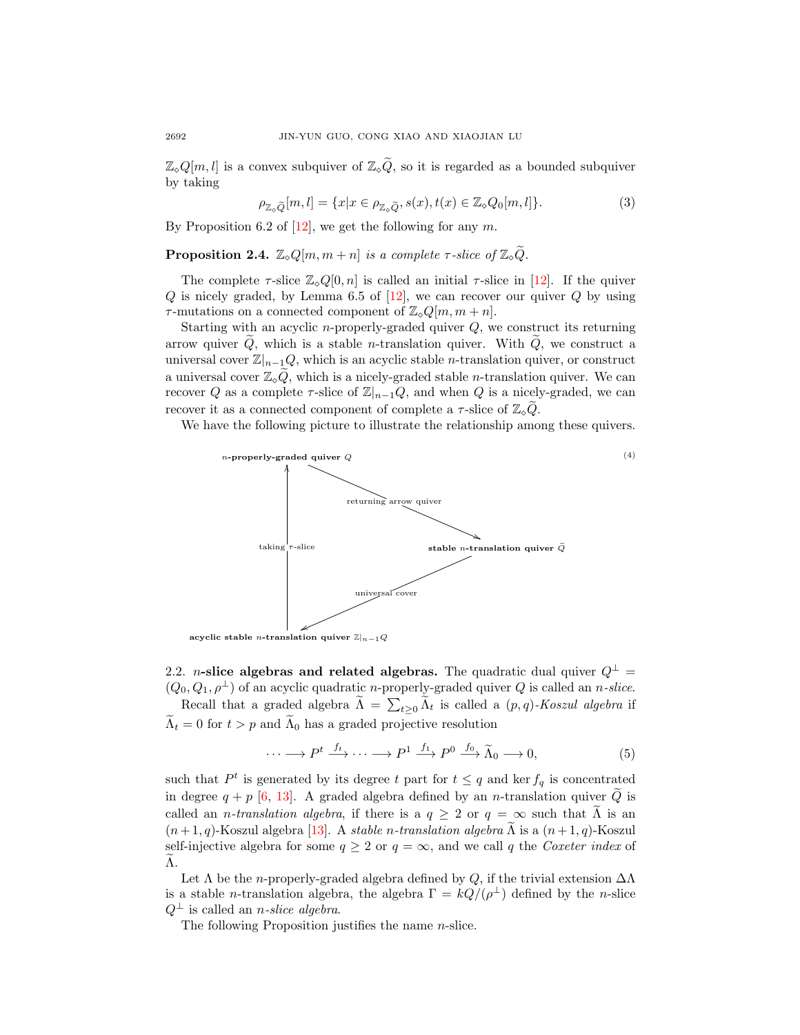$\mathbb{Z}_\diamond Q[m,l]$ is a convex subquiver of $\mathbb{Z}_\diamond \widetilde{Q}$, so it is regarded as a bounded subquiver by taking

$$\rho_{\mathbb{Z}_\diamond \widetilde{Q}}[m,l] = \{x | x \in \rho_{\mathbb{Z}_\diamond \widetilde{Q}}, s(x), t(x) \in \mathbb{Z}_\diamond Q_0[m,l]\}. \tag{3}$$

By Proposition 6.2 of [12], we get the following for any $m$.

**Proposition 2.4.** *$\mathbb{Z}_\diamond Q[m, m+n]$ is a complete $\tau$-slice of $\mathbb{Z}_\diamond \widetilde{Q}$.*

The complete $\tau$-slice $\mathbb{Z}_\diamond Q[0,n]$ is called an initial $\tau$-slice in [12]. If the quiver $Q$ is nicely graded, by Lemma 6.5 of [12], we can recover our quiver $Q$ by using $\tau$-mutations on a connected component of $\mathbb{Z}_\diamond Q[m, m+n]$.

Starting with an acyclic $n$-properly-graded quiver $Q$, we construct its returning arrow quiver $\widetilde{Q}$, which is a stable $n$-translation quiver. With $\widetilde{Q}$, we construct a universal cover $\mathbb{Z}|_{n-1}Q$, which is an acyclic stable $n$-translation quiver, or construct a universal cover $\mathbb{Z}_\diamond \widetilde{Q}$, which is a nicely-graded stable $n$-translation quiver. We can recover $Q$ as a complete $\tau$-slice of $\mathbb{Z}|_{n-1}Q$, and when $Q$ is a nicely-graded, we can recover it as a connected component of complete a $\tau$-slice of $\mathbb{Z}_\diamond \widetilde{Q}$.

We have the following picture to illustrate the relationship among these quivers.

$$\begin{array}{ccc}
\textbf{$n$-properly-graded quiver } Q & \xrightarrow{\text{returning arrow quiver}} & \textbf{stable $n$-translation quiver } \widetilde{Q} \\
\uparrow \text{taking } \tau\text{-slice} & \swarrow \text{universal cover} & \\
\textbf{acyclic stable $n$-translation quiver } \mathbb{Z}|_{n-1}Q & &
\end{array} \tag{4}$$

2.2. **$n$-slice algebras and related algebras.** The quadratic dual quiver $Q^\perp = (Q_0, Q_1, \rho^\perp)$ of an acyclic quadratic $n$-properly-graded quiver $Q$ is called an *$n$-slice*.

Recall that a graded algebra $\widetilde{\Lambda} = \sum_{t \geq 0} \widetilde{\Lambda}_t$ is called a *$(p,q)$-Koszul algebra* if $\widetilde{\Lambda}_t = 0$ for $t > p$ and $\widetilde{\Lambda}_0$ has a graded projective resolution

$$\cdots \longrightarrow P^t \xrightarrow{f_t} \cdots \longrightarrow P^1 \xrightarrow{f_1} P^0 \xrightarrow{f_0} \widetilde{\Lambda}_0 \longrightarrow 0, \tag{5}$$

such that $P^t$ is generated by its degree $t$ part for $t \leq q$ and $\ker f_q$ is concentrated in degree $q+p$ [6, 13]. A graded algebra defined by an $n$-translation quiver $\widetilde{Q}$ is called an *$n$-translation algebra*, if there is a $q \geq 2$ or $q = \infty$ such that $\widetilde{\Lambda}$ is an $(n+1,q)$-Koszul algebra [13]. A *stable $n$-translation algebra* $\widetilde{\Lambda}$ is a $(n+1,q)$-Koszul self-injective algebra for some $q \geq 2$ or $q = \infty$, and we call $q$ the *Coxeter index* of $\widetilde{\Lambda}$.

Let $\Lambda$ be the $n$-properly-graded algebra defined by $Q$, if the trivial extension $\Delta\Lambda$ is a stable $n$-translation algebra, the algebra $\Gamma = kQ/(\rho^\perp)$ defined by the $n$-slice $Q^\perp$ is called an *$n$-slice algebra*.

The following Proposition justifies the name $n$-slice.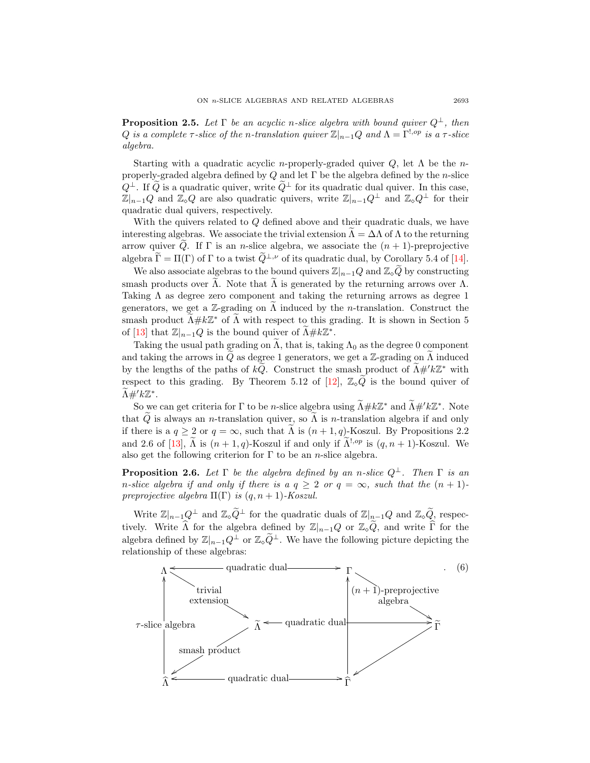**Proposition 2.5.** *Let $\Gamma$ be an acyclic $n$-slice algebra with bound quiver $Q^{\perp}$, then $Q$ is a complete $\tau$-slice of the $n$-translation quiver $\mathbb{Z}|_{n-1}Q$ and $\Lambda = \Gamma^{!,op}$ is a $\tau$-slice algebra.*

Starting with a quadratic acyclic $n$-properly-graded quiver $Q$, let $\Lambda$ be the $n$-properly-graded algebra defined by $Q$ and let $\Gamma$ be the algebra defined by the $n$-slice $Q^{\perp}$. If $\widetilde{Q}$ is a quadratic quiver, write $\widetilde{Q}^{\perp}$ for its quadratic dual quiver. In this case, $\mathbb{Z}|_{n-1}Q$ and $\mathbb{Z}_{\diamond}Q$ are also quadratic quivers, write $\mathbb{Z}|_{n-1}Q^{\perp}$ and $\mathbb{Z}_{\diamond}Q^{\perp}$ for their quadratic dual quivers, respectively.

With the quivers related to $Q$ defined above and their quadratic duals, we have interesting algebras. We associate the trivial extension $\widetilde{\Lambda} = \Delta\Lambda$ of $\Lambda$ to the returning arrow quiver $\widetilde{Q}$. If $\Gamma$ is an $n$-slice algebra, we associate the $(n+1)$-preprojective algebra $\widetilde{\Gamma} = \Pi(\Gamma)$ of $\Gamma$ to a twist $\widetilde{Q}^{\perp,\nu}$ of its quadratic dual, by Corollary 5.4 of [14].

We also associate algebras to the bound quivers $\mathbb{Z}|_{n-1}Q$ and $\mathbb{Z}_{\diamond}\widetilde{Q}$ by constructing smash products over $\widetilde{\Lambda}$. Note that $\widetilde{\Lambda}$ is generated by the returning arrows over $\Lambda$. Taking $\Lambda$ as degree zero component and taking the returning arrows as degree 1 generators, we get a $\mathbb{Z}$-grading on $\widetilde{\Lambda}$ induced by the $n$-translation. Construct the smash product $\widetilde{\Lambda}\#k\mathbb{Z}^*$ of $\widetilde{\Lambda}$ with respect to this grading. It is shown in Section 5 of [13] that $\mathbb{Z}|_{n-1}Q$ is the bound quiver of $\widetilde{\Lambda}\#k\mathbb{Z}^*$.

Taking the usual path grading on $\widetilde{\Lambda}$, that is, taking $\Lambda_0$ as the degree 0 component and taking the arrows in $\widetilde{Q}$ as degree 1 generators, we get a $\mathbb{Z}$-grading on $\widetilde{\Lambda}$ induced by the lengths of the paths of $k\widetilde{Q}$. Construct the smash product of $\widetilde{\Lambda}\#'k\mathbb{Z}^*$ with respect to this grading. By Theorem 5.12 of [12], $\mathbb{Z}_{\diamond}\widetilde{Q}$ is the bound quiver of $\widetilde{\Lambda}\#'k\mathbb{Z}^*$.

So we can get criteria for $\Gamma$ to be $n$-slice algebra using $\widetilde{\Lambda}\#k\mathbb{Z}^*$ and $\widetilde{\Lambda}\#'k\mathbb{Z}^*$. Note that $\widetilde{Q}$ is always an $n$-translation quiver, so $\widetilde{\Lambda}$ is $n$-translation algebra if and only if there is a $q \geq 2$ or $q = \infty$, such that $\widetilde{\Lambda}$ is $(n+1,q)$-Koszul. By Propositions 2.2 and 2.6 of [13], $\widetilde{\Lambda}$ is $(n+1,q)$-Koszul if and only if $\widetilde{\Lambda}^{!,op}$ is $(q,n+1)$-Koszul. We also get the following criterion for $\Gamma$ to be an $n$-slice algebra.

**Proposition 2.6.** *Let $\Gamma$ be the algebra defined by an $n$-slice $Q^{\perp}$. Then $\Gamma$ is an $n$-slice algebra if and only if there is a $q \geq 2$ or $q = \infty$, such that the $(n+1)$-preprojective algebra $\Pi(\Gamma)$ is $(q, n+1)$-Koszul.*

Write $\mathbb{Z}|_{n-1}Q^{\perp}$ and $\mathbb{Z}_{\diamond}\widetilde{Q}^{\perp}$ for the quadratic duals of $\mathbb{Z}|_{n-1}Q$ and $\mathbb{Z}_{\diamond}\widetilde{Q}$, respectively. Write $\widehat{\Lambda}$ for the algebra defined by $\mathbb{Z}|_{n-1}Q$ or $\mathbb{Z}_{\diamond}\widetilde{Q}$, and write $\widehat{\Gamma}$ for the algebra defined by $\mathbb{Z}|_{n-1}Q^{\perp}$ or $\mathbb{Z}_{\diamond}\widetilde{Q}^{\perp}$. We have the following picture depicting the relationship of these algebras:

$$
\begin{array}{ccccc}
\Lambda & \longleftarrow\text{quadratic dual}\longrightarrow & & & \Gamma \\
\uparrow & \searrow \text{trivial extension} & & \text{(}n+1\text{)-preprojective algebra} \searrow & \uparrow \\
\tau\text{-slice algebra} & & \widetilde{\Lambda} \longleftarrow \text{quadratic dual} \longrightarrow & & \widetilde{\Gamma} \\
| & \swarrow \text{smash product} & & \swarrow & | \\
\widehat{\Lambda} & \longleftarrow\text{quadratic dual}\longrightarrow & & & \widehat{\Gamma}
\end{array} \qquad (6)
$$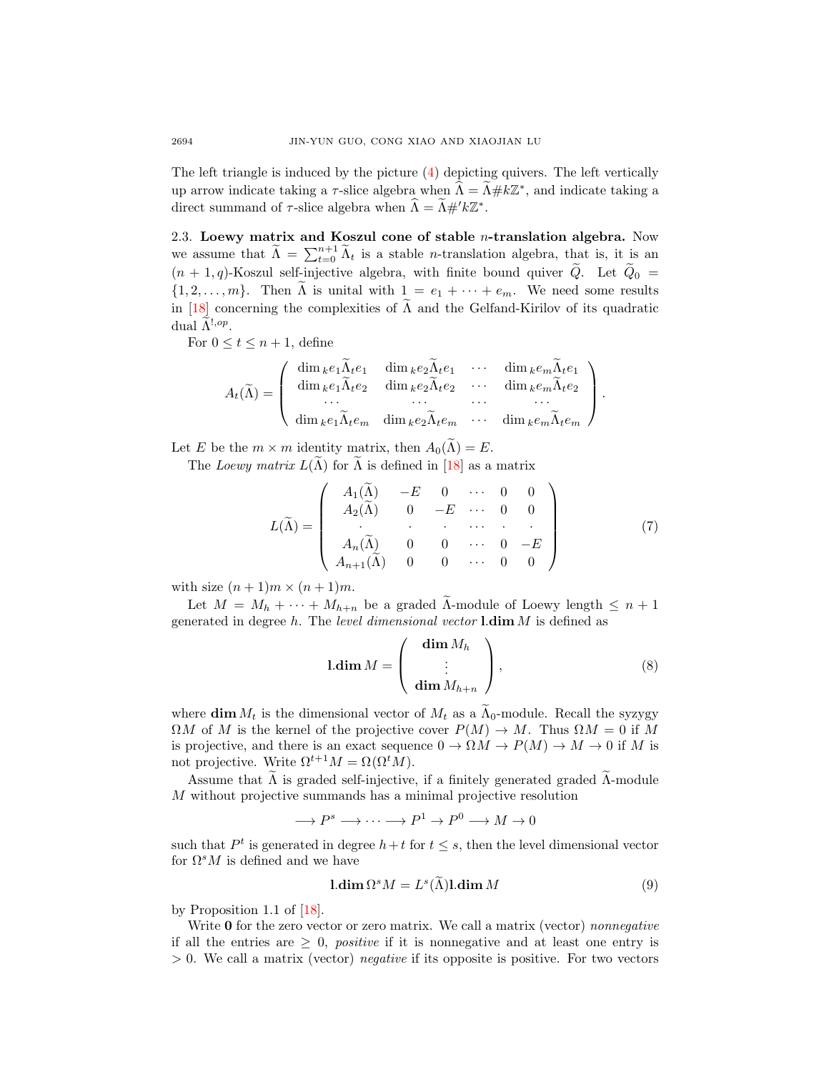The left triangle is induced by the picture (4) depicting quivers. The left vertically up arrow indicate taking a $\tau$-slice algebra when $\widehat{\Lambda} = \widetilde{\Lambda}\# k\mathbb{Z}^*$, and indicate taking a direct summand of $\tau$-slice algebra when $\widehat{\Lambda} = \widetilde{\Lambda}\#' k\mathbb{Z}^*$.

2.3. **Loewy matrix and Koszul cone of stable $n$-translation algebra.** Now we assume that $\widetilde{\Lambda} = \sum_{t=0}^{n+1} \widetilde{\Lambda}_t$ is a stable $n$-translation algebra, that is, it is an $(n+1, q)$-Koszul self-injective algebra, with finite bound quiver $\widetilde{Q}$. Let $\widetilde{Q}_0 = \{1, 2, \ldots, m\}$. Then $\widetilde{\Lambda}$ is unital with $1 = e_1 + \cdots + e_m$. We need some results in [18] concerning the complexities of $\widetilde{\Lambda}$ and the Gelfand-Kirilov of its quadratic dual $\widetilde{\Lambda}^{!,op}$.

For $0 \le t \le n+1$, define

$$A_t(\widetilde{\Lambda}) = \begin{pmatrix} \dim_k e_1\widetilde{\Lambda}_t e_1 & \dim_k e_2\widetilde{\Lambda}_t e_1 & \cdots & \dim_k e_m\widetilde{\Lambda}_t e_1 \\ \dim_k e_1\widetilde{\Lambda}_t e_2 & \dim_k e_2\widetilde{\Lambda}_t e_2 & \cdots & \dim_k e_m\widetilde{\Lambda}_t e_2 \\ \cdots & \cdots & \cdots & \cdots \\ \dim_k e_1\widetilde{\Lambda}_t e_m & \dim_k e_2\widetilde{\Lambda}_t e_m & \cdots & \dim_k e_m\widetilde{\Lambda}_t e_m \end{pmatrix}.$$

Let $E$ be the $m \times m$ identity matrix, then $A_0(\widetilde{\Lambda}) = E$.

The *Loewy matrix* $L(\widetilde{\Lambda})$ for $\widetilde{\Lambda}$ is defined in [18] as a matrix

$$L(\widetilde{\Lambda}) = \begin{pmatrix} A_1(\widetilde{\Lambda}) & -E & 0 & \cdots & 0 & 0 \\ A_2(\widetilde{\Lambda}) & 0 & -E & \cdots & 0 & 0 \\ \cdot & \cdot & \cdot & \cdots & \cdot & \cdot \\ A_n(\widetilde{\Lambda}) & 0 & 0 & \cdots & 0 & -E \\ A_{n+1}(\widetilde{\Lambda}) & 0 & 0 & \cdots & 0 & 0 \end{pmatrix} \tag{7}$$

with size $(n+1)m \times (n+1)m$.

Let $M = M_h + \cdots + M_{h+n}$ be a graded $\widetilde{\Lambda}$-module of Loewy length $\le n+1$ generated in degree $h$. The *level dimensional vector* $\mathbf{l.dim}\, M$ is defined as

$$\mathbf{l.dim}\, M = \begin{pmatrix} \mathbf{dim}\, M_h \\ \vdots \\ \mathbf{dim}\, M_{h+n} \end{pmatrix}, \tag{8}$$

where $\mathbf{dim}\, M_t$ is the dimensional vector of $M_t$ as a $\widetilde{\Lambda}_0$-module. Recall the syzygy $\Omega M$ of $M$ is the kernel of the projective cover $P(M) \to M$. Thus $\Omega M = 0$ if $M$ is projective, and there is an exact sequence $0 \to \Omega M \to P(M) \to M \to 0$ if $M$ is not projective. Write $\Omega^{t+1} M = \Omega(\Omega^t M)$.

Assume that $\widetilde{\Lambda}$ is graded self-injective, if a finitely generated graded $\widetilde{\Lambda}$-module $M$ without projective summands has a minimal projective resolution

$$\longrightarrow P^s \longrightarrow \cdots \longrightarrow P^1 \to P^0 \longrightarrow M \to 0$$

such that $P^t$ is generated in degree $h+t$ for $t \le s$, then the level dimensional vector for $\Omega^s M$ is defined and we have

$$\mathbf{l.dim}\, \Omega^s M = L^s(\widetilde{\Lambda})\mathbf{l.dim}\, M \tag{9}$$

by Proposition 1.1 of [18].

Write $\mathbf{0}$ for the zero vector or zero matrix. We call a matrix (vector) *nonnegative* if all the entries are $\ge 0$, *positive* if it is nonnegative and at least one entry is $> 0$. We call a matrix (vector) *negative* if its opposite is positive. For two vectors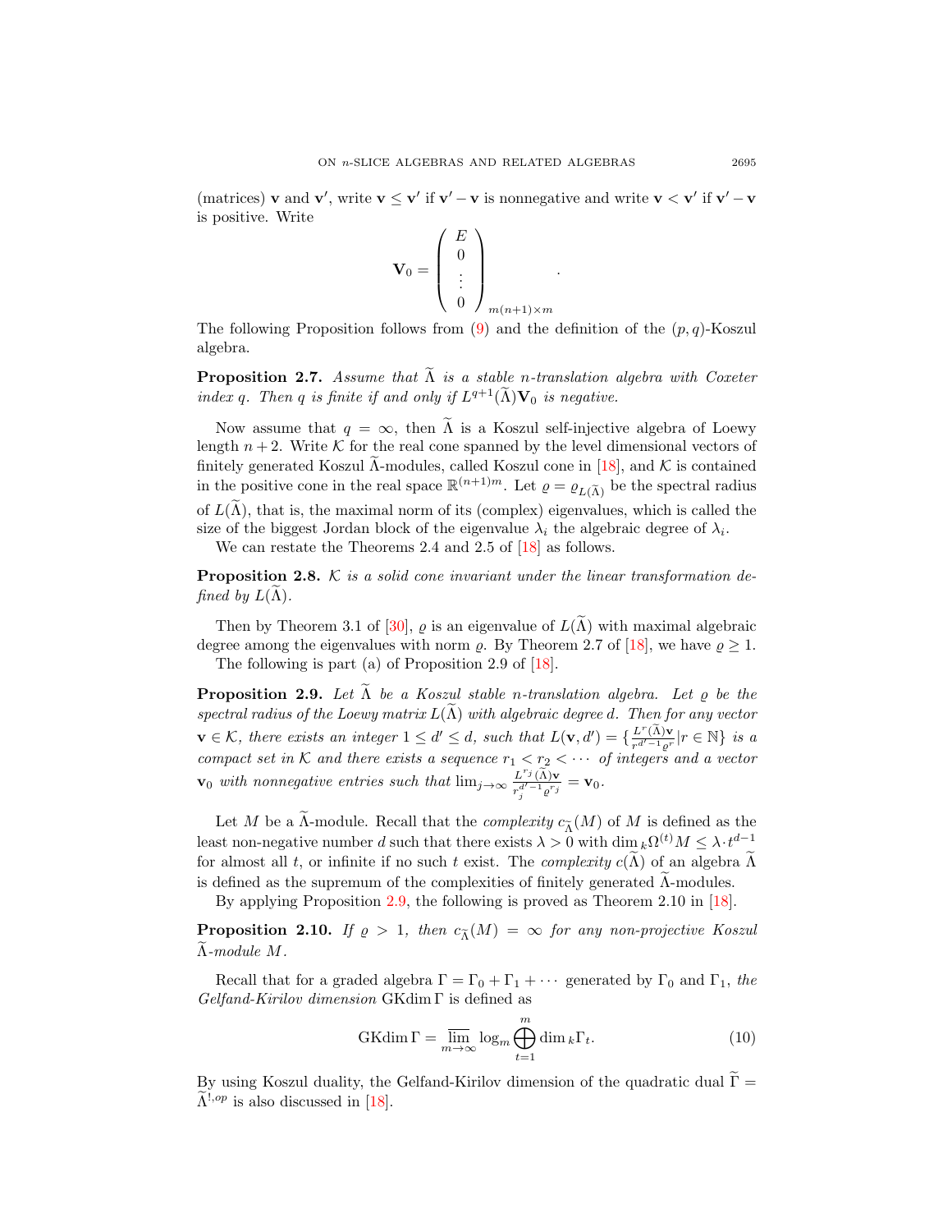(matrices) $\mathbf{v}$ and $\mathbf{v}'$, write $\mathbf{v} \le \mathbf{v}'$ if $\mathbf{v}' - \mathbf{v}$ is nonnegative and write $\mathbf{v} < \mathbf{v}'$ if $\mathbf{v}' - \mathbf{v}$ is positive. Write

$$\mathbf{V}_0 = \left( \begin{array}{c} E \\ 0 \\ \vdots \\ 0 \end{array} \right)_{m(n+1)\times m}.$$

The following Proposition follows from (9) and the definition of the $(p, q)$-Koszul algebra.

**Proposition 2.7.** *Assume that $\widetilde{\Lambda}$ is a stable $n$-translation algebra with Coxeter index $q$. Then $q$ is finite if and only if $L^{q+1}(\widetilde{\Lambda})\mathbf{V}_0$ is negative.*

Now assume that $q = \infty$, then $\widetilde{\Lambda}$ is a Koszul self-injective algebra of Loewy length $n+2$. Write $\mathcal{K}$ for the real cone spanned by the level dimensional vectors of finitely generated Koszul $\widetilde{\Lambda}$-modules, called Koszul cone in [18], and $\mathcal{K}$ is contained in the positive cone in the real space $\mathbb{R}^{(n+1)m}$. Let $\varrho = \varrho_{L(\widetilde{\Lambda})}$ be the spectral radius of $L(\widetilde{\Lambda})$, that is, the maximal norm of its (complex) eigenvalues, which is called the size of the biggest Jordan block of the eigenvalue $\lambda_i$ the algebraic degree of $\lambda_i$.

We can restate the Theorems 2.4 and 2.5 of [18] as follows.

**Proposition 2.8.** *$\mathcal{K}$ is a solid cone invariant under the linear transformation defined by $L(\widetilde{\Lambda})$.*

Then by Theorem 3.1 of [30], $\varrho$ is an eigenvalue of $L(\widetilde{\Lambda})$ with maximal algebraic degree among the eigenvalues with norm $\varrho$. By Theorem 2.7 of [18], we have $\varrho \ge 1$.

The following is part (a) of Proposition 2.9 of [18].

**Proposition 2.9.** *Let $\widetilde{\Lambda}$ be a Koszul stable $n$-translation algebra. Let $\varrho$ be the spectral radius of the Loewy matrix $L(\widetilde{\Lambda})$ with algebraic degree $d$. Then for any vector $\mathbf{v} \in \mathcal{K}$, there exists an integer $1 \le d' \le d$, such that $L(\mathbf{v}, d') = \{\frac{L^r(\widetilde{\Lambda})\mathbf{v}}{r^{d'-1}\varrho^r} | r \in \mathbb{N}\}$ is a compact set in $\mathcal{K}$ and there exists a sequence $r_1 < r_2 < \cdots$ of integers and a vector $\mathbf{v}_0$ with nonnegative entries such that $\lim_{j\to\infty} \frac{L^{r_j}(\widetilde{\Lambda})\mathbf{v}}{r_j^{d'-1}\varrho^{r_j}} = \mathbf{v}_0$.*

Let $M$ be a $\widetilde{\Lambda}$-module. Recall that the *complexity* $c_{\widetilde{\Lambda}}(M)$ of $M$ is defined as the least non-negative number $d$ such that there exists $\lambda > 0$ with $\dim_k \Omega^{(t)} M \le \lambda \cdot t^{d-1}$ for almost all $t$, or infinite if no such $t$ exist. The *complexity* $c(\widetilde{\Lambda})$ of an algebra $\widetilde{\Lambda}$ is defined as the supremum of the complexities of finitely generated $\widetilde{\Lambda}$-modules.

By applying Proposition 2.9, the following is proved as Theorem 2.10 in [18].

**Proposition 2.10.** *If $\varrho > 1$, then $c_{\widetilde{\Lambda}}(M) = \infty$ for any non-projective Koszul $\widetilde{\Lambda}$-module $M$.*

Recall that for a graded algebra $\Gamma = \Gamma_0 + \Gamma_1 + \cdots$ generated by $\Gamma_0$ and $\Gamma_1$, *the Gelfand-Kirilov dimension* $\mathrm{GKdim}\,\Gamma$ is defined as

$$\mathrm{GKdim}\,\Gamma = \overline{\lim_{m\to\infty}} \log_m \bigoplus_{t=1}^{m} \dim_k \Gamma_t. \tag{10}$$

By using Koszul duality, the Gelfand-Kirilov dimension of the quadratic dual $\widetilde{\Gamma} = \widetilde{\Lambda}^{!,op}$ is also discussed in [18].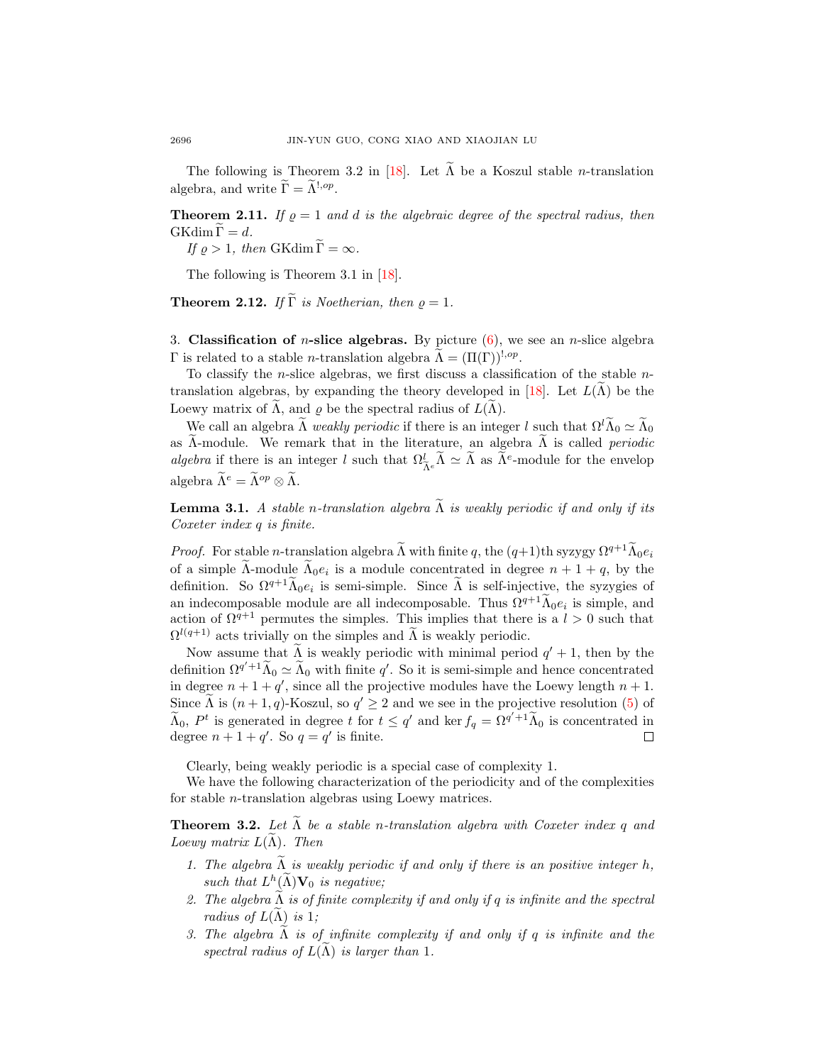The following is Theorem 3.2 in [18]. Let $\widetilde{\Lambda}$ be a Koszul stable $n$-translation algebra, and write $\widetilde{\Gamma} = \widetilde{\Lambda}^{!,op}$.

**Theorem 2.11.** *If $\varrho = 1$ and $d$ is the algebraic degree of the spectral radius, then* $\mathrm{GKdim}\,\widetilde{\Gamma} = d$.

*If $\varrho > 1$, then* $\mathrm{GKdim}\,\widetilde{\Gamma} = \infty$.

The following is Theorem 3.1 in [18].

**Theorem 2.12.** *If $\widetilde{\Gamma}$ is Noetherian, then $\varrho = 1$.*

3. **Classification of $n$-slice algebras.** By picture (6), we see an $n$-slice algebra $\Gamma$ is related to a stable $n$-translation algebra $\widetilde{\Lambda} = (\Pi(\Gamma))^{!,op}$.

To classify the $n$-slice algebras, we first discuss a classification of the stable $n$-translation algebras, by expanding the theory developed in [18]. Let $L(\widetilde{\Lambda})$ be the Loewy matrix of $\widetilde{\Lambda}$, and $\varrho$ be the spectral radius of $L(\widetilde{\Lambda})$.

We call an algebra $\widetilde{\Lambda}$ *weakly periodic* if there is an integer $l$ such that $\Omega^l \widetilde{\Lambda}_0 \simeq \widetilde{\Lambda}_0$ as $\widetilde{\Lambda}$-module. We remark that in the literature, an algebra $\widetilde{\Lambda}$ is called *periodic algebra* if there is an integer $l$ such that $\Omega^l_{\widetilde{\Lambda}^e} \widetilde{\Lambda} \simeq \widetilde{\Lambda}$ as $\widetilde{\Lambda}^e$-module for the envelop algebra $\widetilde{\Lambda}^e = \widetilde{\Lambda}^{op} \otimes \widetilde{\Lambda}$.

**Lemma 3.1.** *A stable $n$-translation algebra $\widetilde{\Lambda}$ is weakly periodic if and only if its Coxeter index $q$ is finite.*

*Proof.* For stable $n$-translation algebra $\widetilde{\Lambda}$ with finite $q$, the $(q+1)$th syzygy $\Omega^{q+1}\widetilde{\Lambda}_0 e_i$ of a simple $\widetilde{\Lambda}$-module $\widetilde{\Lambda}_0 e_i$ is a module concentrated in degree $n+1+q$, by the definition. So $\Omega^{q+1}\widetilde{\Lambda}_0 e_i$ is semi-simple. Since $\widetilde{\Lambda}$ is self-injective, the syzygies of an indecomposable module are all indecomposable. Thus $\Omega^{q+1}\widetilde{\Lambda}_0 e_i$ is simple, and action of $\Omega^{q+1}$ permutes the simples. This implies that there is a $l > 0$ such that $\Omega^{l(q+1)}$ acts trivially on the simples and $\widetilde{\Lambda}$ is weakly periodic.

Now assume that $\widetilde{\Lambda}$ is weakly periodic with minimal period $q'+1$, then by the definition $\Omega^{q'+1}\widetilde{\Lambda}_0 \simeq \widetilde{\Lambda}_0$ with finite $q'$. So it is semi-simple and hence concentrated in degree $n+1+q'$, since all the projective modules have the Loewy length $n+1$. Since $\widetilde{\Lambda}$ is $(n+1,q)$-Koszul, so $q' \geq 2$ and we see in the projective resolution (5) of $\widetilde{\Lambda}_0$, $P^t$ is generated in degree $t$ for $t \leq q'$ and $\ker f_q = \Omega^{q'+1}\widetilde{\Lambda}_0$ is concentrated in degree $n+1+q'$. So $q = q'$ is finite. $\square$

Clearly, being weakly periodic is a special case of complexity 1.

We have the following characterization of the periodicity and of the complexities for stable $n$-translation algebras using Loewy matrices.

**Theorem 3.2.** *Let $\widetilde{\Lambda}$ be a stable $n$-translation algebra with Coxeter index $q$ and Loewy matrix $L(\widetilde{\Lambda})$. Then*

1. *The algebra $\widetilde{\Lambda}$ is weakly periodic if and only if there is an positive integer $h$, such that $L^h(\widetilde{\Lambda})\mathbf{V}_0$ is negative;*
2. *The algebra $\widetilde{\Lambda}$ is of finite complexity if and only if $q$ is infinite and the spectral radius of $L(\widetilde{\Lambda})$ is 1;*
3. *The algebra $\widetilde{\Lambda}$ is of infinite complexity if and only if $q$ is infinite and the spectral radius of $L(\widetilde{\Lambda})$ is larger than 1.*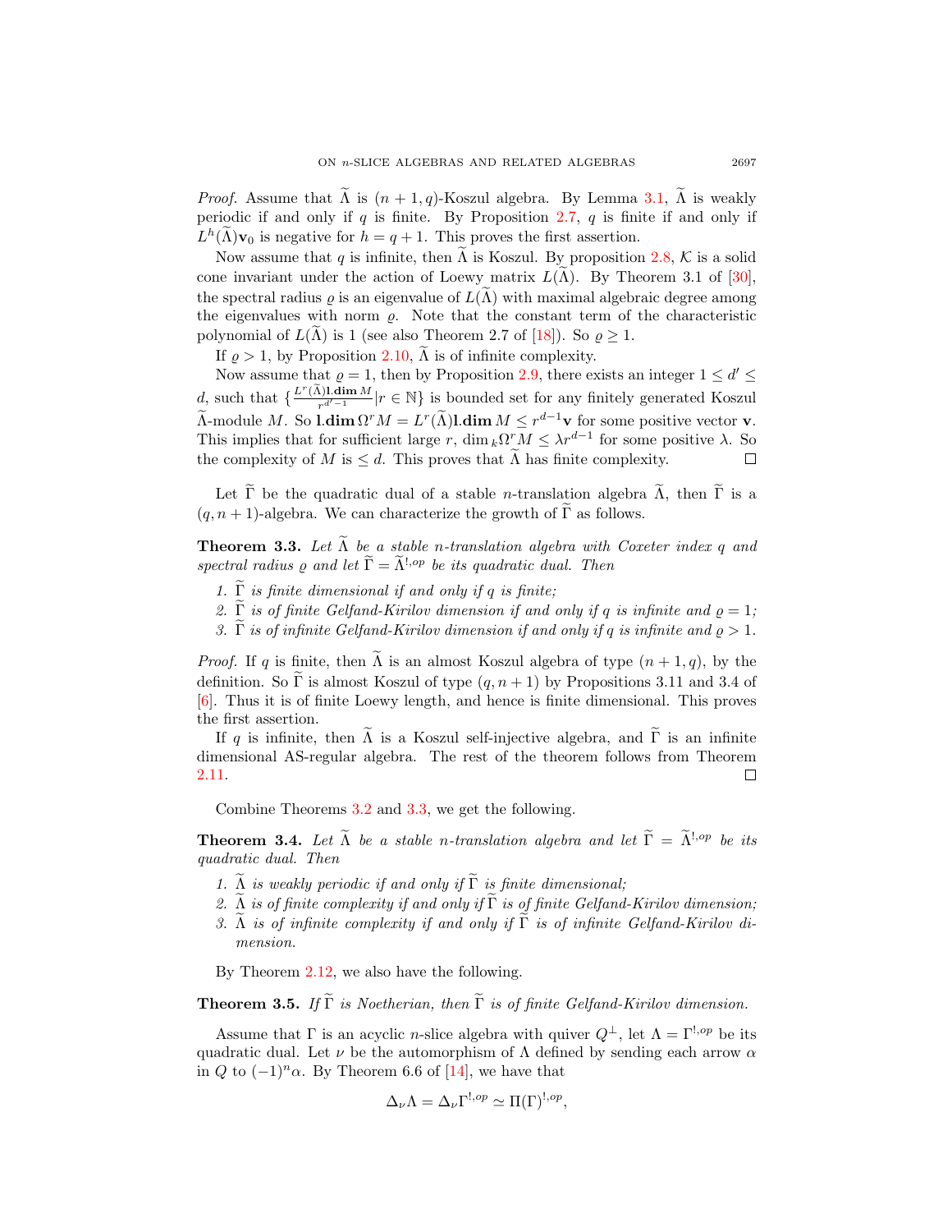*Proof.* Assume that $\widetilde{\Lambda}$ is $(n+1, q)$-Koszul algebra. By Lemma 3.1, $\widetilde{\Lambda}$ is weakly periodic if and only if $q$ is finite. By Proposition 2.7, $q$ is finite if and only if $L^h(\widetilde{\Lambda})\mathbf{v}_0$ is negative for $h = q+1$. This proves the first assertion.

Now assume that $q$ is infinite, then $\widetilde{\Lambda}$ is Koszul. By proposition 2.8, $\mathcal{K}$ is a solid cone invariant under the action of Loewy matrix $L(\widetilde{\Lambda})$. By Theorem 3.1 of [30], the spectral radius $\varrho$ is an eigenvalue of $L(\widetilde{\Lambda})$ with maximal algebraic degree among the eigenvalues with norm $\varrho$. Note that the constant term of the characteristic polynomial of $L(\widetilde{\Lambda})$ is 1 (see also Theorem 2.7 of [18]). So $\varrho \geq 1$.

If $\varrho > 1$, by Proposition 2.10, $\widetilde{\Lambda}$ is of infinite complexity.

Now assume that $\varrho = 1$, then by Proposition 2.9, there exists an integer $1 \leq d' \leq d$, such that $\{\frac{L^r(\widetilde{\Lambda})\mathbf{l.dim}\, M}{r^{d'-1}} | r \in \mathbb{N}\}$ is bounded set for any finitely generated Koszul $\widetilde{\Lambda}$-module $M$. So $\mathbf{l.dim}\, \Omega^r M = L^r(\widetilde{\Lambda})\mathbf{l.dim}\, M \leq r^{d-1}\mathbf{v}$ for some positive vector $\mathbf{v}$. This implies that for sufficient large $r$, $\dim_k \Omega^r M \leq \lambda r^{d-1}$ for some positive $\lambda$. So the complexity of $M$ is $\leq d$. This proves that $\widetilde{\Lambda}$ has finite complexity. $\square$

Let $\widetilde{\Gamma}$ be the quadratic dual of a stable $n$-translation algebra $\widetilde{\Lambda}$, then $\widetilde{\Gamma}$ is a $(q, n+1)$-algebra. We can characterize the growth of $\widetilde{\Gamma}$ as follows.

**Theorem 3.3.** *Let $\widetilde{\Lambda}$ be a stable $n$-translation algebra with Coxeter index $q$ and spectral radius $\varrho$ and let $\widetilde{\Gamma} = \widetilde{\Lambda}^{!,op}$ be its quadratic dual. Then*

1. *$\widetilde{\Gamma}$ is finite dimensional if and only if $q$ is finite;*
2. *$\widetilde{\Gamma}$ is of finite Gelfand-Kirilov dimension if and only if $q$ is infinite and $\varrho = 1$;*
3. *$\widetilde{\Gamma}$ is of infinite Gelfand-Kirilov dimension if and only if $q$ is infinite and $\varrho > 1$.*

*Proof.* If $q$ is finite, then $\widetilde{\Lambda}$ is an almost Koszul algebra of type $(n+1, q)$, by the definition. So $\widetilde{\Gamma}$ is almost Koszul of type $(q, n+1)$ by Propositions 3.11 and 3.4 of [6]. Thus it is of finite Loewy length, and hence is finite dimensional. This proves the first assertion.

If $q$ is infinite, then $\widetilde{\Lambda}$ is a Koszul self-injective algebra, and $\widetilde{\Gamma}$ is an infinite dimensional AS-regular algebra. The rest of the theorem follows from Theorem 2.11. $\square$

Combine Theorems 3.2 and 3.3, we get the following.

**Theorem 3.4.** *Let $\widetilde{\Lambda}$ be a stable $n$-translation algebra and let $\widetilde{\Gamma} = \widetilde{\Lambda}^{!,op}$ be its quadratic dual. Then*

1. *$\widetilde{\Lambda}$ is weakly periodic if and only if $\widetilde{\Gamma}$ is finite dimensional;*
2. *$\widetilde{\Lambda}$ is of finite complexity if and only if $\widetilde{\Gamma}$ is of finite Gelfand-Kirilov dimension;*
3. *$\widetilde{\Lambda}$ is of infinite complexity if and only if $\widetilde{\Gamma}$ is of infinite Gelfand-Kirilov dimension.*

By Theorem 2.12, we also have the following.

**Theorem 3.5.** *If $\widetilde{\Gamma}$ is Noetherian, then $\widetilde{\Gamma}$ is of finite Gelfand-Kirilov dimension.*

Assume that $\Gamma$ is an acyclic $n$-slice algebra with quiver $Q^{\perp}$, let $\Lambda = \Gamma^{!,op}$ be its quadratic dual. Let $\nu$ be the automorphism of $\Lambda$ defined by sending each arrow $\alpha$ in $Q$ to $(-1)^n\alpha$. By Theorem 6.6 of [14], we have that

$$\Delta_\nu \Lambda = \Delta_\nu \Gamma^{!,op} \simeq \Pi(\Gamma)^{!,op},$$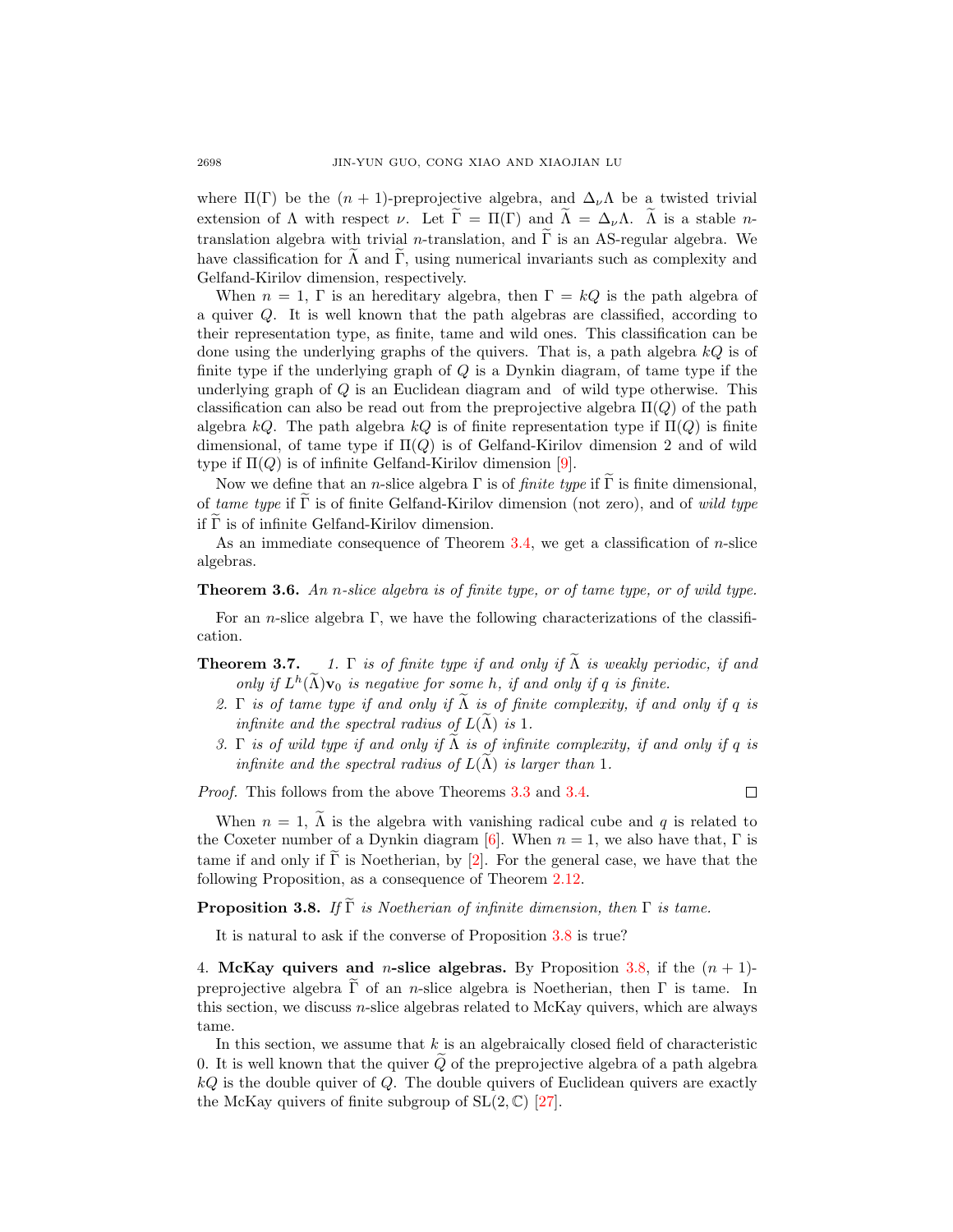where $\Pi(\Gamma)$ be the $(n+1)$-preprojective algebra, and $\Delta_\nu \Lambda$ be a twisted trivial extension of $\Lambda$ with respect $\nu$. Let $\widetilde{\Gamma} = \Pi(\Gamma)$ and $\widetilde{\Lambda} = \Delta_\nu \Lambda$. $\widetilde{\Lambda}$ is a stable $n$-translation algebra with trivial $n$-translation, and $\widetilde{\Gamma}$ is an AS-regular algebra. We have classification for $\widetilde{\Lambda}$ and $\widetilde{\Gamma}$, using numerical invariants such as complexity and Gelfand-Kirilov dimension, respectively.

When $n = 1$, $\Gamma$ is an hereditary algebra, then $\Gamma = kQ$ is the path algebra of a quiver $Q$. It is well known that the path algebras are classified, according to their representation type, as finite, tame and wild ones. This classification can be done using the underlying graphs of the quivers. That is, a path algebra $kQ$ is of finite type if the underlying graph of $Q$ is a Dynkin diagram, of tame type if the underlying graph of $Q$ is an Euclidean diagram and of wild type otherwise. This classification can also be read out from the preprojective algebra $\Pi(Q)$ of the path algebra $kQ$. The path algebra $kQ$ is of finite representation type if $\Pi(Q)$ is finite dimensional, of tame type if $\Pi(Q)$ is of Gelfand-Kirilov dimension 2 and of wild type if $\Pi(Q)$ is of infinite Gelfand-Kirilov dimension [9].

Now we define that an $n$-slice algebra $\Gamma$ is of *finite type* if $\widetilde{\Gamma}$ is finite dimensional, of *tame type* if $\widetilde{\Gamma}$ is of finite Gelfand-Kirilov dimension (not zero), and of *wild type* if $\widetilde{\Gamma}$ is of infinite Gelfand-Kirilov dimension.

As an immediate consequence of Theorem 3.4, we get a classification of $n$-slice algebras.

**Theorem 3.6.** *An $n$-slice algebra is of finite type, or of tame type, or of wild type.*

For an $n$-slice algebra $\Gamma$, we have the following characterizations of the classification.

**Theorem 3.7.**

1. *$\Gamma$ is of finite type if and only if $\widetilde{\Lambda}$ is weakly periodic, if and only if $L^h(\widetilde{\Lambda})\mathbf{v}_0$ is negative for some $h$, if and only if $q$ is finite.*
2. *$\Gamma$ is of tame type if and only if $\widetilde{\Lambda}$ is of finite complexity, if and only if $q$ is infinite and the spectral radius of $L(\widetilde{\Lambda})$ is 1.*
3. *$\Gamma$ is of wild type if and only if $\widetilde{\Lambda}$ is of infinite complexity, if and only if $q$ is infinite and the spectral radius of $L(\widetilde{\Lambda})$ is larger than 1.*

*Proof.* This follows from the above Theorems 3.3 and 3.4. □

When $n = 1$, $\widetilde{\Lambda}$ is the algebra with vanishing radical cube and $q$ is related to the Coxeter number of a Dynkin diagram [6]. When $n = 1$, we also have that, $\Gamma$ is tame if and only if $\widetilde{\Gamma}$ is Noetherian, by [2]. For the general case, we have that the following Proposition, as a consequence of Theorem 2.12.

**Proposition 3.8.** *If $\widetilde{\Gamma}$ is Noetherian of infinite dimension, then $\Gamma$ is tame.*

It is natural to ask if the converse of Proposition 3.8 is true?

## 4. McKay quivers and $n$-slice algebras.

By Proposition 3.8, if the $(n+1)$-preprojective algebra $\widetilde{\Gamma}$ of an $n$-slice algebra is Noetherian, then $\Gamma$ is tame. In this section, we discuss $n$-slice algebras related to McKay quivers, which are always tame.

In this section, we assume that $k$ is an algebraically closed field of characteristic 0. It is well known that the quiver $\widetilde{Q}$ of the preprojective algebra of a path algebra $kQ$ is the double quiver of $Q$. The double quivers of Euclidean quivers are exactly the McKay quivers of finite subgroup of $\mathrm{SL}(2, \mathbb{C})$ [27].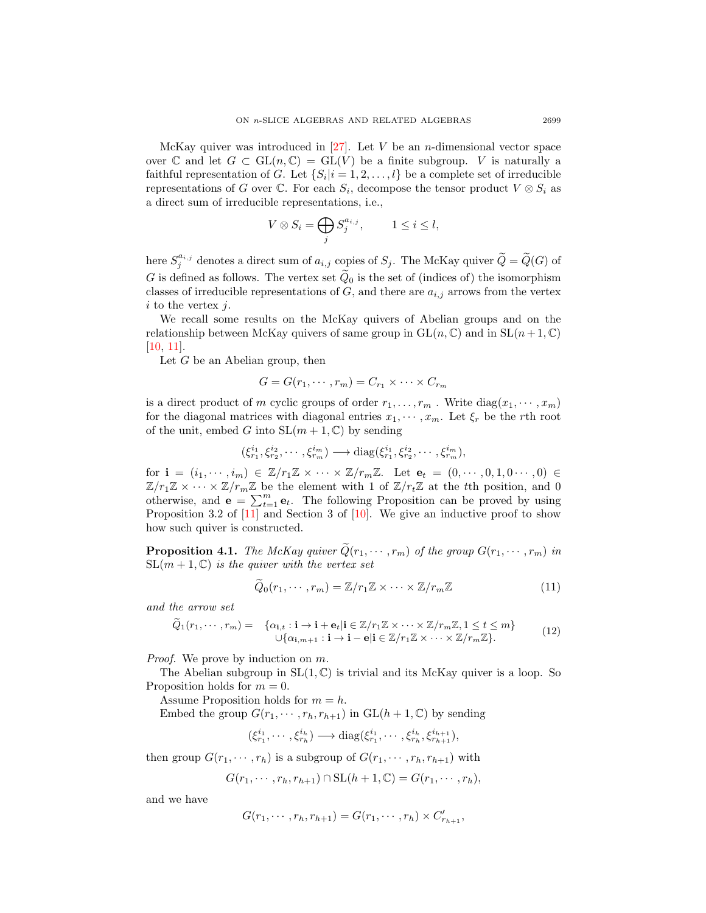McKay quiver was introduced in [27]. Let $V$ be an $n$-dimensional vector space over $\mathbb{C}$ and let $G \subset \mathrm{GL}(n, \mathbb{C}) = \mathrm{GL}(V)$ be a finite subgroup. $V$ is naturally a faithful representation of $G$. Let $\{S_i | i = 1, 2, \ldots, l\}$ be a complete set of irreducible representations of $G$ over $\mathbb{C}$. For each $S_i$, decompose the tensor product $V \otimes S_i$ as a direct sum of irreducible representations, i.e.,

$$V \otimes S_i = \bigoplus_j S_j^{a_{i,j}}, \qquad 1 \le i \le l,$$

here $S_j^{a_{i,j}}$ denotes a direct sum of $a_{i,j}$ copies of $S_j$. The McKay quiver $\widetilde{Q} = \widetilde{Q}(G)$ of $G$ is defined as follows. The vertex set $\widetilde{Q}_0$ is the set of (indices of) the isomorphism classes of irreducible representations of $G$, and there are $a_{i,j}$ arrows from the vertex $i$ to the vertex $j$.

We recall some results on the McKay quivers of Abelian groups and on the relationship between McKay quivers of same group in $\mathrm{GL}(n, \mathbb{C})$ and in $\mathrm{SL}(n+1, \mathbb{C})$ [10, 11].

Let $G$ be an Abelian group, then

$$G = G(r_1, \cdots, r_m) = C_{r_1} \times \cdots \times C_{r_m}$$

is a direct product of $m$ cyclic groups of order $r_1, \ldots, r_m$. Write $\mathrm{diag}(x_1, \cdots, x_m)$ for the diagonal matrices with diagonal entries $x_1, \cdots, x_m$. Let $\xi_r$ be the $r$th root of the unit, embed $G$ into $\mathrm{SL}(m+1, \mathbb{C})$ by sending

$$(\xi_{r_1}^{i_1}, \xi_{r_2}^{i_2}, \cdots, \xi_{r_m}^{i_m}) \longrightarrow \mathrm{diag}(\xi_{r_1}^{i_1}, \xi_{r_2}^{i_2}, \cdots, \xi_{r_m}^{i_m}),$$

for $\mathbf{i} = (i_1, \cdots, i_m) \in \mathbb{Z}/r_1\mathbb{Z} \times \cdots \times \mathbb{Z}/r_m\mathbb{Z}$. Let $\mathbf{e}_t = (0, \cdots, 0, 1, 0 \cdots, 0) \in \mathbb{Z}/r_1\mathbb{Z} \times \cdots \times \mathbb{Z}/r_m\mathbb{Z}$ be the element with 1 of $\mathbb{Z}/r_t\mathbb{Z}$ at the $t$th position, and 0 otherwise, and $\mathbf{e} = \sum_{t=1}^m \mathbf{e}_t$. The following Proposition can be proved by using Proposition 3.2 of [11] and Section 3 of [10]. We give an inductive proof to show how such quiver is constructed.

**Proposition 4.1.** *The McKay quiver $\widetilde{Q}(r_1, \cdots, r_m)$ of the group $G(r_1, \cdots, r_m)$ in $\mathrm{SL}(m+1, \mathbb{C})$ is the quiver with the vertex set*

$$\widetilde{Q}_0(r_1, \cdots, r_m) = \mathbb{Z}/r_1\mathbb{Z} \times \cdots \times \mathbb{Z}/r_m\mathbb{Z} \tag{11}$$

*and the arrow set*

$$\begin{aligned} \widetilde{Q}_1(r_1, \cdots, r_m) = \quad & \{\alpha_{\mathbf{i},t} : \mathbf{i} \to \mathbf{i} + \mathbf{e}_t | \mathbf{i} \in \mathbb{Z}/r_1\mathbb{Z} \times \cdots \times \mathbb{Z}/r_m\mathbb{Z}, 1 \le t \le m\} \\ & \cup \{\alpha_{\mathbf{i},m+1} : \mathbf{i} \to \mathbf{i} - \mathbf{e} | \mathbf{i} \in \mathbb{Z}/r_1\mathbb{Z} \times \cdots \times \mathbb{Z}/r_m\mathbb{Z}\}. \end{aligned} \tag{12}$$

*Proof.* We prove by induction on $m$.

The Abelian subgroup in $\mathrm{SL}(1, \mathbb{C})$ is trivial and its McKay quiver is a loop. So Proposition holds for $m = 0$.

Assume Proposition holds for $m = h$.

Embed the group $G(r_1, \cdots, r_h, r_{h+1})$ in $\mathrm{GL}(h+1, \mathbb{C})$ by sending

$$(\xi_{r_1}^{i_1}, \cdots, \xi_{r_h}^{i_h}) \longrightarrow \mathrm{diag}(\xi_{r_1}^{i_1}, \cdots, \xi_{r_h}^{i_h}, \xi_{r_{h+1}}^{i_{h+1}}),$$

then group $G(r_1, \cdots, r_h)$ is a subgroup of $G(r_1, \cdots, r_h, r_{h+1})$ with

$$G(r_1, \cdots, r_h, r_{h+1}) \cap \mathrm{SL}(h+1, \mathbb{C}) = G(r_1, \cdots, r_h),$$

and we have

$$G(r_1, \cdots, r_h, r_{h+1}) = G(r_1, \cdots, r_h) \times C'_{r_{h+1}},$$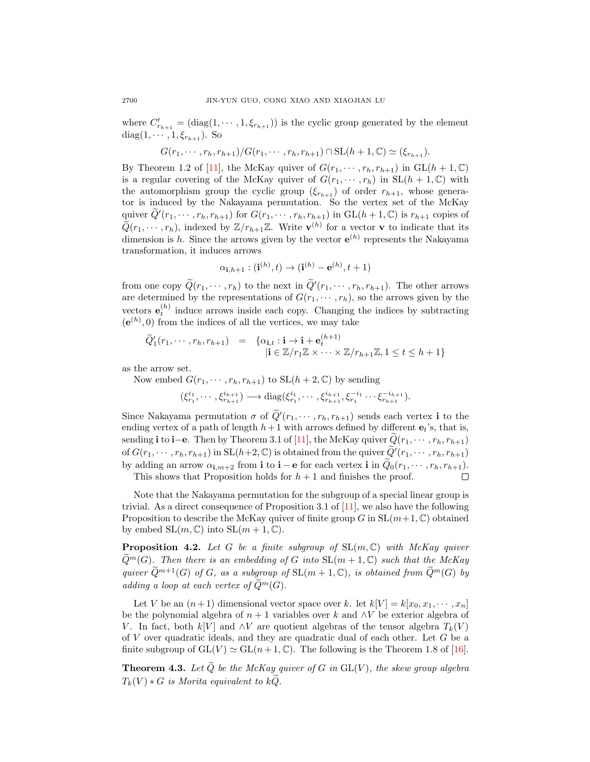where $C'_{r_{h+1}} = (\mathrm{diag}(1, \cdots, 1, \xi_{r_{h+1}}))$ is the cyclic group generated by the element $\mathrm{diag}(1, \cdots, 1, \xi_{r_{h+1}})$. So

$$G(r_1, \cdots, r_h, r_{h+1})/G(r_1, \cdots, r_h, r_{h+1}) \cap \mathrm{SL}(h+1, \mathbb{C}) \simeq (\xi_{r_{h+1}}).$$

By Theorem 1.2 of [11], the McKay quiver of $G(r_1, \cdots, r_h, r_{h+1})$ in $\mathrm{GL}(h+1, \mathbb{C})$ is a regular covering of the McKay quiver of $G(r_1, \cdots, r_h)$ in $\mathrm{SL}(h+1, \mathbb{C})$ with the automorphism group the cyclic group $(\xi_{r_{h+1}})$ of order $r_{h+1}$, whose generator is induced by the Nakayama permutation. So the vertex set of the McKay quiver $\widetilde{Q}'(r_1, \cdots, r_h, r_{h+1})$ for $G(r_1, \cdots, r_h, r_{h+1})$ in $\mathrm{GL}(h+1, \mathbb{C})$ is $r_{h+1}$ copies of $\widetilde{Q}(r_1, \cdots, r_h)$, indexed by $\mathbb{Z}/r_{h+1}\mathbb{Z}$. Write $\mathbf{v}^{(h)}$ for a vector $\mathbf{v}$ to indicate that its dimension is $h$. Since the arrows given by the vector $\mathbf{e}^{(h)}$ represents the Nakayama transformation, it induces arrows

$$\alpha_{\mathbf{i},h+1} : (\mathbf{i}^{(h)}, t) \to (\mathbf{i}^{(h)} - \mathbf{e}^{(h)}, t+1)$$

from one copy $\widetilde{Q}(r_1, \cdots, r_h)$ to the next in $\widetilde{Q}'(r_1, \cdots, r_h, r_{h+1})$. The other arrows are determined by the representations of $G(r_1, \cdots, r_h)$, so the arrows given by the vectors $\mathbf{e}_t^{(h)}$ induce arrows inside each copy. Changing the indices by subtracting $(\mathbf{e}^{(h)}, 0)$ from the indices of all the vertices, we may take

$$\widetilde{Q}'_1(r_1, \cdots, r_h, r_{h+1}) \quad = \quad \{\alpha_{\mathbf{i},t} : \mathbf{i} \to \mathbf{i} + \mathbf{e}_t^{(h+1)} \\ |\mathbf{i} \in \mathbb{Z}/r_1\mathbb{Z} \times \cdots \times \mathbb{Z}/r_{h+1}\mathbb{Z}, 1 \le t \le h+1\}$$

as the arrow set.

Now embed $G(r_1, \cdots, r_h, r_{h+1})$ to $\mathrm{SL}(h+2, \mathbb{C})$ by sending

$$(\xi_{r_1}^{i_1}, \cdots, \xi_{r_{h+1}}^{i_{h+1}}) \longrightarrow \mathrm{diag}(\xi_{r_1}^{i_1}, \cdots, \xi_{r_{h+1}}^{i_{h+1}}, \xi_{r_1}^{-i_1} \cdots \xi_{r_{h+1}}^{-i_{h+1}}).$$

Since Nakayama permutation $\sigma$ of $\widetilde{Q}'(r_1, \cdots, r_h, r_{h+1})$ sends each vertex $\mathbf{i}$ to the ending vertex of a path of length $h+1$ with arrows defined by different $\mathbf{e}_t$'s, that is, sending $\mathbf{i}$ to $\mathbf{i}-\mathbf{e}$. Then by Theorem 3.1 of [11], the McKay quiver $\widetilde{Q}(r_1, \cdots, r_h, r_{h+1})$ of $G(r_1, \cdots, r_h, r_{h+1})$ in $\mathrm{SL}(h+2, \mathbb{C})$ is obtained from the quiver $\widetilde{Q}'(r_1, \cdots, r_h, r_{h+1})$ by adding an arrow $\alpha_{\mathbf{i},m+2}$ from $\mathbf{i}$ to $\mathbf{i} - \mathbf{e}$ for each vertex $\mathbf{i}$ in $\widetilde{Q}_0(r_1, \cdots, r_h, r_{h+1})$.

This shows that Proposition holds for $h+1$ and finishes the proof. $\square$

Note that the Nakayama permutation for the subgroup of a special linear group is trivial. As a direct consequence of Proposition 3.1 of [11], we also have the following Proposition to describe the McKay quiver of finite group $G$ in $\mathrm{SL}(m+1, \mathbb{C})$ obtained by embed $\mathrm{SL}(m, \mathbb{C})$ into $\mathrm{SL}(m+1, \mathbb{C})$.

**Proposition 4.2.** *Let $G$ be a finite subgroup of $\mathrm{SL}(m, \mathbb{C})$ with McKay quiver $\widetilde{Q}^m(G)$. Then there is an embedding of $G$ into $\mathrm{SL}(m+1, \mathbb{C})$ such that the McKay quiver $\widetilde{Q}^{m+1}(G)$ of $G$, as a subgroup of $\mathrm{SL}(m+1, \mathbb{C})$, is obtained from $\widetilde{Q}^m(G)$ by adding a loop at each vertex of $\widetilde{Q}^m(G)$.*

Let $V$ be an $(n+1)$ dimensional vector space over $k$. let $k[V] = k[x_0, x_1, \cdots, x_n]$ be the polynomial algebra of $n+1$ variables over $k$ and $\wedge V$ be exterior algebra of $V$. In fact, both $k[V]$ and $\wedge V$ are quotient algebras of the tensor algebra $T_k(V)$ of $V$ over quadratic ideals, and they are quadratic dual of each other. Let $G$ be a finite subgroup of $\mathrm{GL}(V) \simeq \mathrm{GL}(n+1, \mathbb{C})$. The following is the Theorem 1.8 of [16].

**Theorem 4.3.** *Let $\widetilde{Q}$ be the McKay quiver of $G$ in $\mathrm{GL}(V)$, the skew group algebra $T_k(V) * G$ is Morita equivalent to $k\widetilde{Q}$.*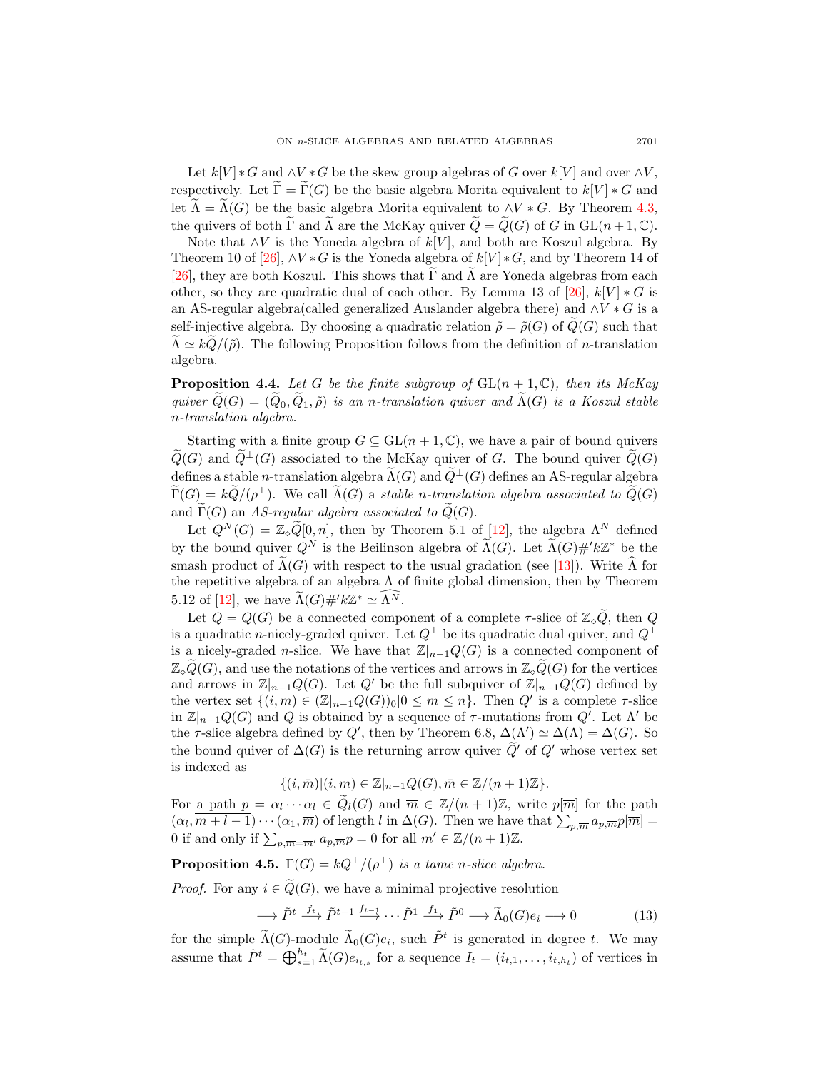Let $k[V] * G$ and $\wedge V * G$ be the skew group algebras of $G$ over $k[V]$ and over $\wedge V$, respectively. Let $\widetilde{\Gamma} = \widetilde{\Gamma}(G)$ be the basic algebra Morita equivalent to $k[V] * G$ and let $\widetilde{\Lambda} = \widetilde{\Lambda}(G)$ be the basic algebra Morita equivalent to $\wedge V * G$. By Theorem 4.3, the quivers of both $\widetilde{\Gamma}$ and $\widetilde{\Lambda}$ are the McKay quiver $\widetilde{Q} = \widetilde{Q}(G)$ of $G$ in $\mathrm{GL}(n+1, \mathbb{C})$.

Note that $\wedge V$ is the Yoneda algebra of $k[V]$, and both are Koszul algebra. By Theorem 10 of [26], $\wedge V * G$ is the Yoneda algebra of $k[V] * G$, and by Theorem 14 of [26], they are both Koszul. This shows that $\widetilde{\Gamma}$ and $\widetilde{\Lambda}$ are Yoneda algebras from each other, so they are quadratic dual of each other. By Lemma 13 of [26], $k[V] * G$ is an AS-regular algebra(called generalized Auslander algebra there) and $\wedge V * G$ is a self-injective algebra. By choosing a quadratic relation $\tilde{\rho} = \tilde{\rho}(G)$ of $\widetilde{Q}(G)$ such that $\widetilde{\Lambda} \simeq k\widetilde{Q}/(\tilde{\rho})$. The following Proposition follows from the definition of $n$-translation algebra.

**Proposition 4.4.** *Let $G$ be the finite subgroup of $\mathrm{GL}(n+1, \mathbb{C})$, then its McKay quiver $\widetilde{Q}(G) = (\widetilde{Q}_0, \widetilde{Q}_1, \tilde{\rho})$ is an $n$-translation quiver and $\widetilde{\Lambda}(G)$ is a Koszul stable $n$-translation algebra.*

Starting with a finite group $G \subseteq \mathrm{GL}(n+1, \mathbb{C})$, we have a pair of bound quivers $\widetilde{Q}(G)$ and $\widetilde{Q}^{\perp}(G)$ associated to the McKay quiver of $G$. The bound quiver $\widetilde{Q}(G)$ defines a stable $n$-translation algebra $\widetilde{\Lambda}(G)$ and $\widetilde{Q}^{\perp}(G)$ defines an AS-regular algebra $\widetilde{\Gamma}(G) = k\widetilde{Q}/(\rho^{\perp})$. We call $\widetilde{\Lambda}(G)$ a *stable $n$-translation algebra associated to* $\widetilde{Q}(G)$ and $\widetilde{\Gamma}(G)$ an *AS-regular algebra associated to* $\widetilde{Q}(G)$.

Let $Q^N(G) = \mathbb{Z}_{\diamond}\widetilde{Q}[0, n]$, then by Theorem 5.1 of [12], the algebra $\Lambda^N$ defined by the bound quiver $Q^N$ is the Beilinson algebra of $\widetilde{\Lambda}(G)$. Let $\widetilde{\Lambda}(G)\#' k\mathbb{Z}^*$ be the smash product of $\widetilde{\Lambda}(G)$ with respect to the usual gradation (see [13]). Write $\widehat{\Lambda}$ for the repetitive algebra of an algebra $\Lambda$ of finite global dimension, then by Theorem 5.12 of [12], we have $\widetilde{\Lambda}(G)\#' k\mathbb{Z}^* \simeq \widehat{\Lambda^N}$.

Let $Q = Q(G)$ be a connected component of a complete $\tau$-slice of $\mathbb{Z}_{\diamond}\widetilde{Q}$, then $Q$ is a quadratic $n$-nicely-graded quiver. Let $Q^{\perp}$ be its quadratic dual quiver, and $Q^{\perp}$ is a nicely-graded $n$-slice. We have that $\mathbb{Z}|_{n-1}Q(G)$ is a connected component of $\mathbb{Z}_{\diamond}\widetilde{Q}(G)$, and use the notations of the vertices and arrows in $\mathbb{Z}_{\diamond}\widetilde{Q}(G)$ for the vertices and arrows in $\mathbb{Z}|_{n-1}Q(G)$. Let $Q'$ be the full subquiver of $\mathbb{Z}|_{n-1}Q(G)$ defined by the vertex set $\{(i, m) \in (\mathbb{Z}|_{n-1}Q(G))_0 | 0 \le m \le n\}$. Then $Q'$ is a complete $\tau$-slice in $\mathbb{Z}|_{n-1}Q(G)$ and $Q$ is obtained by a sequence of $\tau$-mutations from $Q'$. Let $\Lambda'$ be the $\tau$-slice algebra defined by $Q'$, then by Theorem 6.8, $\Delta(\Lambda') \simeq \Delta(\Lambda) = \Delta(G)$. So the bound quiver of $\Delta(G)$ is the returning arrow quiver $\widetilde{Q}'$ of $Q'$ whose vertex set is indexed as

$$\{(i, \bar{m}) | (i, m) \in \mathbb{Z}|_{n-1}Q(G), \bar{m} \in \mathbb{Z}/(n+1)\mathbb{Z}\}.$$

For a path $p = \alpha_l \cdots \alpha_l \in \widetilde{Q}_l(G)$ and $\overline{m} \in \mathbb{Z}/(n+1)\mathbb{Z}$, write $p[\overline{m}]$ for the path $(\alpha_l, \overline{m+l-1}) \cdots (\alpha_1, \overline{m})$ of length $l$ in $\Delta(G)$. Then we have that $\sum_{p,\overline{m}} a_{p,\overline{m}} p[\overline{m}] = 0$ if and only if $\sum_{p,\overline{m}=\overline{m}'} a_{p,\overline{m}} p = 0$ for all $\overline{m}' \in \mathbb{Z}/(n+1)\mathbb{Z}$.

**Proposition 4.5.** *$\Gamma(G) = kQ^{\perp}/(\rho^{\perp})$ is a tame $n$-slice algebra.*

*Proof.* For any $i \in \widetilde{Q}(G)$, we have a minimal projective resolution

$$\longrightarrow \tilde{P}^t \xrightarrow{f_t} \tilde{P}^{t-1} \xrightarrow{f_{t-1}} \cdots \tilde{P}^1 \xrightarrow{f_1} \tilde{P}^0 \longrightarrow \widetilde{\Lambda}_0(G)e_i \longrightarrow 0 \tag{13}$$

for the simple $\widetilde{\Lambda}(G)$-module $\widetilde{\Lambda}_0(G)e_i$, such $\tilde{P}^t$ is generated in degree $t$. We may assume that $\tilde{P}^t = \bigoplus_{s=1}^{h_t} \widetilde{\Lambda}(G)e_{i_{t,s}}$ for a sequence $I_t = (i_{t,1}, \ldots, i_{t,h_t})$ of vertices in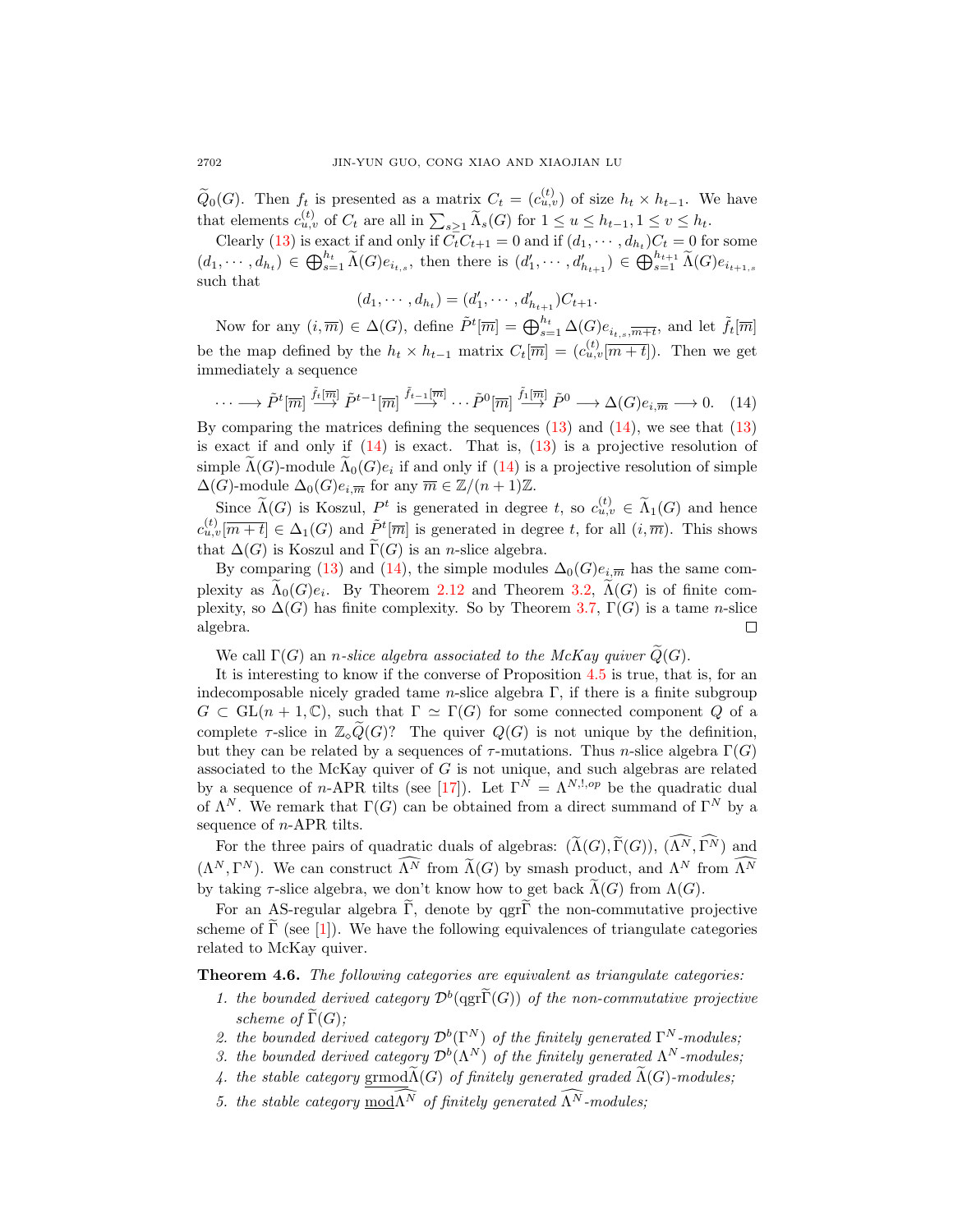$\widetilde{Q}_0(G)$. Then $f_t$ is presented as a matrix $C_t = (c^{(t)}_{u,v})$ of size $h_t \times h_{t-1}$. We have that elements $c^{(t)}_{u,v}$ of $C_t$ are all in $\sum_{s\ge 1}\widetilde{\Lambda}_s(G)$ for $1 \le u \le h_{t-1}, 1 \le v \le h_t$.

Clearly (13) is exact if and only if $C_tC_{t+1} = 0$ and if $(d_1, \cdots, d_{h_t})C_t = 0$ for some $(d_1, \cdots, d_{h_t}) \in \bigoplus_{s=1}^{h_t} \widetilde{\Lambda}(G)e_{i_{t,s}}$, then there is $(d'_1, \cdots, d'_{h_{t+1}}) \in \bigoplus_{s=1}^{h_{t+1}} \widetilde{\Lambda}(G)e_{i_{t+1,s}}$ such that

$$(d_1, \cdots, d_{h_t}) = (d'_1, \cdots, d'_{h_{t+1}})C_{t+1}.$$

Now for any $(i, \overline{m}) \in \Delta(G)$, define $\tilde{P}^t[\overline{m}] = \bigoplus_{s=1}^{h_t} \Delta(G)e_{i_{t,s},\overline{m+t}}$, and let $\tilde{f}_t[\overline{m}]$ be the map defined by the $h_t \times h_{t-1}$ matrix $C_t[\overline{m}] = (c^{(t)}_{u,v}[\overline{m+t}])$. Then we get immediately a sequence

$$\cdots \longrightarrow \tilde{P}^t[\overline{m}] \xrightarrow{\tilde{f}_t[\overline{m}]} \tilde{P}^{t-1}[\overline{m}] \xrightarrow{\tilde{f}_{t-1}[\overline{m}]} \cdots \tilde{P}^0[\overline{m}] \xrightarrow{\tilde{f}_1[\overline{m}]} \tilde{P}^0 \longrightarrow \Delta(G)e_{i,\overline{m}} \longrightarrow 0. \quad (14)$$

By comparing the matrices defining the sequences (13) and (14), we see that (13) is exact if and only if (14) is exact. That is, (13) is a projective resolution of simple $\widetilde{\Lambda}(G)$-module $\widetilde{\Lambda}_0(G)e_i$ if and only if (14) is a projective resolution of simple $\Delta(G)$-module $\Delta_0(G)e_{i,\overline{m}}$ for any $\overline{m} \in \mathbb{Z}/(n+1)\mathbb{Z}$.

Since $\widetilde{\Lambda}(G)$ is Koszul, $P^t$ is generated in degree $t$, so $c^{(t)}_{u,v} \in \widetilde{\Lambda}_1(G)$ and hence $c^{(t)}_{u,v}[\overline{m+t}] \in \Delta_1(G)$ and $\tilde{P}^t[\overline{m}]$ is generated in degree $t$, for all $(i, \overline{m})$. This shows that $\Delta(G)$ is Koszul and $\widetilde{\Gamma}(G)$ is an $n$-slice algebra.

By comparing (13) and (14), the simple modules $\Delta_0(G)e_{i,\overline{m}}$ has the same complexity as $\widetilde{\Lambda}_0(G)e_i$. By Theorem 2.12 and Theorem 3.2, $\widetilde{\Lambda}(G)$ is of finite complexity, so $\Delta(G)$ has finite complexity. So by Theorem 3.7, $\Gamma(G)$ is a tame $n$-slice algebra. □

We call $\Gamma(G)$ an *$n$-slice algebra associated to the McKay quiver $\widetilde{Q}(G)$.*

It is interesting to know if the converse of Proposition 4.5 is true, that is, for an indecomposable nicely graded tame $n$-slice algebra $\Gamma$, if there is a finite subgroup $G \subset \mathrm{GL}(n+1, \mathbb{C})$, such that $\Gamma \simeq \Gamma(G)$ for some connected component $Q$ of a complete $\tau$-slice in $\mathbb{Z}_\diamond\widetilde{Q}(G)$? The quiver $Q(G)$ is not unique by the definition, but they can be related by a sequences of $\tau$-mutations. Thus $n$-slice algebra $\Gamma(G)$ associated to the McKay quiver of $G$ is not unique, and such algebras are related by a sequence of $n$-APR tilts (see [17]). Let $\Gamma^N = \Lambda^{N,!,op}$ be the quadratic dual of $\Lambda^N$. We remark that $\Gamma(G)$ can be obtained from a direct summand of $\Gamma^N$ by a sequence of $n$-APR tilts.

For the three pairs of quadratic duals of algebras: $(\widetilde{\Lambda}(G), \widetilde{\Gamma}(G))$, $(\widehat{\Lambda^N}, \widehat{\Gamma^N})$ and $(\Lambda^N, \Gamma^N)$. We can construct $\widehat{\Lambda^N}$ from $\widetilde{\Lambda}(G)$ by smash product, and $\Lambda^N$ from $\widehat{\Lambda^N}$ by taking $\tau$-slice algebra, we don't know how to get back $\widetilde{\Lambda}(G)$ from $\Lambda(G)$.

For an AS-regular algebra $\widetilde{\Gamma}$, denote by $\mathrm{qgr}\widetilde{\Gamma}$ the non-commutative projective scheme of $\widetilde{\Gamma}$ (see [1]). We have the following equivalences of triangulate categories related to McKay quiver.

**Theorem 4.6.** *The following categories are equivalent as triangulate categories:*

1. *the bounded derived category $\mathcal{D}^b(\mathrm{qgr}\widetilde{\Gamma}(G))$ of the non-commutative projective scheme of $\widetilde{\Gamma}(G)$;*
2. *the bounded derived category $\mathcal{D}^b(\Gamma^N)$ of the finitely generated $\Gamma^N$-modules;*
3. *the bounded derived category $\mathcal{D}^b(\Lambda^N)$ of the finitely generated $\Lambda^N$-modules;*
4. *the stable category $\underline{\mathrm{grmod}}\widetilde{\Lambda}(G)$ of finitely generated graded $\widetilde{\Lambda}(G)$-modules;*
5. *the stable category $\underline{\mathrm{mod}}\widehat{\Lambda^N}$ of finitely generated $\widehat{\Lambda^N}$-modules;*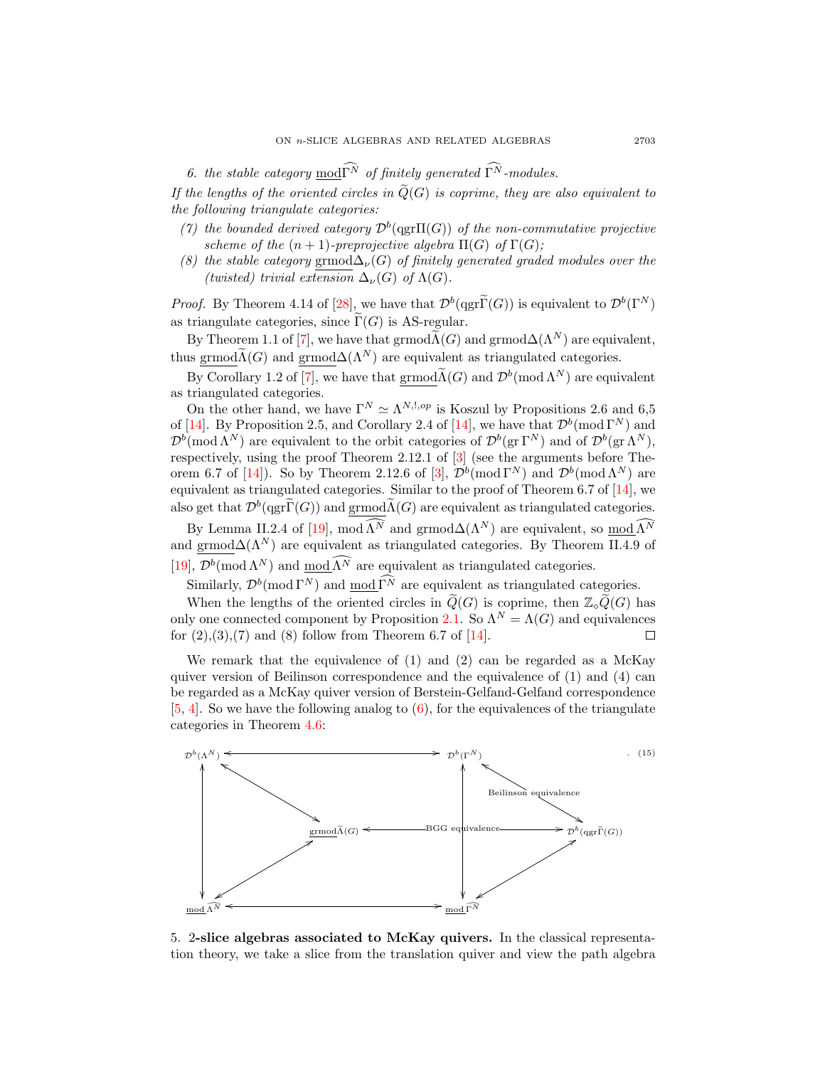6. *the stable category* $\underline{\mathrm{mod}}\widehat{\Gamma^N}$ *of finitely generated* $\widehat{\Gamma^N}$*-modules.*

*If the lengths of the oriented circles in* $\widetilde{Q}(G)$ *is coprime, they are also equivalent to the following triangulate categories:*

(7) *the bounded derived category* $\mathcal{D}^b(\mathrm{qgr}\Pi(G))$ *of the non-commutative projective scheme of the* $(n+1)$*-preprojective algebra* $\Pi(G)$ *of* $\Gamma(G)$*;*

(8) *the stable category* $\underline{\mathrm{grmod}}\Delta_\nu(G)$ *of finitely generated graded modules over the (twisted) trivial extension* $\Delta_\nu(G)$ *of* $\Lambda(G)$*.*

*Proof.* By Theorem 4.14 of [28], we have that $\mathcal{D}^b(\mathrm{qgr}\widetilde{\Gamma}(G))$ is equivalent to $\mathcal{D}^b(\Gamma^N)$ as triangulate categories, since $\widetilde{\Gamma}(G)$ is AS-regular.

By Theorem 1.1 of [7], we have that $\mathrm{grmod}\widetilde{\Lambda}(G)$ and $\mathrm{grmod}\Delta(\Lambda^N)$ are equivalent, thus $\underline{\mathrm{grmod}}\widetilde{\Lambda}(G)$ and $\underline{\mathrm{grmod}}\Delta(\Lambda^N)$ are equivalent as triangulated categories.

By Corollary 1.2 of [7], we have that $\underline{\mathrm{grmod}}\widetilde{\Lambda}(G)$ and $\mathcal{D}^b(\mathrm{mod}\,\Lambda^N)$ are equivalent as triangulated categories.

On the other hand, we have $\Gamma^N \simeq \Lambda^{N,!,op}$ is Koszul by Propositions 2.6 and 6,5 of [14]. By Proposition 2.5, and Corollary 2.4 of [14], we have that $\mathcal{D}^b(\mathrm{mod}\,\Gamma^N)$ and $\mathcal{D}^b(\mathrm{mod}\,\Lambda^N)$ are equivalent to the orbit categories of $\mathcal{D}^b(\mathrm{gr}\,\Gamma^N)$ and of $\mathcal{D}^b(\mathrm{gr}\,\Lambda^N)$, respectively, using the proof Theorem 2.12.1 of [3] (see the arguments before Theorem 6.7 of [14]). So by Theorem 2.12.6 of [3], $\mathcal{D}^b(\mathrm{mod}\,\Gamma^N)$ and $\mathcal{D}^b(\mathrm{mod}\,\Lambda^N)$ are equivalent as triangulated categories. Similar to the proof of Theorem 6.7 of [14], we also get that $\mathcal{D}^b(\mathrm{qgr}\widetilde{\Gamma}(G))$ and $\underline{\mathrm{grmod}}\widetilde{\Lambda}(G)$ are equivalent as triangulated categories.

By Lemma II.2.4 of [19], $\mathrm{mod}\,\widehat{\Lambda^N}$ and $\mathrm{grmod}\Delta(\Lambda^N)$ are equivalent, so $\underline{\mathrm{mod}}\,\widehat{\Lambda^N}$ and $\underline{\mathrm{grmod}}\Delta(\Lambda^N)$ are equivalent as triangulated categories. By Theorem II.4.9 of [19], $\mathcal{D}^b(\mathrm{mod}\,\Lambda^N)$ and $\underline{\mathrm{mod}}\,\widehat{\Lambda^N}$ are equivalent as triangulated categories.

Similarly, $\mathcal{D}^b(\mathrm{mod}\,\Gamma^N)$ and $\underline{\mathrm{mod}}\,\widehat{\Gamma^N}$ are equivalent as triangulated categories.

When the lengths of the oriented circles in $\widetilde{Q}(G)$ is coprime, then $\mathbb{Z}_\diamond\widetilde{Q}(G)$ has only one connected component by Proposition 2.1. So $\Lambda^N = \Lambda(G)$ and equivalences for (2),(3),(7) and (8) follow from Theorem 6.7 of [14]. □

We remark that the equivalence of (1) and (2) can be regarded as a McKay quiver version of Beilinson correspondence and the equivalence of (1) and (4) can be regarded as a McKay quiver version of Berstein-Gelfand-Gelfand correspondence [5, 4]. So we have the following analog to (6), for the equivalences of the triangulate categories in Theorem 4.6:

$$
\begin{array}{ccccc}
\mathcal{D}^b(\Lambda^N) & \longleftrightarrow & & \longleftrightarrow & \mathcal{D}^b(\Gamma^N) \\
\updownarrow & \searrow\!\nwarrow & & \text{Beilinson equivalence} & \updownarrow \quad \nwarrow\!\searrow \\
& & \underline{\mathrm{grmod}}\widetilde{\Lambda}(G) \xleftrightarrow{\text{BGG equivalence}} & & \mathcal{D}^b(\mathrm{qgr}\widetilde{\Gamma}(G)) \\
\updownarrow & \nearrow\!\swarrow & & & \updownarrow \quad \swarrow\!\nearrow \\
\underline{\mathrm{mod}}\,\widehat{\Lambda^N} & \longleftrightarrow & & \longleftrightarrow & \underline{\mathrm{mod}}\,\widehat{\Gamma^N}
\end{array}
\qquad (15)
$$

5. **2-slice algebras associated to McKay quivers.** In the classical representation theory, we take a slice from the translation quiver and view the path algebra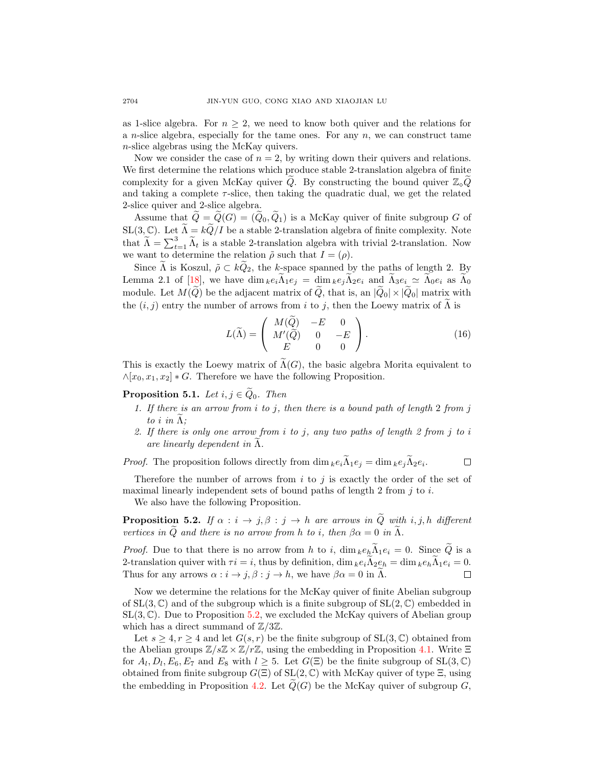as 1-slice algebra. For $n \geq 2$, we need to know both quiver and the relations for a $n$-slice algebra, especially for the tame ones. For any $n$, we can construct tame $n$-slice algebras using the McKay quivers.

Now we consider the case of $n = 2$, by writing down their quivers and relations. We first determine the relations which produce stable 2-translation algebra of finite complexity for a given McKay quiver $\widetilde{Q}$. By constructing the bound quiver $\mathbb{Z}_{\diamond}\widetilde{Q}$ and taking a complete $\tau$-slice, then taking the quadratic dual, we get the related 2-slice quiver and 2-slice algebra.

Assume that $\widetilde{Q} = \widetilde{Q}(G) = (\widetilde{Q}_0, \widetilde{Q}_1)$ is a McKay quiver of finite subgroup $G$ of $\mathrm{SL}(3, \mathbb{C})$. Let $\widetilde{\Lambda} = k\widetilde{Q}/I$ be a stable 2-translation algebra of finite complexity. Note that $\widetilde{\Lambda} = \sum_{t=1}^{3} \widetilde{\Lambda}_t$ is a stable 2-translation algebra with trivial 2-translation. Now we want to determine the relation $\tilde{\rho}$ such that $I = (\rho)$.

Since $\widetilde{\Lambda}$ is Koszul, $\tilde{\rho} \subset k\widetilde{Q}_2$, the $k$-space spanned by the paths of length 2. By Lemma 2.1 of [18], we have $\dim_k e_i\widetilde{\Lambda}_1 e_j = \dim_k e_j\widetilde{\Lambda}_2 e_i$ and $\widetilde{\Lambda}_3 e_i \simeq \widetilde{\Lambda}_0 e_i$ as $\widetilde{\Lambda}_0$ module. Let $M(\widetilde{Q})$ be the adjacent matrix of $\widetilde{Q}$, that is, an $|\widetilde{Q}_0| \times |\widetilde{Q}_0|$ matrix with the $(i,j)$ entry the number of arrows from $i$ to $j$, then the Loewy matrix of $\widetilde{\Lambda}$ is

$$L(\widetilde{\Lambda}) = \begin{pmatrix} M(\widetilde{Q}) & -E & 0 \\ M'(\widetilde{Q}) & 0 & -E \\ E & 0 & 0 \end{pmatrix}. \tag{16}$$

This is exactly the Loewy matrix of $\widetilde{\Lambda}(G)$, the basic algebra Morita equivalent to $\wedge[x_0, x_1, x_2] * G$. Therefore we have the following Proposition.

**Proposition 5.1.** *Let $i, j \in \widetilde{Q}_0$. Then*

1. *If there is an arrow from $i$ to $j$, then there is a bound path of length 2 from $j$ to $i$ in $\widetilde{\Lambda}$;*
2. *If there is only one arrow from $i$ to $j$, any two paths of length 2 from $j$ to $i$ are linearly dependent in $\widetilde{\Lambda}$.*

*Proof.* The proposition follows directly from $\dim_k e_i\widetilde{\Lambda}_1 e_j = \dim_k e_j\widetilde{\Lambda}_2 e_i$. □

Therefore the number of arrows from $i$ to $j$ is exactly the order of the set of maximal linearly independent sets of bound paths of length 2 from $j$ to $i$.

We also have the following Proposition.

**Proposition 5.2.** *If $\alpha : i \to j, \beta : j \to h$ are arrows in $\widetilde{Q}$ with $i, j, h$ different vertices in $\widetilde{Q}$ and there is no arrow from $h$ to $i$, then $\beta\alpha = 0$ in $\widetilde{\Lambda}$.*

*Proof.* Due to that there is no arrow from $h$ to $i$, $\dim_k e_h\widetilde{\Lambda}_1 e_i = 0$. Since $\widetilde{Q}$ is a 2-translation quiver with $\tau i = i$, thus by definition, $\dim_k e_i\widetilde{\Lambda}_2 e_h = \dim_k e_h\widetilde{\Lambda}_1 e_i = 0$. Thus for any arrows $\alpha : i \to j, \beta : j \to h$, we have $\beta\alpha = 0$ in $\widetilde{\Lambda}$. □

Now we determine the relations for the McKay quiver of finite Abelian subgroup of $\mathrm{SL}(3, \mathbb{C})$ and of the subgroup which is a finite subgroup of $\mathrm{SL}(2, \mathbb{C})$ embedded in $\mathrm{SL}(3, \mathbb{C})$. Due to Proposition 5.2, we excluded the McKay quivers of Abelian group which has a direct summand of $\mathbb{Z}/3\mathbb{Z}$.

Let $s \geq 4, r \geq 4$ and let $G(s, r)$ be the finite subgroup of $\mathrm{SL}(3, \mathbb{C})$ obtained from the Abelian groups $\mathbb{Z}/s\mathbb{Z} \times \mathbb{Z}/r\mathbb{Z}$, using the embedding in Proposition 4.1. Write $\Xi$ for $A_l, D_l, E_6, E_7$ and $E_8$ with $l \geq 5$. Let $G(\Xi)$ be the finite subgroup of $\mathrm{SL}(3, \mathbb{C})$ obtained from finite subgroup $G(\Xi)$ of $\mathrm{SL}(2, \mathbb{C})$ with McKay quiver of type $\Xi$, using the embedding in Proposition 4.2. Let $\widetilde{Q}(G)$ be the McKay quiver of subgroup $G$,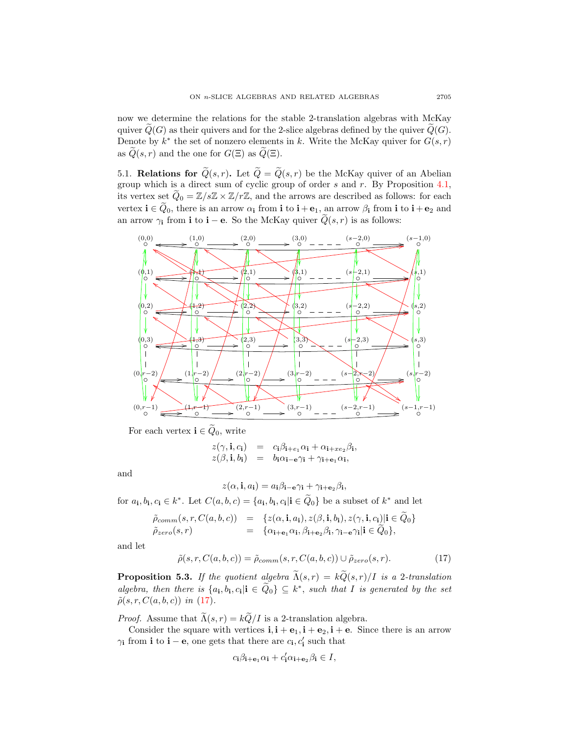now we determine the relations for the stable 2-translation algebras with McKay quiver $\widetilde{Q}(G)$ as their quivers and for the 2-slice algebras defined by the quiver $\widetilde{Q}(G)$. Denote by $k^*$ the set of nonzero elements in $k$. Write the McKay quiver for $G(s,r)$ as $\widetilde{Q}(s,r)$ and the one for $G(\Xi)$ as $\widetilde{Q}(\Xi)$.

5.1. **Relations for $\widetilde{Q}(s,r)$.** Let $\widetilde{Q} = \widetilde{Q}(s,r)$ be the McKay quiver of an Abelian group which is a direct sum of cyclic group of order $s$ and $r$. By Proposition 4.1, its vertex set $\widetilde{Q}_0 = \mathbb{Z}/s\mathbb{Z} \times \mathbb{Z}/r\mathbb{Z}$, and the arrows are described as follows: for each vertex $\mathbf{i} \in \widetilde{Q}_0$, there is an arrow $\alpha_{\mathbf{i}}$ from $\mathbf{i}$ to $\mathbf{i}+\mathbf{e}_1$, an arrow $\beta_{\mathbf{i}}$ from $\mathbf{i}$ to $\mathbf{i}+\mathbf{e}_2$ and an arrow $\gamma_{\mathbf{i}}$ from $\mathbf{i}$ to $\mathbf{i}-\mathbf{e}$. So the McKay quiver $\widetilde{Q}(s,r)$ is as follows:

For each vertex $\mathbf{i} \in \widetilde{Q}_0$, write

$$
\begin{aligned}
z(\gamma, \mathbf{i}, c_{\mathbf{i}}) &= c_{\mathbf{i}} \beta_{\mathbf{i}+e_1} \alpha_{\mathbf{i}} + \alpha_{\mathbf{i}+xe_2} \beta_{\mathbf{i}}, \\
z(\beta, \mathbf{i}, b_{\mathbf{i}}) &= b_{\mathbf{i}} \alpha_{\mathbf{i}-\mathbf{e}} \gamma_{\mathbf{i}} + \gamma_{\mathbf{i}+\mathbf{e}_1} \alpha_{\mathbf{i}},
\end{aligned}
$$

and

$$
z(\alpha, \mathbf{i}, a_{\mathbf{i}}) = a_{\mathbf{i}} \beta_{\mathbf{i}-\mathbf{e}} \gamma_{\mathbf{i}} + \gamma_{\mathbf{i}+\mathbf{e}_2} \beta_{\mathbf{i}},
$$

for $a_{\mathbf{i}}, b_{\mathbf{i}}, c_{\mathbf{i}} \in k^*$. Let $C(a,b,c) = \{a_{\mathbf{i}}, b_{\mathbf{i}}, c_{\mathbf{i}} | \mathbf{i} \in \widetilde{Q}_0\}$ be a subset of $k^*$ and let

$$
\begin{aligned}
\tilde{\rho}_{comm}(s,r,C(a,b,c)) &= \{z(\alpha, \mathbf{i}, a_{\mathbf{i}}), z(\beta, \mathbf{i}, b_{\mathbf{i}}), z(\gamma, \mathbf{i}, c_{\mathbf{i}}) | \mathbf{i} \in \widetilde{Q}_0\} \\
\tilde{\rho}_{zero}(s,r) &= \{\alpha_{\mathbf{i}+\mathbf{e}_1} \alpha_{\mathbf{i}}, \beta_{\mathbf{i}+\mathbf{e}_2} \beta_{\mathbf{i}}, \gamma_{\mathbf{i}-\mathbf{e}} \gamma_{\mathbf{i}} | \mathbf{i} \in \widetilde{Q}_0\},
\end{aligned}
$$

and let

$$
\tilde{\rho}(s,r,C(a,b,c)) = \tilde{\rho}_{comm}(s,r,C(a,b,c)) \cup \tilde{\rho}_{zero}(s,r). \tag{17}
$$

**Proposition 5.3.** *If the quotient algebra $\widetilde{\Lambda}(s,r) = k\widetilde{Q}(s,r)/I$ is a 2-translation algebra, then there is $\{a_{\mathbf{i}}, b_{\mathbf{i}}, c_{\mathbf{i}} | \mathbf{i} \in \widetilde{Q}_0\} \subseteq k^*$, such that $I$ is generated by the set $\tilde{\rho}(s,r,C(a,b,c))$ in (17).*

*Proof.* Assume that $\widetilde{\Lambda}(s,r) = k\widetilde{Q}/I$ is a 2-translation algebra.

Consider the square with vertices $\mathbf{i}, \mathbf{i}+\mathbf{e}_1, \mathbf{i}+\mathbf{e}_2, \mathbf{i}+\mathbf{e}$. Since there is an arrow $\gamma_{\mathbf{i}}$ from $\mathbf{i}$ to $\mathbf{i}-\mathbf{e}$, one gets that there are $c_{\mathbf{i}}, c'_{\mathbf{i}}$ such that

$$
c_{\mathbf{i}} \beta_{\mathbf{i}+\mathbf{e}_1} \alpha_{\mathbf{i}} + c'_{\mathbf{i}} \alpha_{\mathbf{i}+\mathbf{e}_2} \beta_{\mathbf{i}} \in I,
$$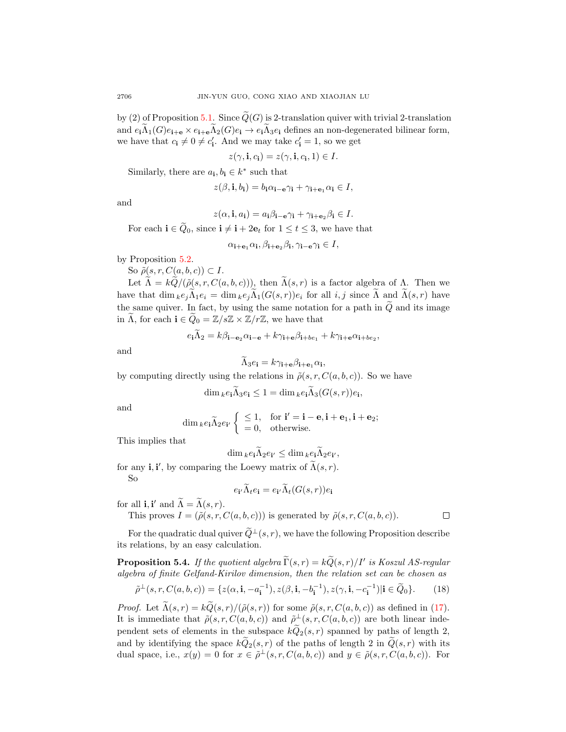by (2) of Proposition 5.1. Since $\widetilde{Q}(G)$ is 2-translation quiver with trivial 2-translation and $e_{\mathbf{i}}\widetilde{\Lambda}_1(G)e_{\mathbf{i+e}} \times e_{\mathbf{i+e}}\widetilde{\Lambda}_2(G)e_{\mathbf{i}} \to e_{\mathbf{i}}\widetilde{\Lambda}_3 e_{\mathbf{i}}$ defines an non-degenerated bilinear form, we have that $c_{\mathbf{i}} \neq 0 \neq c'_{\mathbf{i}}$. And we may take $c'_{\mathbf{i}} = 1$, so we get

$$z(\gamma, \mathbf{i}, c_{\mathbf{i}}) = z(\gamma, \mathbf{i}, c_{\mathbf{i}}, 1) \in I.$$

Similarly, there are $a_{\mathbf{i}}, b_{\mathbf{i}} \in k^*$ such that

$$z(\beta, \mathbf{i}, b_{\mathbf{i}}) = b_{\mathbf{i}}\alpha_{\mathbf{i-e}}\gamma_{\mathbf{i}} + \gamma_{\mathbf{i+e_1}}\alpha_{\mathbf{i}} \in I,$$

and

$$z(\alpha, \mathbf{i}, a_{\mathbf{i}}) = a_{\mathbf{i}}\beta_{\mathbf{i-e}}\gamma_{\mathbf{i}} + \gamma_{\mathbf{i+e_2}}\beta_{\mathbf{i}} \in I.$$

For each $\mathbf{i} \in \widetilde{Q}_0$, since $\mathbf{i} \neq \mathbf{i} + 2\mathbf{e}_t$ for $1 \leq t \leq 3$, we have that

$$\alpha_{\mathbf{i+e_1}}\alpha_{\mathbf{i}}, \beta_{\mathbf{i+e_2}}\beta_{\mathbf{i}}, \gamma_{\mathbf{i-e}}\gamma_{\mathbf{i}} \in I,$$

by Proposition 5.2.

So $\tilde{\rho}(s, r, C(a, b, c)) \subset I$.

Let $\widetilde{\Lambda} = k\widetilde{Q}/(\tilde{\rho}(s, r, C(a, b, c)))$, then $\widetilde{\Lambda}(s, r)$ is a factor algebra of $\Lambda$. Then we have that $\dim_k e_j\widetilde{\Lambda}_1 e_i = \dim_k e_j\widetilde{\Lambda}_1(G(s, r))e_i$ for all $i, j$ since $\widetilde{\Lambda}$ and $\widetilde{\Lambda}(s, r)$ have the same quiver. In fact, by using the same notation for a path in $\widetilde{Q}$ and its image in $\widetilde{\Lambda}$, for each $\mathbf{i} \in \widetilde{Q}_0 = \mathbb{Z}/s\mathbb{Z} \times \mathbb{Z}/r\mathbb{Z}$, we have that

$$e_{\mathbf{i}}\widetilde{\Lambda}_2 = k\beta_{\mathbf{i-e_2}}\alpha_{\mathbf{i-e}} + k\gamma_{\mathbf{i+e}}\beta_{\mathbf{i+be_1}} + k\gamma_{\mathbf{i+e}}\alpha_{\mathbf{i+be_2}},$$

and

$$\widetilde{\Lambda}_3 e_{\mathbf{i}} = k\gamma_{\mathbf{i+e}}\beta_{\mathbf{i+e_1}}\alpha_{\mathbf{i}},$$

by computing directly using the relations in $\tilde{\rho}(s, r, C(a, b, c))$. So we have

$$\dim_k e_{\mathbf{i}}\widetilde{\Lambda}_3 e_{\mathbf{i}} \leq 1 = \dim_k e_{\mathbf{i}}\widetilde{\Lambda}_3(G(s, r))e_{\mathbf{i}},$$

and

$$\dim_k e_{\mathbf{i}}\widetilde{\Lambda}_2 e_{\mathbf{i}'} \begin{cases} \leq 1, & \text{for } \mathbf{i}' = \mathbf{i} - \mathbf{e}, \mathbf{i} + \mathbf{e}_1, \mathbf{i} + \mathbf{e}_2; \\ = 0, & \text{otherwise.} \end{cases}$$

This implies that

$$\dim_k e_{\mathbf{i}}\widetilde{\Lambda}_2 e_{\mathbf{i}'} \leq \dim_k e_{\mathbf{i}}\widetilde{\Lambda}_2 e_{\mathbf{i}'},$$

for any $\mathbf{i}, \mathbf{i}'$, by comparing the Loewy matrix of $\widetilde{\Lambda}(s, r)$.

So

$$e_{\mathbf{i}'}\widetilde{\Lambda}_t e_{\mathbf{i}} = e_{\mathbf{i}'}\widetilde{\Lambda}_t(G(s, r))e_{\mathbf{i}}$$

for all $\mathbf{i}, \mathbf{i}'$ and $\widetilde{\Lambda} = \widetilde{\Lambda}(s, r)$.

This proves $I = (\tilde{\rho}(s, r, C(a, b, c)))$ is generated by $\tilde{\rho}(s, r, C(a, b, c))$. $\square$

For the quadratic dual quiver $\widetilde{Q}^{\perp}(s, r)$, we have the following Proposition describe its relations, by an easy calculation.

**Proposition 5.4.** *If the quotient algebra $\widetilde{\Gamma}(s, r) = k\widetilde{Q}(s, r)/I'$ is Koszul AS-regular algebra of finite Gelfand-Kirilov dimension, then the relation set can be chosen as*

$$\tilde{\rho}^{\perp}(s, r, C(a, b, c)) = \{z(\alpha, \mathbf{i}, -a_{\mathbf{i}}^{-1}), z(\beta, \mathbf{i}, -b_{\mathbf{i}}^{-1}), z(\gamma, \mathbf{i}, -c_{\mathbf{i}}^{-1}) | \mathbf{i} \in \widetilde{Q}_0\}. \tag{18}$$

*Proof.* Let $\widetilde{\Lambda}(s, r) = k\widetilde{Q}(s, r)/(\tilde{\rho}(s, r))$ for some $\tilde{\rho}(s, r, C(a, b, c))$ as defined in (17). It is immediate that $\tilde{\rho}(s, r, C(a, b, c))$ and $\tilde{\rho}^{\perp}(s, r, C(a, b, c))$ are both linear independent sets of elements in the subspace $k\widetilde{Q}_2(s, r)$ spanned by paths of length 2, and by identifying the space $k\widetilde{Q}_2(s, r)$ of the paths of length 2 in $\widetilde{Q}(s, r)$ with its dual space, i.e., $x(y) = 0$ for $x \in \tilde{\rho}^{\perp}(s, r, C(a, b, c))$ and $y \in \tilde{\rho}(s, r, C(a, b, c))$. For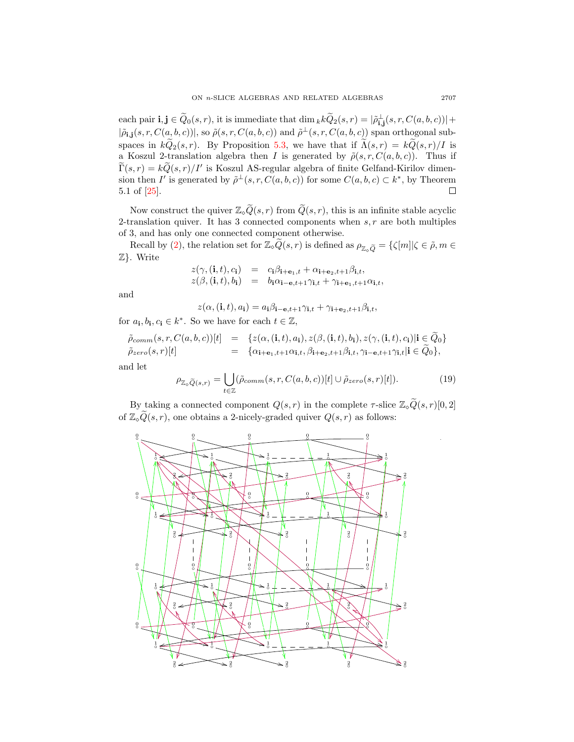each pair $\mathbf{i}, \mathbf{j} \in \widetilde{Q}_0(s,r)$, it is immediate that $\dim {}_k k\widetilde{Q}_2(s,r) = |\tilde{\rho}^{\perp}_{\mathbf{i},\mathbf{j}}(s,r,C(a,b,c))| + |\tilde{\rho}_{\mathbf{i},\mathbf{j}}(s,r,C(a,b,c))|$, so $\tilde{\rho}(s,r,C(a,b,c))$ and $\tilde{\rho}^{\perp}(s,r,C(a,b,c))$ span orthogonal subspaces in $k\widetilde{Q}_2(s,r)$. By Proposition 5.3, we have that if $\widetilde{\Lambda}(s,r) = k\widetilde{Q}(s,r)/I$ is a Koszul 2-translation algebra then $I$ is generated by $\tilde{\rho}(s,r,C(a,b,c))$. Thus if $\widetilde{\Gamma}(s,r) = k\widetilde{Q}(s,r)/I'$ is Koszul AS-regular algebra of finite Gelfand-Kirilov dimension then $I'$ is generated by $\tilde{\rho}^{\perp}(s,r,C(a,b,c))$ for some $C(a,b,c) \subset k^*$, by Theorem 5.1 of [25]. $\square$

Now construct the quiver $\mathbb{Z}_{\diamond}\widetilde{Q}(s,r)$ from $\widetilde{Q}(s,r)$, this is an infinite stable acyclic 2-translation quiver. It has 3 connected components when $s,r$ are both multiples of 3, and has only one connected component otherwise.

Recall by (2), the relation set for $\mathbb{Z}_{\diamond}\widetilde{Q}(s,r)$ is defined as $\rho_{\mathbb{Z}_{\diamond}\widetilde{Q}} = \{\zeta[m] | \zeta \in \tilde{\rho}, m \in \mathbb{Z}\}$. Write

$$
\begin{aligned}
z(\gamma,(\mathbf{i},t),c_{\mathbf{i}}) &= c_{\mathbf{i}}\beta_{\mathbf{i}+\mathbf{e}_1,t} + \alpha_{\mathbf{i}+\mathbf{e}_2,t+1}\beta_{\mathbf{i},t},\\
z(\beta,(\mathbf{i},t),b_{\mathbf{i}}) &= b_{\mathbf{i}}\alpha_{\mathbf{i}-\mathbf{e},t+1}\gamma_{\mathbf{i},t} + \gamma_{\mathbf{i}+\mathbf{e}_1,t+1}\alpha_{\mathbf{i},t},
\end{aligned}
$$

and

$$
z(\alpha,(\mathbf{i},t),a_{\mathbf{i}}) = a_{\mathbf{i}}\beta_{\mathbf{i}-\mathbf{e},t+1}\gamma_{\mathbf{i},t} + \gamma_{\mathbf{i}+\mathbf{e}_2,t+1}\beta_{\mathbf{i},t},
$$

for $a_{\mathbf{i}}, b_{\mathbf{i}}, c_{\mathbf{i}} \in k^*$. So we have for each $t \in \mathbb{Z}$,

$$
\begin{aligned}
\tilde{\rho}_{comm}(s,r,C(a,b,c))[t] &= \{z(\alpha,(\mathbf{i},t),a_{\mathbf{i}}), z(\beta,(\mathbf{i},t),b_{\mathbf{i}}), z(\gamma,(\mathbf{i},t),c_{\mathbf{i}}) | \mathbf{i} \in \widetilde{Q}_0\}\\
\tilde{\rho}_{zero}(s,r)[t] &= \{\alpha_{\mathbf{i}+\mathbf{e}_1,t+1}\alpha_{\mathbf{i},t}, \beta_{\mathbf{i}+\mathbf{e}_2,t+1}\beta_{\mathbf{i},t}, \gamma_{\mathbf{i}-\mathbf{e},t+1}\gamma_{\mathbf{i},t} | \mathbf{i} \in \widetilde{Q}_0\},
\end{aligned}
$$

and let

$$
\rho_{\mathbb{Z}_{\diamond}\widetilde{Q}(s,r)} = \bigcup_{t\in\mathbb{Z}} (\tilde{\rho}_{comm}(s,r,C(a,b,c))[t] \cup \tilde{\rho}_{zero}(s,r)[t]). \tag{19}
$$

By taking a connected component $Q(s,r)$ in the complete $\tau$-slice $\mathbb{Z}_{\diamond}\widetilde{Q}(s,r)[0,2]$ of $\mathbb{Z}_{\diamond}\widetilde{Q}(s,r)$, one obtains a 2-nicely-graded quiver $Q(s,r)$ as follows: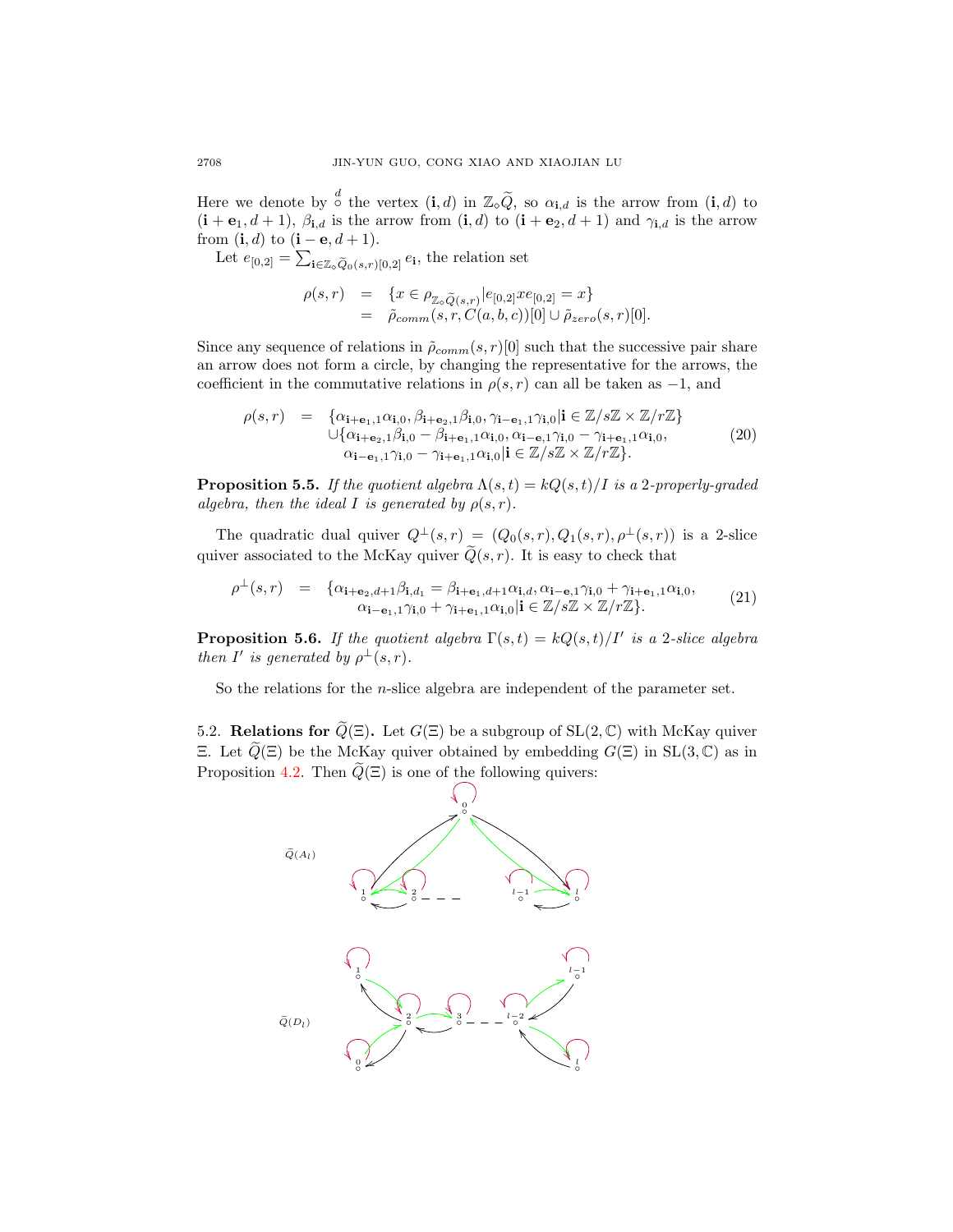Here we denote by $\overset{d}{\circ}$ the vertex $(\mathbf{i}, d)$ in $\mathbb{Z}_\diamond \widetilde{Q}$, so $\alpha_{\mathbf{i},d}$ is the arrow from $(\mathbf{i}, d)$ to $(\mathbf{i}+\mathbf{e}_1, d+1)$, $\beta_{\mathbf{i},d}$ is the arrow from $(\mathbf{i}, d)$ to $(\mathbf{i}+\mathbf{e}_2, d+1)$ and $\gamma_{\mathbf{i},d}$ is the arrow from $(\mathbf{i}, d)$ to $(\mathbf{i}-\mathbf{e}, d+1)$.

Let $e_{[0,2]} = \sum_{\mathbf{i} \in \mathbb{Z}_\diamond \widetilde{Q}_0(s,r)[0,2]} e_{\mathbf{i}}$, the relation set

$$\begin{aligned}
\rho(s,r) &= \{x \in \rho_{\mathbb{Z}_\diamond \widetilde{Q}(s,r)} | e_{[0,2]} x e_{[0,2]} = x\} \\
&= \tilde{\rho}_{comm}(s,r,C(a,b,c))[0] \cup \tilde{\rho}_{zero}(s,r)[0].
\end{aligned}$$

Since any sequence of relations in $\tilde{\rho}_{comm}(s,r)[0]$ such that the successive pair share an arrow does not form a circle, by changing the representative for the arrows, the coefficient in the commutative relations in $\rho(s,r)$ can all be taken as $-1$, and

$$\begin{aligned}
\rho(s,r) = \; & \{\alpha_{\mathbf{i}+\mathbf{e}_1,1}\alpha_{\mathbf{i},0}, \beta_{\mathbf{i}+\mathbf{e}_2,1}\beta_{\mathbf{i},0}, \gamma_{\mathbf{i}-\mathbf{e}_1,1}\gamma_{\mathbf{i},0} | \mathbf{i} \in \mathbb{Z}/s\mathbb{Z} \times \mathbb{Z}/r\mathbb{Z}\} \\
& \cup \{\alpha_{\mathbf{i}+\mathbf{e}_2,1}\beta_{\mathbf{i},0} - \beta_{\mathbf{i}+\mathbf{e}_1,1}\alpha_{\mathbf{i},0}, \alpha_{\mathbf{i}-\mathbf{e},1}\gamma_{\mathbf{i},0} - \gamma_{\mathbf{i}+\mathbf{e}_1,1}\alpha_{\mathbf{i},0}, \\
& \quad \alpha_{\mathbf{i}-\mathbf{e}_1,1}\gamma_{\mathbf{i},0} - \gamma_{\mathbf{i}+\mathbf{e}_1,1}\alpha_{\mathbf{i},0} | \mathbf{i} \in \mathbb{Z}/s\mathbb{Z} \times \mathbb{Z}/r\mathbb{Z}\}.
\end{aligned} \tag{20}$$

**Proposition 5.5.** *If the quotient algebra $\Lambda(s,t) = kQ(s,t)/I$ is a 2-properly-graded algebra, then the ideal $I$ is generated by $\rho(s,r)$.*

The quadratic dual quiver $Q^\perp(s,r) = (Q_0(s,r), Q_1(s,r), \rho^\perp(s,r))$ is a 2-slice quiver associated to the McKay quiver $\widetilde{Q}(s,r)$. It is easy to check that

$$\begin{aligned}
\rho^\perp(s,r) = \; & \{\alpha_{\mathbf{i}+\mathbf{e}_2,d+1}\beta_{\mathbf{i},d_1} = \beta_{\mathbf{i}+\mathbf{e}_1,d+1}\alpha_{\mathbf{i},d}, \alpha_{\mathbf{i}-\mathbf{e},1}\gamma_{\mathbf{i},0} + \gamma_{\mathbf{i}+\mathbf{e}_1,1}\alpha_{\mathbf{i},0}, \\
& \quad \alpha_{\mathbf{i}-\mathbf{e}_1,1}\gamma_{\mathbf{i},0} + \gamma_{\mathbf{i}+\mathbf{e}_1,1}\alpha_{\mathbf{i},0} | \mathbf{i} \in \mathbb{Z}/s\mathbb{Z} \times \mathbb{Z}/r\mathbb{Z}\}.
\end{aligned} \tag{21}$$

**Proposition 5.6.** *If the quotient algebra $\Gamma(s,t) = kQ(s,t)/I'$ is a 2-slice algebra then $I'$ is generated by $\rho^\perp(s,r)$.*

So the relations for the $n$-slice algebra are independent of the parameter set.

### 5.2. Relations for $\widetilde{Q}(\Xi)$.

Let $G(\Xi)$ be a subgroup of $\mathrm{SL}(2,\mathbb{C})$ with McKay quiver $\Xi$. Let $\widetilde{Q}(\Xi)$ be the McKay quiver obtained by embedding $G(\Xi)$ in $\mathrm{SL}(3,\mathbb{C})$ as in Proposition 4.2. Then $\widetilde{Q}(\Xi)$ is one of the following quivers:

$\widetilde{Q}(A_l)$

$\widetilde{Q}(D_l)$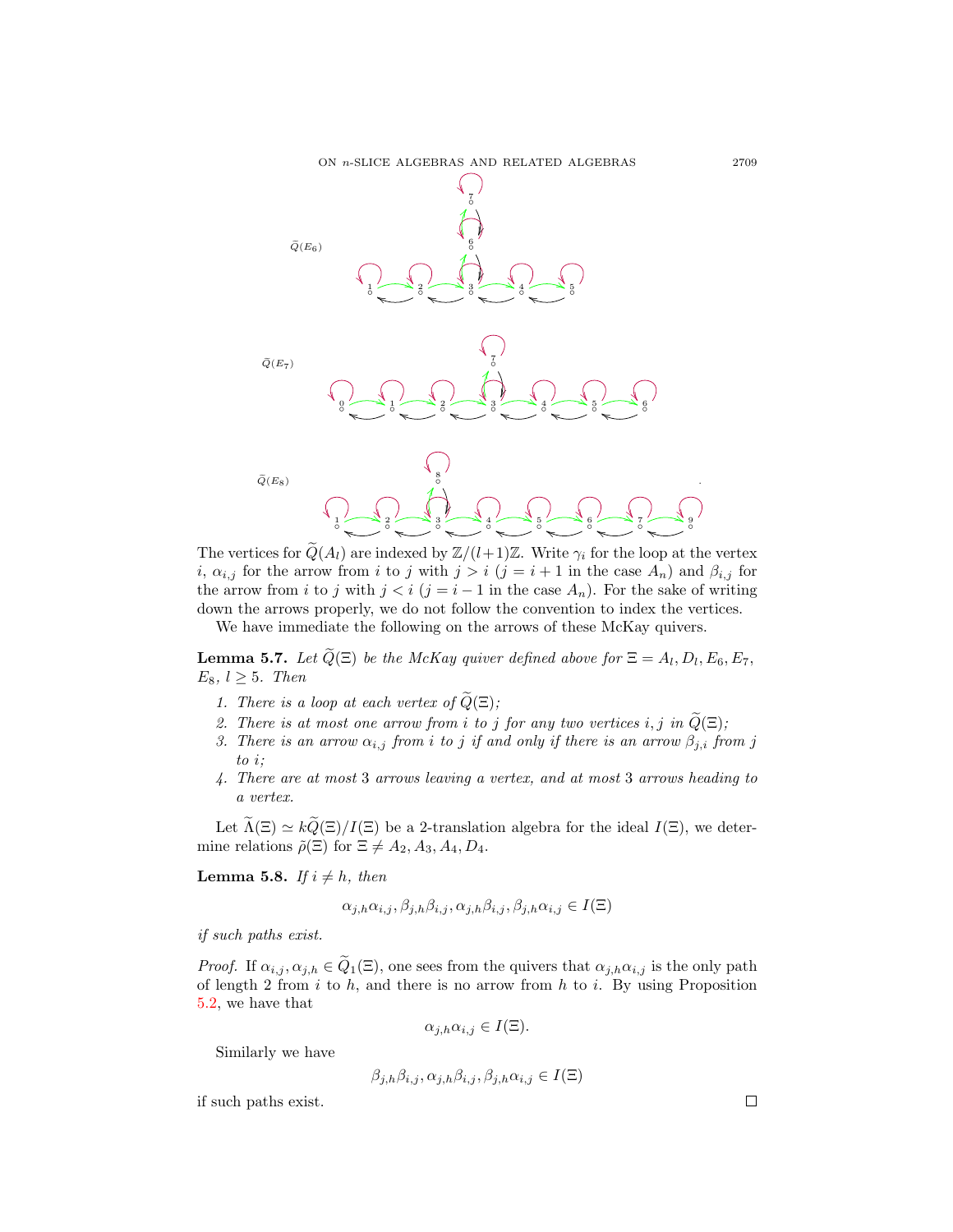$\tilde{Q}(E_6)$

$\tilde{Q}(E_7)$

$\tilde{Q}(E_8)$

The vertices for $\widetilde{Q}(A_l)$ are indexed by $\mathbb{Z}/(l+1)\mathbb{Z}$. Write $\gamma_i$ for the loop at the vertex $i$, $\alpha_{i,j}$ for the arrow from $i$ to $j$ with $j > i$ ($j = i+1$ in the case $A_n$) and $\beta_{i,j}$ for the arrow from $i$ to $j$ with $j < i$ ($j = i-1$ in the case $A_n$). For the sake of writing down the arrows properly, we do not follow the convention to index the vertices.

We have immediate the following on the arrows of these McKay quivers.

**Lemma 5.7.** *Let $\widetilde{Q}(\Xi)$ be the McKay quiver defined above for $\Xi = A_l, D_l, E_6, E_7, E_8$, $l \geq 5$. Then*

1. *There is a loop at each vertex of $\widetilde{Q}(\Xi)$;*
2. *There is at most one arrow from $i$ to $j$ for any two vertices $i, j$ in $\widetilde{Q}(\Xi)$;*
3. *There is an arrow $\alpha_{i,j}$ from $i$ to $j$ if and only if there is an arrow $\beta_{j,i}$ from $j$ to $i$;*
4. *There are at most 3 arrows leaving a vertex, and at most 3 arrows heading to a vertex.*

Let $\widetilde{\Lambda}(\Xi) \simeq k\widetilde{Q}(\Xi)/I(\Xi)$ be a 2-translation algebra for the ideal $I(\Xi)$, we determine relations $\tilde{\rho}(\Xi)$ for $\Xi \neq A_2, A_3, A_4, D_4$.

**Lemma 5.8.** *If $i \neq h$, then*

$$\alpha_{j,h}\alpha_{i,j}, \beta_{j,h}\beta_{i,j}, \alpha_{j,h}\beta_{i,j}, \beta_{j,h}\alpha_{i,j} \in I(\Xi)$$

*if such paths exist.*

*Proof.* If $\alpha_{i,j}, \alpha_{j,h} \in \widetilde{Q}_1(\Xi)$, one sees from the quivers that $\alpha_{j,h}\alpha_{i,j}$ is the only path of length 2 from $i$ to $h$, and there is no arrow from $h$ to $i$. By using Proposition 5.2, we have that

$$\alpha_{j,h}\alpha_{i,j} \in I(\Xi).$$

Similarly we have

$$\beta_{j,h}\beta_{i,j}, \alpha_{j,h}\beta_{i,j}, \beta_{j,h}\alpha_{i,j} \in I(\Xi)$$

if such paths exist. $\square$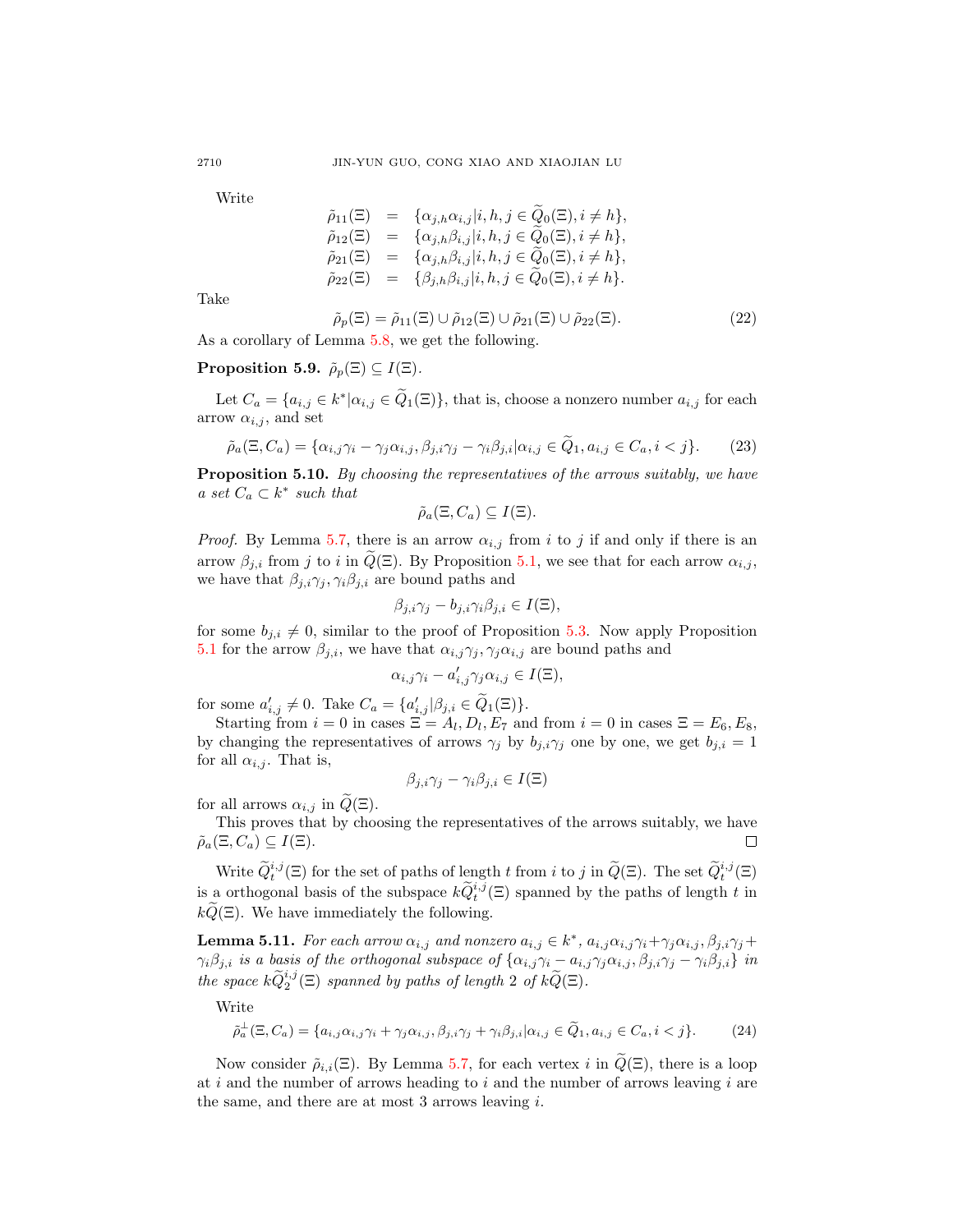Write

$$
\begin{aligned}
\tilde{\rho}_{11}(\Xi) &= \{\alpha_{j,h}\alpha_{i,j} | i,h,j \in \widetilde{Q}_0(\Xi), i \neq h\},\\
\tilde{\rho}_{12}(\Xi) &= \{\alpha_{j,h}\beta_{i,j} | i,h,j \in \widetilde{Q}_0(\Xi), i \neq h\},\\
\tilde{\rho}_{21}(\Xi) &= \{\alpha_{j,h}\beta_{i,j} | i,h,j \in \widetilde{Q}_0(\Xi), i \neq h\},\\
\tilde{\rho}_{22}(\Xi) &= \{\beta_{j,h}\beta_{i,j} | i,h,j \in \widetilde{Q}_0(\Xi), i \neq h\}.
\end{aligned}
$$

Take

$$
\tilde{\rho}_p(\Xi) = \tilde{\rho}_{11}(\Xi) \cup \tilde{\rho}_{12}(\Xi) \cup \tilde{\rho}_{21}(\Xi) \cup \tilde{\rho}_{22}(\Xi). \tag{22}
$$

As a corollary of Lemma 5.8, we get the following.

**Proposition 5.9.** $\tilde{\rho}_p(\Xi) \subseteq I(\Xi)$.

Let $C_a = \{a_{i,j} \in k^* | \alpha_{i,j} \in \widetilde{Q}_1(\Xi)\}$, that is, choose a nonzero number $a_{i,j}$ for each arrow $\alpha_{i,j}$, and set

$$
\tilde{\rho}_a(\Xi, C_a) = \{\alpha_{i,j}\gamma_i - \gamma_j\alpha_{i,j}, \beta_{j,i}\gamma_j - \gamma_i\beta_{j,i} | \alpha_{i,j} \in \widetilde{Q}_1, a_{i,j} \in C_a, i < j\}. \tag{23}
$$

**Proposition 5.10.** *By choosing the representatives of the arrows suitably, we have a set $C_a \subset k^*$ such that*

$$
\tilde{\rho}_a(\Xi, C_a) \subseteq I(\Xi).
$$

*Proof.* By Lemma 5.7, there is an arrow $\alpha_{i,j}$ from $i$ to $j$ if and only if there is an arrow $\beta_{j,i}$ from $j$ to $i$ in $\widetilde{Q}(\Xi)$. By Proposition 5.1, we see that for each arrow $\alpha_{i,j}$, we have that $\beta_{j,i}\gamma_j, \gamma_i\beta_{j,i}$ are bound paths and

$$
\beta_{j,i}\gamma_j - b_{j,i}\gamma_i\beta_{j,i} \in I(\Xi),
$$

for some $b_{j,i} \neq 0$, similar to the proof of Proposition 5.3. Now apply Proposition 5.1 for the arrow $\beta_{j,i}$, we have that $\alpha_{i,j}\gamma_j, \gamma_j\alpha_{i,j}$ are bound paths and

$$
\alpha_{i,j}\gamma_i - a'_{i,j}\gamma_j\alpha_{i,j} \in I(\Xi),
$$

for some $a'_{i,j} \neq 0$. Take $C_a = \{a'_{i,j} | \beta_{j,i} \in \widetilde{Q}_1(\Xi)\}$.

Starting from $i = 0$ in cases $\Xi = A_l, D_l, E_7$ and from $i = 0$ in cases $\Xi = E_6, E_8$, by changing the representatives of arrows $\gamma_j$ by $b_{j,i}\gamma_j$ one by one, we get $b_{j,i} = 1$ for all $\alpha_{i,j}$. That is,

$$
\beta_{j,i}\gamma_j - \gamma_i\beta_{j,i} \in I(\Xi)
$$

for all arrows $\alpha_{i,j}$ in $\widetilde{Q}(\Xi)$.

This proves that by choosing the representatives of the arrows suitably, we have $\tilde{\rho}_a(\Xi, C_a) \subseteq I(\Xi)$. □

Write $\widetilde{Q}_t^{i,j}(\Xi)$ for the set of paths of length $t$ from $i$ to $j$ in $\widetilde{Q}(\Xi)$. The set $\widetilde{Q}_t^{i,j}(\Xi)$ is a orthogonal basis of the subspace $k\widetilde{Q}_t^{i,j}(\Xi)$ spanned by the paths of length $t$ in $k\widetilde{Q}(\Xi)$. We have immediately the following.

**Lemma 5.11.** *For each arrow $\alpha_{i,j}$ and nonzero $a_{i,j} \in k^*$, $a_{i,j}\alpha_{i,j}\gamma_i + \gamma_j\alpha_{i,j}, \beta_{j,i}\gamma_j + \gamma_i\beta_{j,i}$ is a basis of the orthogonal subspace of $\{\alpha_{i,j}\gamma_i - a_{i,j}\gamma_j\alpha_{i,j}, \beta_{j,i}\gamma_j - \gamma_i\beta_{j,i}\}$ in the space $k\widetilde{Q}_2^{i,j}(\Xi)$ spanned by paths of length 2 of $k\widetilde{Q}(\Xi)$.*

Write

$$
\tilde{\rho}_a^{\perp}(\Xi, C_a) = \{a_{i,j}\alpha_{i,j}\gamma_i + \gamma_j\alpha_{i,j}, \beta_{j,i}\gamma_j + \gamma_i\beta_{j,i} | \alpha_{i,j} \in \widetilde{Q}_1, a_{i,j} \in C_a, i < j\}. \tag{24}
$$

Now consider $\tilde{\rho}_{i,i}(\Xi)$. By Lemma 5.7, for each vertex $i$ in $\widetilde{Q}(\Xi)$, there is a loop at $i$ and the number of arrows heading to $i$ and the number of arrows leaving $i$ are the same, and there are at most 3 arrows leaving $i$.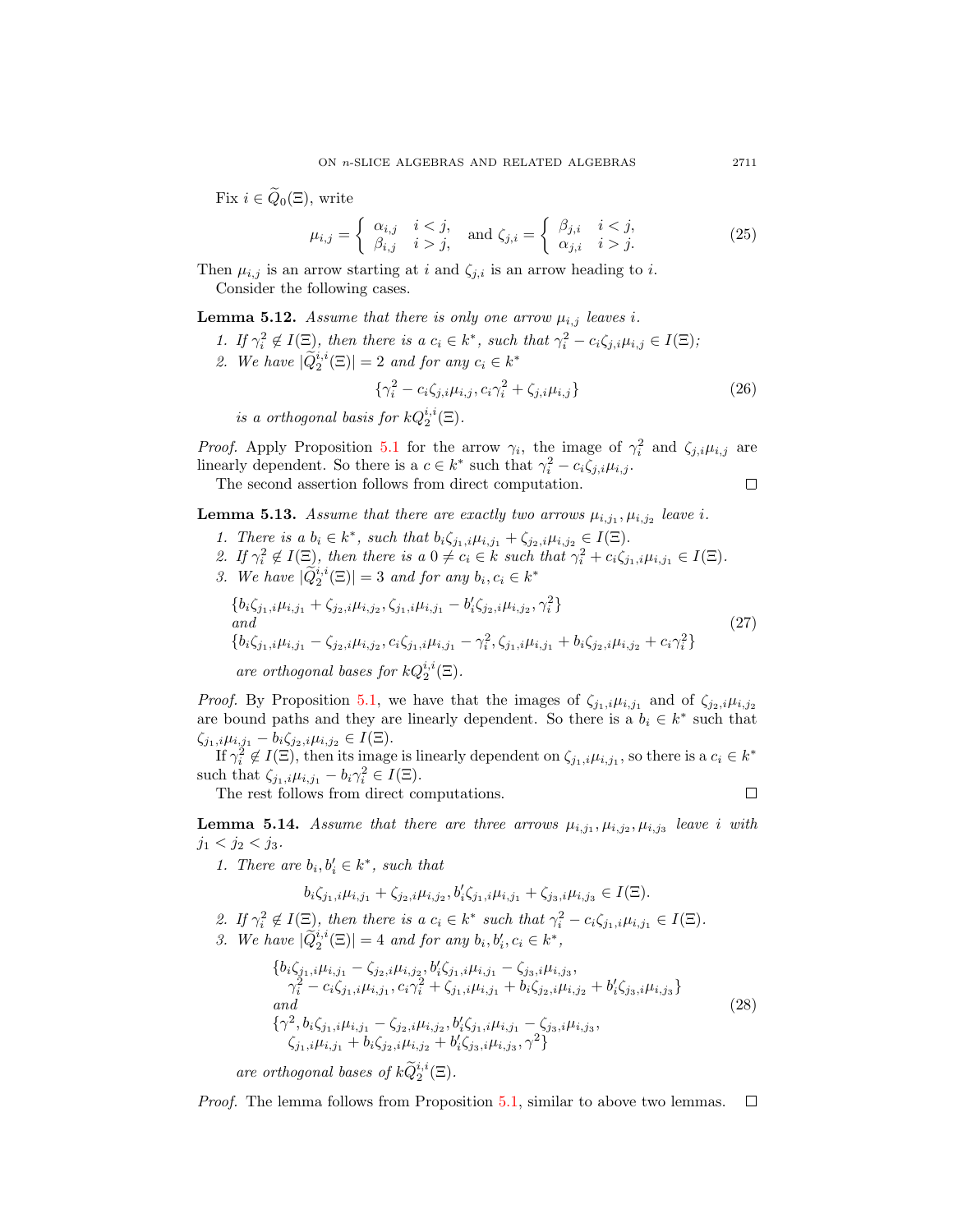Fix $i \in \widetilde{Q}_0(\Xi)$, write

$$\mu_{i,j} = \begin{cases} \alpha_{i,j} & i < j, \\ \beta_{i,j} & i > j, \end{cases} \quad \text{and } \zeta_{j,i} = \begin{cases} \beta_{j,i} & i < j, \\ \alpha_{j,i} & i > j. \end{cases} \tag{25}$$

Then $\mu_{i,j}$ is an arrow starting at $i$ and $\zeta_{j,i}$ is an arrow heading to $i$.

Consider the following cases.

**Lemma 5.12.** *Assume that there is only one arrow $\mu_{i,j}$ leaves $i$.*

1. *If $\gamma_i^2 \notin I(\Xi)$, then there is a $c_i \in k^*$, such that $\gamma_i^2 - c_i\zeta_{j,i}\mu_{i,j} \in I(\Xi)$;*
2. *We have $|\widetilde{Q}_2^{i,i}(\Xi)| = 2$ and for any $c_i \in k^*$*

$$\{\gamma_i^2 - c_i\zeta_{j,i}\mu_{i,j}, c_i\gamma_i^2 + \zeta_{j,i}\mu_{i,j}\} \tag{26}$$

*is a orthogonal basis for $kQ_2^{i,i}(\Xi)$.*

*Proof.* Apply Proposition 5.1 for the arrow $\gamma_i$, the image of $\gamma_i^2$ and $\zeta_{j,i}\mu_{i,j}$ are linearly dependent. So there is a $c \in k^*$ such that $\gamma_i^2 - c_i\zeta_{j,i}\mu_{i,j}$.

The second assertion follows from direct computation. $\square$

**Lemma 5.13.** *Assume that there are exactly two arrows $\mu_{i,j_1}, \mu_{i,j_2}$ leave $i$.*

1. *There is a $b_i \in k^*$, such that $b_i\zeta_{j_1,i}\mu_{i,j_1} + \zeta_{j_2,i}\mu_{i,j_2} \in I(\Xi)$.*
2. *If $\gamma_i^2 \notin I(\Xi)$, then there is a $0 \neq c_i \in k$ such that $\gamma_i^2 + c_i\zeta_{j_1,i}\mu_{i,j_1} \in I(\Xi)$.*
3. *We have $|\widetilde{Q}_2^{i,i}(\Xi)| = 3$ and for any $b_i, c_i \in k^*$*

$$\begin{array}{l} \{b_i\zeta_{j_1,i}\mu_{i,j_1} + \zeta_{j_2,i}\mu_{i,j_2}, \zeta_{j_1,i}\mu_{i,j_1} - b_i'\zeta_{j_2,i}\mu_{i,j_2}, \gamma_i^2\} \\ \textit{and} \\ \{b_i\zeta_{j_1,i}\mu_{i,j_1} - \zeta_{j_2,i}\mu_{i,j_2}, c_i\zeta_{j_1,i}\mu_{i,j_1} - \gamma_i^2, \zeta_{j_1,i}\mu_{i,j_1} + b_i\zeta_{j_2,i}\mu_{i,j_2} + c_i\gamma_i^2\} \end{array} \tag{27}$$

*are orthogonal bases for $kQ_2^{i,i}(\Xi)$.*

*Proof.* By Proposition 5.1, we have that the images of $\zeta_{j_1,i}\mu_{i,j_1}$ and of $\zeta_{j_2,i}\mu_{i,j_2}$ are bound paths and they are linearly dependent. So there is a $b_i \in k^*$ such that $\zeta_{j_1,i}\mu_{i,j_1} - b_i\zeta_{j_2,i}\mu_{i,j_2} \in I(\Xi)$.

If $\gamma_i^2 \notin I(\Xi)$, then its image is linearly dependent on $\zeta_{j_1,i}\mu_{i,j_1}$, so there is a $c_i \in k^*$ such that $\zeta_{j_1,i}\mu_{i,j_1} - b_i\gamma_i^2 \in I(\Xi)$.

The rest follows from direct computations. $\square$

**Lemma 5.14.** *Assume that there are three arrows $\mu_{i,j_1}, \mu_{i,j_2}, \mu_{i,j_3}$ leave $i$ with $j_1 < j_2 < j_3$.*

1. *There are $b_i, b_i' \in k^*$, such that*

$$b_i\zeta_{j_1,i}\mu_{i,j_1} + \zeta_{j_2,i}\mu_{i,j_2}, b_i'\zeta_{j_1,i}\mu_{i,j_1} + \zeta_{j_3,i}\mu_{i,j_3} \in I(\Xi).$$

2. *If $\gamma_i^2 \notin I(\Xi)$, then there is a $c_i \in k^*$ such that $\gamma_i^2 - c_i\zeta_{j_1,i}\mu_{i,j_1} \in I(\Xi)$.*
3. *We have $|\widetilde{Q}_2^{i,i}(\Xi)| = 4$ and for any $b_i, b_i', c_i \in k^*$,*

$$\begin{array}{l} \{b_i\zeta_{j_1,i}\mu_{i,j_1} - \zeta_{j_2,i}\mu_{i,j_2}, b_i'\zeta_{j_1,i}\mu_{i,j_1} - \zeta_{j_3,i}\mu_{i,j_3}, \\ \quad \gamma_i^2 - c_i\zeta_{j_1,i}\mu_{i,j_1}, c_i\gamma_i^2 + \zeta_{j_1,i}\mu_{i,j_1} + b_i\zeta_{j_2,i}\mu_{i,j_2} + b_i'\zeta_{j_3,i}\mu_{i,j_3}\} \\ \textit{and} \\ \{\gamma^2, b_i\zeta_{j_1,i}\mu_{i,j_1} - \zeta_{j_2,i}\mu_{i,j_2}, b_i'\zeta_{j_1,i}\mu_{i,j_1} - \zeta_{j_3,i}\mu_{i,j_3}, \\ \quad \zeta_{j_1,i}\mu_{i,j_1} + b_i\zeta_{j_2,i}\mu_{i,j_2} + b_i'\zeta_{j_3,i}\mu_{i,j_3}, \gamma^2\} \end{array} \tag{28}$$

*are orthogonal bases of $k\widetilde{Q}_2^{i,i}(\Xi)$.*

*Proof.* The lemma follows from Proposition 5.1, similar to above two lemmas. $\square$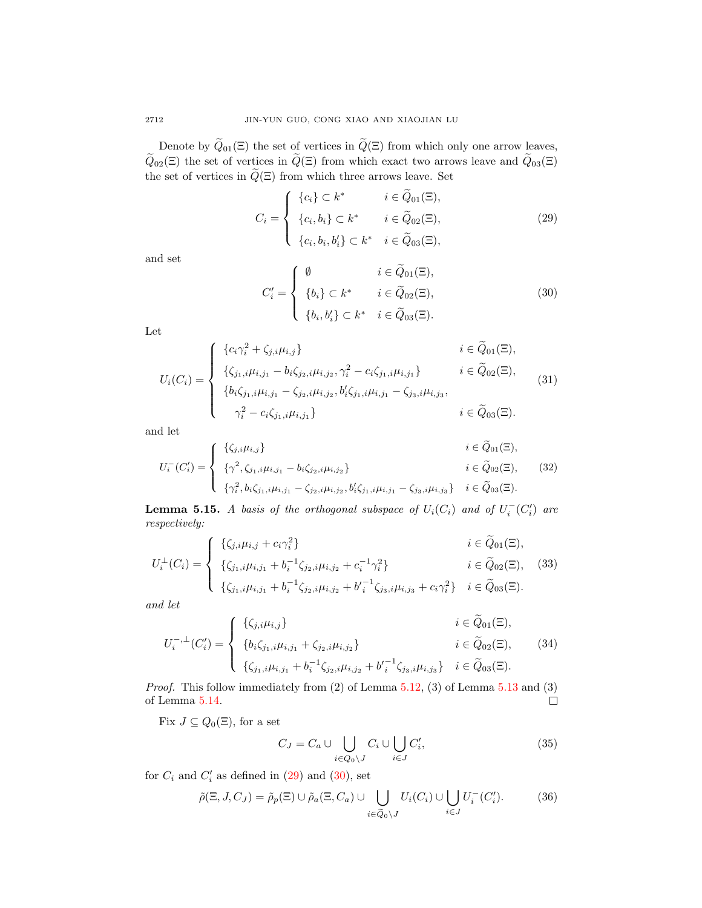Denote by $\widetilde{Q}_{01}(\Xi)$ the set of vertices in $\widetilde{Q}(\Xi)$ from which only one arrow leaves, $\widetilde{Q}_{02}(\Xi)$ the set of vertices in $\widetilde{Q}(\Xi)$ from which exact two arrows leave and $\widetilde{Q}_{03}(\Xi)$ the set of vertices in $\widetilde{Q}(\Xi)$ from which three arrows leave. Set

$$C_i = \begin{cases} \{c_i\} \subset k^* & i \in \widetilde{Q}_{01}(\Xi), \\ \{c_i, b_i\} \subset k^* & i \in \widetilde{Q}_{02}(\Xi), \\ \{c_i, b_i, b'_i\} \subset k^* & i \in \widetilde{Q}_{03}(\Xi), \end{cases} \tag{29}$$

and set

$$C'_i = \begin{cases} \emptyset & i \in \widetilde{Q}_{01}(\Xi), \\ \{b_i\} \subset k^* & i \in \widetilde{Q}_{02}(\Xi), \\ \{b_i, b'_i\} \subset k^* & i \in \widetilde{Q}_{03}(\Xi). \end{cases} \tag{30}$$

Let

$$U_i(C_i) = \begin{cases} \{c_i\gamma_i^2 + \zeta_{j,i}\mu_{i,j}\} & i \in \widetilde{Q}_{01}(\Xi), \\ \{\zeta_{j_1,i}\mu_{i,j_1} - b_i\zeta_{j_2,i}\mu_{i,j_2}, \gamma_i^2 - c_i\zeta_{j_1,i}\mu_{i,j_1}\} & i \in \widetilde{Q}_{02}(\Xi), \\ \{b_i\zeta_{j_1,i}\mu_{i,j_1} - \zeta_{j_2,i}\mu_{i,j_2}, b'_i\zeta_{j_1,i}\mu_{i,j_1} - \zeta_{j_3,i}\mu_{i,j_3}, \\ \quad \gamma_i^2 - c_i\zeta_{j_1,i}\mu_{i,j_1}\} & i \in \widetilde{Q}_{03}(\Xi). \end{cases} \tag{31}$$

and let

$$U_i^-(C'_i) = \begin{cases} \{\zeta_{j,i}\mu_{i,j}\} & i \in \widetilde{Q}_{01}(\Xi), \\ \{\gamma^2, \zeta_{j_1,i}\mu_{i,j_1} - b_i\zeta_{j_2,i}\mu_{i,j_2}\} & i \in \widetilde{Q}_{02}(\Xi), \\ \{\gamma_i^2, b_i\zeta_{j_1,i}\mu_{i,j_1} - \zeta_{j_2,i}\mu_{i,j_2}, b'_i\zeta_{j_1,i}\mu_{i,j_1} - \zeta_{j_3,i}\mu_{i,j_3}\} & i \in \widetilde{Q}_{03}(\Xi). \end{cases} \tag{32}$$

**Lemma 5.15.** *A basis of the orthogonal subspace of $U_i(C_i)$ and of $U_i^-(C'_i)$ are respectively:*

$$U_i^{\perp}(C_i) = \begin{cases} \{\zeta_{j,i}\mu_{i,j} + c_i\gamma_i^2\} & i \in \widetilde{Q}_{01}(\Xi), \\ \{\zeta_{j_1,i}\mu_{i,j_1} + b_i^{-1}\zeta_{j_2,i}\mu_{i,j_2} + c_i^{-1}\gamma_i^2\} & i \in \widetilde{Q}_{02}(\Xi), \\ \{\zeta_{j_1,i}\mu_{i,j_1} + b_i^{-1}\zeta_{j_2,i}\mu_{i,j_2} + {b'}_i^{-1}\zeta_{j_3,i}\mu_{i,j_3} + c_i\gamma_i^2\} & i \in \widetilde{Q}_{03}(\Xi). \end{cases} \tag{33}$$

*and let*

$$U_i^{-,\perp}(C'_i) = \begin{cases} \{\zeta_{j,i}\mu_{i,j}\} & i \in \widetilde{Q}_{01}(\Xi), \\ \{b_i\zeta_{j_1,i}\mu_{i,j_1} + \zeta_{j_2,i}\mu_{i,j_2}\} & i \in \widetilde{Q}_{02}(\Xi), \\ \{\zeta_{j_1,i}\mu_{i,j_1} + b_i^{-1}\zeta_{j_2,i}\mu_{i,j_2} + {b'}_i^{-1}\zeta_{j_3,i}\mu_{i,j_3}\} & i \in \widetilde{Q}_{03}(\Xi). \end{cases} \tag{34}$$

*Proof.* This follow immediately from (2) of Lemma 5.12, (3) of Lemma 5.13 and (3) of Lemma 5.14. ◻

Fix $J \subseteq Q_0(\Xi)$, for a set

$$C_J = C_a \cup \bigcup_{i \in Q_0 \setminus J} C_i \cup \bigcup_{i \in J} C'_i, \tag{35}$$

for $C_i$ and $C'_i$ as defined in (29) and (30), set

$$\tilde{\rho}(\Xi, J, C_J) = \tilde{\rho}_p(\Xi) \cup \tilde{\rho}_a(\Xi, C_a) \cup \bigcup_{i \in \widetilde{Q}_0 \setminus J} U_i(C_i) \cup \bigcup_{i \in J} U_i^-(C'_i). \tag{36}$$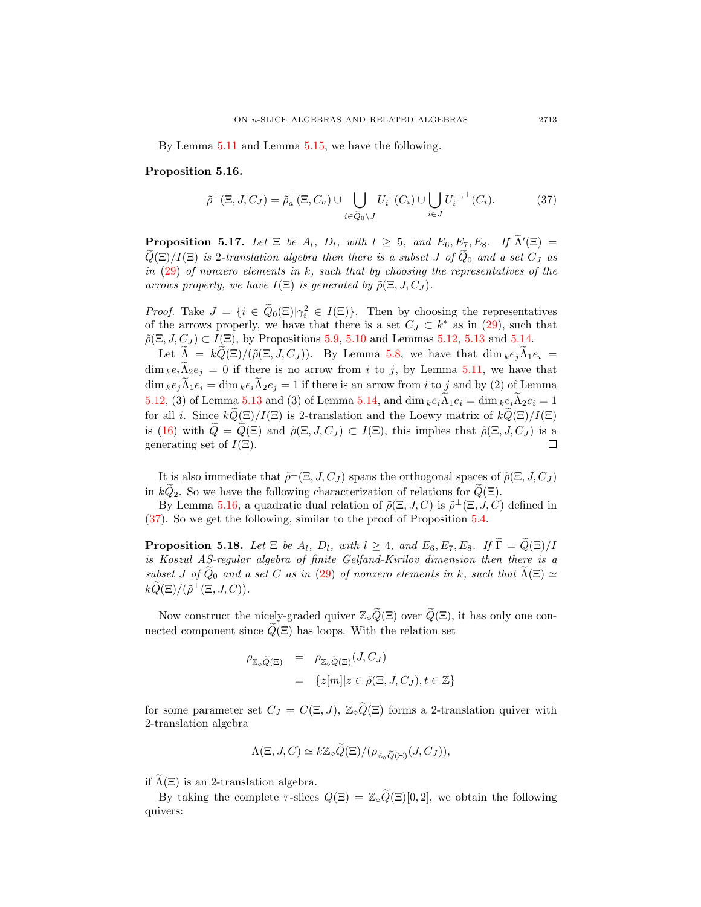By Lemma 5.11 and Lemma 5.15, we have the following.

**Proposition 5.16.**

$$\tilde{\rho}^{\perp}(\Xi, J, C_J) = \tilde{\rho}_a^{\perp}(\Xi, C_a) \cup \bigcup_{i\in \widetilde{Q}_0\setminus J} U_i^{\perp}(C_i) \cup \bigcup_{i\in J} U_i^{-,\perp}(C_i). \tag{37}$$

**Proposition 5.17.** *Let $\Xi$ be $A_l$, $D_l$, with $l \geq 5$, and $E_6, E_7, E_8$. If $\widetilde{\Lambda}'(\Xi) = \widetilde{Q}(\Xi)/I(\Xi)$ is 2-translation algebra then there is a subset $J$ of $\widetilde{Q}_0$ and a set $C_J$ as in (29) of nonzero elements in $k$, such that by choosing the representatives of the arrows properly, we have $I(\Xi)$ is generated by $\tilde{\rho}(\Xi, J, C_J)$.*

*Proof.* Take $J = \{i \in \widetilde{Q}_0(\Xi)|\gamma_i^2 \in I(\Xi)\}$. Then by choosing the representatives of the arrows properly, we have that there is a set $C_J \subset k^*$ as in (29), such that $\tilde{\rho}(\Xi, J, C_J) \subset I(\Xi)$, by Propositions 5.9, 5.10 and Lemmas 5.12, 5.13 and 5.14.

Let $\widetilde{\Lambda} = k\widetilde{Q}(\Xi)/(\tilde{\rho}(\Xi, J, C_J))$. By Lemma 5.8, we have that $\dim{}_k e_j\widetilde{\Lambda}_1 e_i = \dim{}_k e_i\widetilde{\Lambda}_2 e_j = 0$ if there is no arrow from $i$ to $j$, by Lemma 5.11, we have that $\dim{}_k e_j\widetilde{\Lambda}_1 e_i = \dim{}_k e_i\widetilde{\Lambda}_2 e_j = 1$ if there is an arrow from $i$ to $j$ and by (2) of Lemma 5.12, (3) of Lemma 5.13 and (3) of Lemma 5.14, and $\dim{}_k e_i\widetilde{\Lambda}_1 e_i = \dim{}_k e_i\widetilde{\Lambda}_2 e_i = 1$ for all $i$. Since $k\widetilde{Q}(\Xi)/I(\Xi)$ is 2-translation and the Loewy matrix of $k\widetilde{Q}(\Xi)/I(\Xi)$ is (16) with $\widetilde{Q} = \widetilde{Q}(\Xi)$ and $\tilde{\rho}(\Xi, J, C_J) \subset I(\Xi)$, this implies that $\tilde{\rho}(\Xi, J, C_J)$ is a generating set of $I(\Xi)$. $\square$

It is also immediate that $\tilde{\rho}^{\perp}(\Xi, J, C_J)$ spans the orthogonal spaces of $\tilde{\rho}(\Xi, J, C_J)$ in $k\widetilde{Q}_2$. So we have the following characterization of relations for $\widetilde{Q}(\Xi)$.

By Lemma 5.16, a quadratic dual relation of $\tilde{\rho}(\Xi, J, C)$ is $\tilde{\rho}^{\perp}(\Xi, J, C)$ defined in (37). So we get the following, similar to the proof of Proposition 5.4.

**Proposition 5.18.** *Let $\Xi$ be $A_l$, $D_l$, with $l \geq 4$, and $E_6, E_7, E_8$. If $\widetilde{\Gamma} = \widetilde{Q}(\Xi)/I$ is Koszul AS-regular algebra of finite Gelfand-Kirilov dimension then there is a subset $J$ of $\widetilde{Q}_0$ and a set $C$ as in (29) of nonzero elements in $k$, such that $\widetilde{\Lambda}(\Xi) \simeq k\widetilde{Q}(\Xi)/(\tilde{\rho}^{\perp}(\Xi, J, C))$.*

Now construct the nicely-graded quiver $\mathbb{Z}_\diamond\widetilde{Q}(\Xi)$ over $\widetilde{Q}(\Xi)$, it has only one connected component since $\widetilde{Q}(\Xi)$ has loops. With the relation set

$$\begin{aligned} \rho_{\mathbb{Z}_\diamond\widetilde{Q}(\Xi)} &= \rho_{\mathbb{Z}_\diamond\widetilde{Q}(\Xi)}(J, C_J) \\ &= \{z[m]|z \in \tilde{\rho}(\Xi, J, C_J), t \in \mathbb{Z}\} \end{aligned}$$

for some parameter set $C_J = C(\Xi, J)$, $\mathbb{Z}_\diamond\widetilde{Q}(\Xi)$ forms a 2-translation quiver with 2-translation algebra

$$\Lambda(\Xi, J, C) \simeq k\mathbb{Z}_\diamond\widetilde{Q}(\Xi)/(\rho_{\mathbb{Z}_\diamond\widetilde{Q}(\Xi)}(J, C_J)),$$

if $\widetilde{\Lambda}(\Xi)$ is an 2-translation algebra.

By taking the complete $\tau$-slices $Q(\Xi) = \mathbb{Z}_\diamond\widetilde{Q}(\Xi)[0, 2]$, we obtain the following quivers: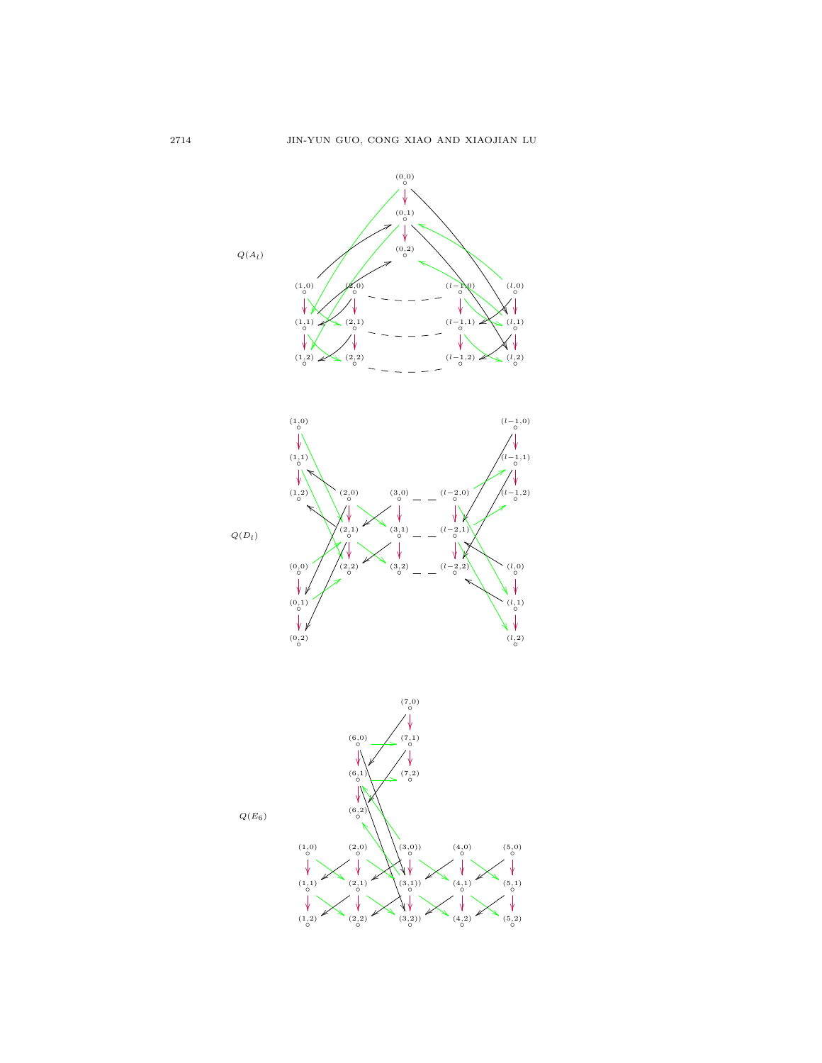$Q(A_l)$

$Q(D_l)$

$Q(E_6)$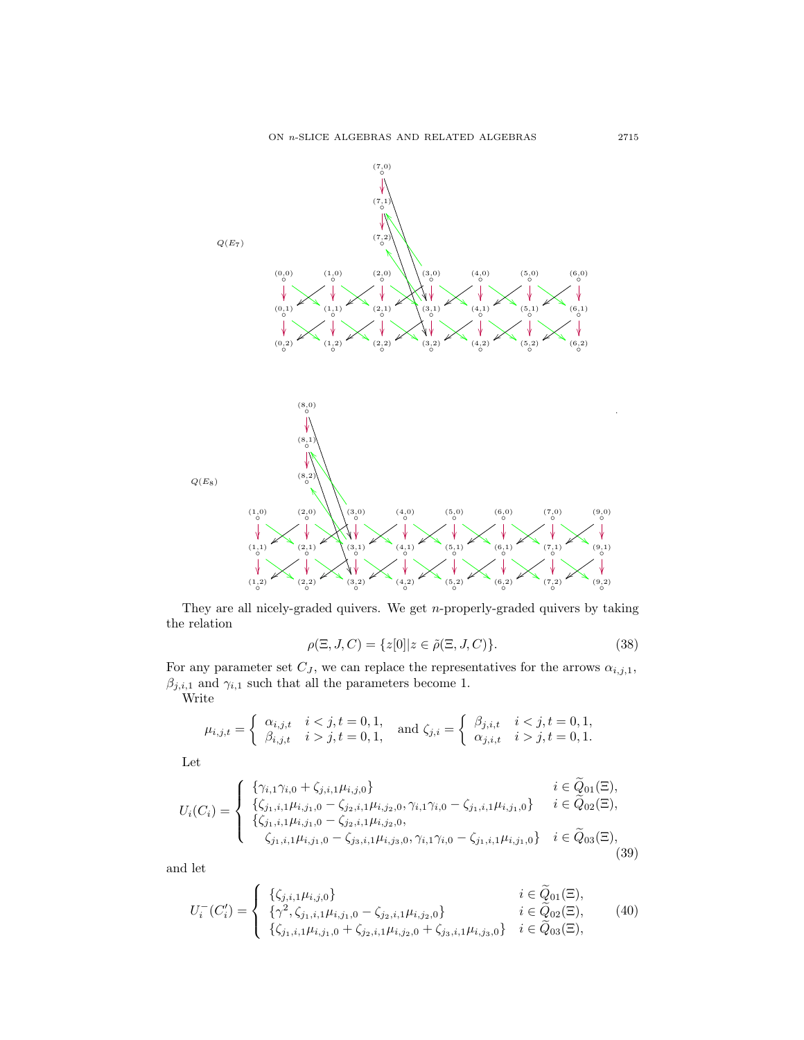$Q(E_7)$

$Q(E_8)$

They are all nicely-graded quivers. We get $n$-properly-graded quivers by taking the relation

$$\rho(\Xi, J, C) = \{z[0] | z \in \tilde{\rho}(\Xi, J, C)\}. \tag{38}$$

For any parameter set $C_J$, we can replace the representatives for the arrows $\alpha_{i,j,1}$, $\beta_{j,i,1}$ and $\gamma_{i,1}$ such that all the parameters become 1.

Write

$$\mu_{i,j,t} = \begin{cases} \alpha_{i,j,t} & i < j, t = 0, 1, \\ \beta_{i,j,t} & i > j, t = 0, 1, \end{cases} \quad \text{and } \zeta_{j,i} = \begin{cases} \beta_{j,i,t} & i < j, t = 0, 1, \\ \alpha_{j,i,t} & i > j, t = 0, 1. \end{cases}$$

Let

$$U_i(C_i) = \begin{cases} \{\gamma_{i,1}\gamma_{i,0} + \zeta_{j,i,1}\mu_{i,j,0}\} & i \in \widetilde{Q}_{01}(\Xi), \\ \{\zeta_{j_1,i,1}\mu_{i,j_1,0} - \zeta_{j_2,i,1}\mu_{i,j_2,0}, \gamma_{i,1}\gamma_{i,0} - \zeta_{j_1,i,1}\mu_{i,j_1,0}\} & i \in \widetilde{Q}_{02}(\Xi), \\ \{\zeta_{j_1,i,1}\mu_{i,j_1,0} - \zeta_{j_2,i,1}\mu_{i,j_2,0}, & \\ \quad \zeta_{j_1,i,1}\mu_{i,j_1,0} - \zeta_{j_3,i,1}\mu_{i,j_3,0}, \gamma_{i,1}\gamma_{i,0} - \zeta_{j_1,i,1}\mu_{i,j_1,0}\} & i \in \widetilde{Q}_{03}(\Xi), \end{cases} \tag{39}$$

and let

$$U_i^-(C_i') = \begin{cases} \{\zeta_{j,i,1}\mu_{i,j,0}\} & i \in \widetilde{Q}_{01}(\Xi), \\ \{\gamma^2, \zeta_{j_1,i,1}\mu_{i,j_1,0} - \zeta_{j_2,i,1}\mu_{i,j_2,0}\} & i \in \widetilde{Q}_{02}(\Xi), \\ \{\zeta_{j_1,i,1}\mu_{i,j_1,0} + \zeta_{j_2,i,1}\mu_{i,j_2,0} + \zeta_{j_3,i,1}\mu_{i,j_3,0}\} & i \in \widetilde{Q}_{03}(\Xi), \end{cases} \tag{40}$$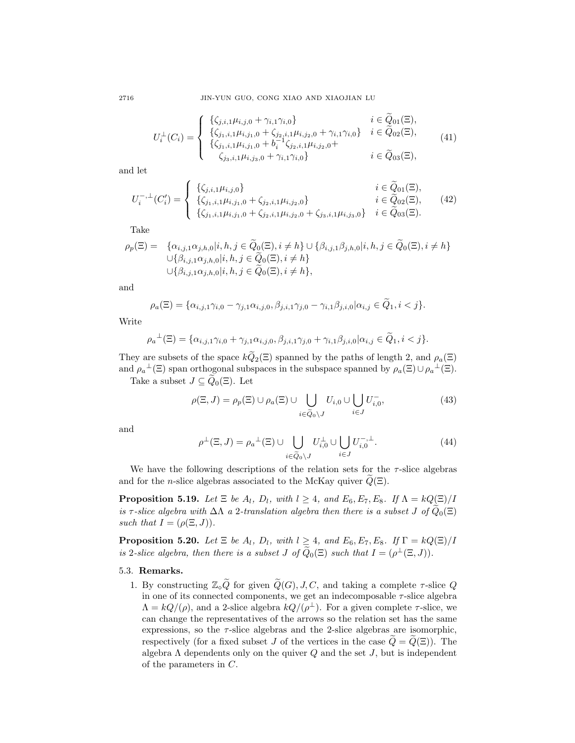$$U_i^{\perp}(C_i) = \begin{cases} \{\zeta_{j,i,1}\mu_{i,j,0} + \gamma_{i,1}\gamma_{i,0}\} & i \in \widetilde{Q}_{01}(\Xi), \\ \{\zeta_{j_1,i,1}\mu_{i,j_1,0} + \zeta_{j_2,i,1}\mu_{i,j_2,0} + \gamma_{i,1}\gamma_{i,0}\} & i \in \widetilde{Q}_{02}(\Xi), \\ \{\zeta_{j_1,i,1}\mu_{i,j_1,0} + b_i^{-1}\zeta_{j_2,i,1}\mu_{i,j_2,0} + \\ \quad \zeta_{j_3,i,1}\mu_{i,j_3,0} + \gamma_{i,1}\gamma_{i,0}\} & i \in \widetilde{Q}_{03}(\Xi), \end{cases} \tag{41}$$

and let

$$U_i^{-,\perp}(C_i') = \begin{cases} \{\zeta_{j,i,1}\mu_{i,j,0}\} & i \in \widetilde{Q}_{01}(\Xi), \\ \{\zeta_{j_1,i,1}\mu_{i,j_1,0} + \zeta_{j_2,i,1}\mu_{i,j_2,0}\} & i \in \widetilde{Q}_{02}(\Xi), \\ \{\zeta_{j_1,i,1}\mu_{i,j_1,0} + \zeta_{j_2,i,1}\mu_{i,j_2,0} + \zeta_{j_3,i,1}\mu_{i,j_3,0}\} & i \in \widetilde{Q}_{03}(\Xi). \end{cases} \tag{42}$$

Take

$$\begin{aligned} \rho_p(\Xi) = \quad & \{\alpha_{i,j,1}\alpha_{j,h,0} | i,h,j \in \widetilde{Q}_0(\Xi), i \neq h\} \cup \{\beta_{i,j,1}\beta_{j,h,0} | i,h,j \in \widetilde{Q}_0(\Xi), i \neq h\} \\ & \cup \{\beta_{i,j,1}\alpha_{j,h,0} | i,h,j \in \widetilde{Q}_0(\Xi), i \neq h\} \\ & \cup \{\beta_{i,j,1}\alpha_{j,h,0} | i,h,j \in \widetilde{Q}_0(\Xi), i \neq h\}, \end{aligned}$$

and

$$\rho_a(\Xi) = \{\alpha_{i,j,1}\gamma_{i,0} - \gamma_{j,1}\alpha_{i,j,0}, \beta_{j,i,1}\gamma_{j,0} - \gamma_{i,1}\beta_{j,i,0} | \alpha_{i,j} \in \widetilde{Q}_1, i < j\}.$$

Write

$${\rho_a}^{\perp}(\Xi) = \{\alpha_{i,j,1}\gamma_{i,0} + \gamma_{j,1}\alpha_{i,j,0}, \beta_{j,i,1}\gamma_{j,0} + \gamma_{i,1}\beta_{j,i,0} | \alpha_{i,j} \in \widetilde{Q}_1, i < j\}.$$

They are subsets of the space $k\widetilde{Q}_2(\Xi)$ spanned by the paths of length 2, and $\rho_a(\Xi)$ and ${\rho_a}^{\perp}(\Xi)$ span orthogonal subspaces in the subspace spanned by $\rho_a(\Xi) \cup {\rho_a}^{\perp}(\Xi)$.

Take a subset $J \subseteq \widetilde{Q}_0(\Xi)$. Let

$$\rho(\Xi, J) = \rho_p(\Xi) \cup \rho_a(\Xi) \cup \bigcup_{i \in \widetilde{Q}_0 \setminus J} U_{i,0} \cup \bigcup_{i \in J} U_{i,0}^{-}, \tag{43}$$

and

$$\rho^{\perp}(\Xi, J) = {\rho_a}^{\perp}(\Xi) \cup \bigcup_{i \in \widetilde{Q}_0 \setminus J} U_{i,0}^{\perp} \cup \bigcup_{i \in J} U_{i,0}^{-,\perp}. \tag{44}$$

We have the following descriptions of the relation sets for the $\tau$-slice algebras and for the $n$-slice algebras associated to the McKay quiver $\widetilde{Q}(\Xi)$.

**Proposition 5.19.** *Let $\Xi$ be $A_l$, $D_l$, with $l \geq 4$, and $E_6, E_7, E_8$. If $\Lambda = kQ(\Xi)/I$ is $\tau$-slice algebra with $\Delta\Lambda$ a 2-translation algebra then there is a subset $J$ of $\widetilde{Q}_0(\Xi)$ such that $I = (\rho(\Xi, J))$.*

**Proposition 5.20.** *Let $\Xi$ be $A_l$, $D_l$, with $l \geq 4$, and $E_6, E_7, E_8$. If $\Gamma = kQ(\Xi)/I$ is 2-slice algebra, then there is a subset $J$ of $\widetilde{Q}_0(\Xi)$ such that $I = (\rho^{\perp}(\Xi, J))$.*

### 5.3. Remarks.

1. By constructing $\mathbb{Z}_\diamond\widetilde{Q}$ for given $\widetilde{Q}(G), J, C$, and taking a complete $\tau$-slice $Q$ in one of its connected components, we get an indecomposable $\tau$-slice algebra $\Lambda = kQ/(\rho)$, and a 2-slice algebra $kQ/(\rho^{\perp})$. For a given complete $\tau$-slice, we can change the representatives of the arrows so the relation set has the same expressions, so the $\tau$-slice algebras and the 2-slice algebras are isomorphic, respectively (for a fixed subset $J$ of the vertices in the case $\widetilde{Q} = \widetilde{Q}(\Xi)$). The algebra $\Lambda$ dependents only on the quiver $Q$ and the set $J$, but is independent of the parameters in $C$.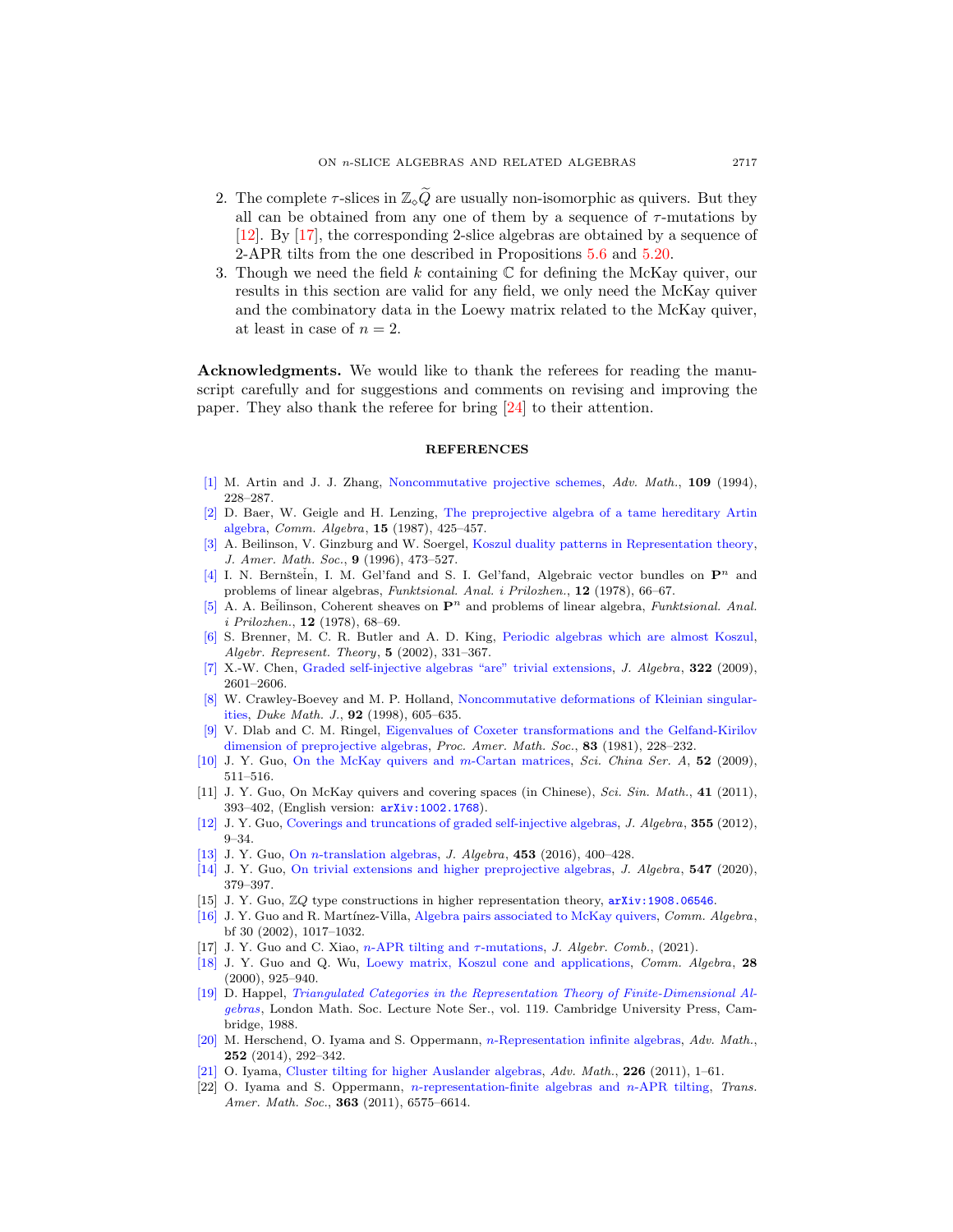2. The complete $\tau$-slices in $\mathbb{Z}_{\diamond}\widetilde{Q}$ are usually non-isomorphic as quivers. But they all can be obtained from any one of them by a sequence of $\tau$-mutations by [12]. By [17], the corresponding 2-slice algebras are obtained by a sequence of 2-APR tilts from the one described in Propositions 5.6 and 5.20.
3. Though we need the field $k$ containing $\mathbb{C}$ for defining the McKay quiver, our results in this section are valid for any field, we only need the McKay quiver and the combinatory data in the Loewy matrix related to the McKay quiver, at least in case of $n = 2$.

**Acknowledgments.** We would like to thank the referees for reading the manuscript carefully and for suggestions and comments on revising and improving the paper. They also thank the referee for bring [24] to their attention.

## REFERENCES

[1] M. Artin and J. J. Zhang, Noncommutative projective schemes, *Adv. Math.*, **109** (1994), 228–287.

[2] D. Baer, W. Geigle and H. Lenzing, The preprojective algebra of a tame hereditary Artin algebra, *Comm. Algebra*, **15** (1987), 425–457.

[3] A. Beilinson, V. Ginzburg and W. Soergel, Koszul duality patterns in Representation theory, *J. Amer. Math. Soc.*, **9** (1996), 473–527.

[4] I. N. Bernšteĭn, I. M. Gel'fand and S. I. Gel'fand, Algebraic vector bundles on $\mathbf{P}^n$ and problems of linear algebras, *Funktsional. Anal. i Prilozhen.*, **12** (1978), 66–67.

[5] A. A. Beĭlinson, Coherent sheaves on $\mathbf{P}^n$ and problems of linear algebra, *Funktsional. Anal. i Prilozhen.*, **12** (1978), 68–69.

[6] S. Brenner, M. C. R. Butler and A. D. King, Periodic algebras which are almost Koszul, *Algebr. Represent. Theory*, **5** (2002), 331–367.

[7] X.-W. Chen, Graded self-injective algebras "are" trivial extensions, *J. Algebra*, **322** (2009), 2601–2606.

[8] W. Crawley-Boevey and M. P. Holland, Noncommutative deformations of Kleinian singularities, *Duke Math. J.*, **92** (1998), 605–635.

[9] V. Dlab and C. M. Ringel, Eigenvalues of Coxeter transformations and the Gelfand-Kirilov dimension of preprojective algebras, *Proc. Amer. Math. Soc.*, **83** (1981), 228–232.

[10] J. Y. Guo, On the McKay quivers and $m$-Cartan matrices, *Sci. China Ser. A*, **52** (2009), 511–516.

[11] J. Y. Guo, On McKay quivers and covering spaces (in Chinese), *Sci. Sin. Math.*, **41** (2011), 393–402, (English version: arXiv:1002.1768).

[12] J. Y. Guo, Coverings and truncations of graded self-injective algebras, *J. Algebra*, **355** (2012), 9–34.

[13] J. Y. Guo, On $n$-translation algebras, *J. Algebra*, **453** (2016), 400–428.

[14] J. Y. Guo, On trivial extensions and higher preprojective algebras, *J. Algebra*, **547** (2020), 379–397.

[15] J. Y. Guo, $\mathbb{Z}Q$ type constructions in higher representation theory, arXiv:1908.06546.

[16] J. Y. Guo and R. Martínez-Villa, Algebra pairs associated to McKay quivers, *Comm. Algebra*, bf 30 (2002), 1017–1032.

[17] J. Y. Guo and C. Xiao, $n$-APR tilting and $\tau$-mutations, *J. Algebr. Comb.*, (2021).

[18] J. Y. Guo and Q. Wu, Loewy matrix, Koszul cone and applications, *Comm. Algebra*, **28** (2000), 925–940.

[19] D. Happel, *Triangulated Categories in the Representation Theory of Finite-Dimensional Algebras*, London Math. Soc. Lecture Note Ser., vol. 119. Cambridge University Press, Cambridge, 1988.

[20] M. Herschend, O. Iyama and S. Oppermann, $n$-Representation infinite algebras, *Adv. Math.*, **252** (2014), 292–342.

[21] O. Iyama, Cluster tilting for higher Auslander algebras, *Adv. Math.*, **226** (2011), 1–61.

[22] O. Iyama and S. Oppermann, $n$-representation-finite algebras and $n$-APR tilting, *Trans. Amer. Math. Soc.*, **363** (2011), 6575–6614.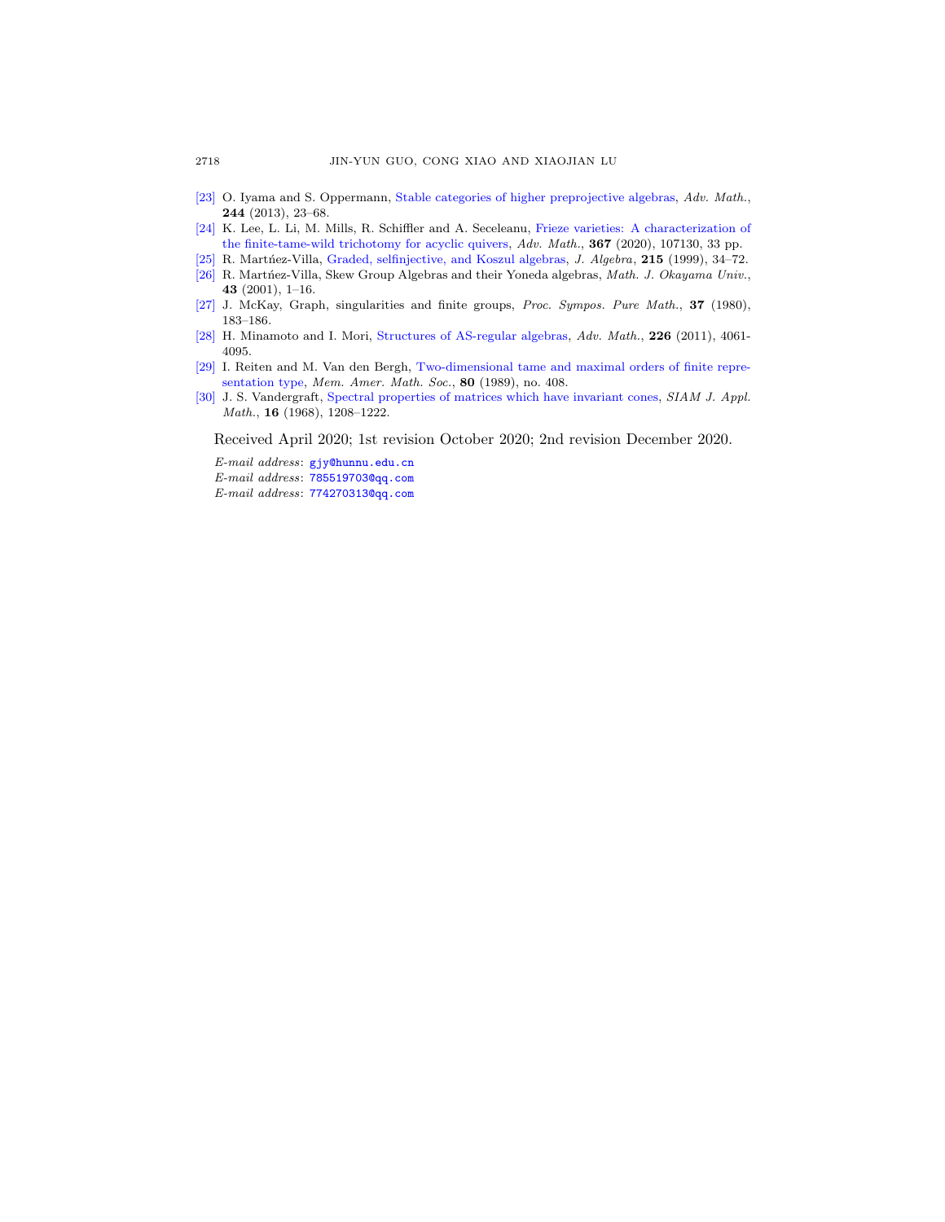[23] O. Iyama and S. Oppermann, Stable categories of higher preprojective algebras, *Adv. Math.*, **244** (2013), 23–68.

[24] K. Lee, L. Li, M. Mills, R. Schiffler and A. Seceleanu, Frieze varieties: A characterization of the finite-tame-wild trichotomy for acyclic quivers, *Adv. Math.*, **367** (2020), 107130, 33 pp.

[25] R. Martńez-Villa, Graded, selfinjective, and Koszul algebras, *J. Algebra*, **215** (1999), 34–72.

[26] R. Martńez-Villa, Skew Group Algebras and their Yoneda algebras, *Math. J. Okayama Univ.*, **43** (2001), 1–16.

[27] J. McKay, Graph, singularities and finite groups, *Proc. Sympos. Pure Math.*, **37** (1980), 183–186.

[28] H. Minamoto and I. Mori, Structures of AS-regular algebras, *Adv. Math.*, **226** (2011), 4061-4095.

[29] I. Reiten and M. Van den Bergh, Two-dimensional tame and maximal orders of finite representation type, *Mem. Amer. Math. Soc.*, **80** (1989), no. 408.

[30] J. S. Vandergraft, Spectral properties of matrices which have invariant cones, *SIAM J. Appl. Math.*, **16** (1968), 1208–1222.

Received April 2020; 1st revision October 2020; 2nd revision December 2020.

*E-mail address*: gjy@hunnu.edu.cn
*E-mail address*: 785519703@qq.com
*E-mail address*: 774270313@qq.com